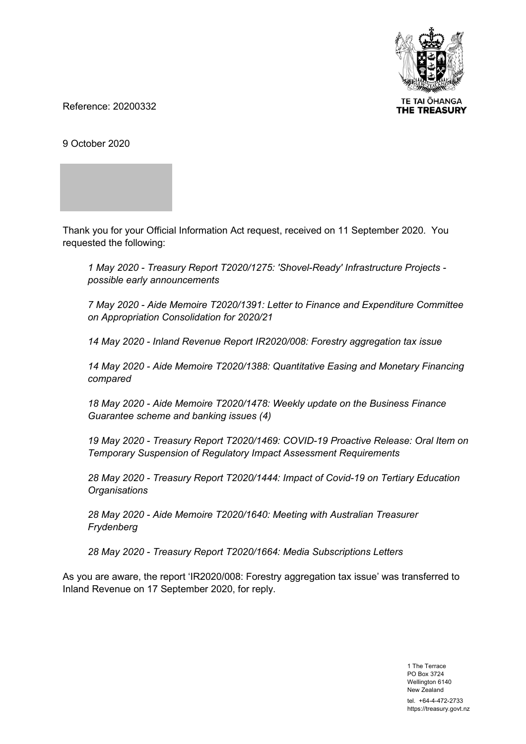TE TAI ŌHANGA
THE TREASURY

Reference: 20200332

9 October 2020

Thank you for your Official Information Act request, received on 11 September 2020. You requested the following:

> *1 May 2020 - Treasury Report T2020/1275: 'Shovel-Ready' Infrastructure Projects - possible early announcements*
>
> *7 May 2020 - Aide Memoire T2020/1391: Letter to Finance and Expenditure Committee on Appropriation Consolidation for 2020/21*
>
> *14 May 2020 - Inland Revenue Report IR2020/008: Forestry aggregation tax issue*
>
> *14 May 2020 - Aide Memoire T2020/1388: Quantitative Easing and Monetary Financing compared*
>
> *18 May 2020 - Aide Memoire T2020/1478: Weekly update on the Business Finance Guarantee scheme and banking issues (4)*
>
> *19 May 2020 - Treasury Report T2020/1469: COVID-19 Proactive Release: Oral Item on Temporary Suspension of Regulatory Impact Assessment Requirements*
>
> *28 May 2020 - Treasury Report T2020/1444: Impact of Covid-19 on Tertiary Education Organisations*
>
> *28 May 2020 - Aide Memoire T2020/1640: Meeting with Australian Treasurer Frydenberg*
>
> *28 May 2020 - Treasury Report T2020/1664: Media Subscriptions Letters*

As you are aware, the report 'IR2020/008: Forestry aggregation tax issue' was transferred to Inland Revenue on 17 September 2020, for reply.

1 The Terrace
PO Box 3724
Wellington 6140
New Zealand
tel. +64-4-472-2733
https://treasury.govt.nz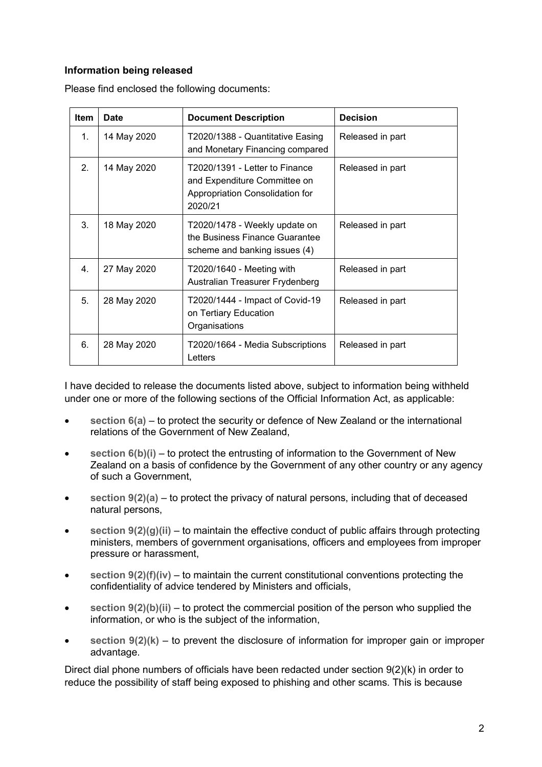### Information being released

Please find enclosed the following documents:

| Item | Date | Document Description | Decision |
|---|---|---|---|
| 1. | 14 May 2020 | T2020/1388 - Quantitative Easing and Monetary Financing compared | Released in part |
| 2. | 14 May 2020 | T2020/1391 - Letter to Finance and Expenditure Committee on Appropriation Consolidation for 2020/21 | Released in part |
| 3. | 18 May 2020 | T2020/1478 - Weekly update on the Business Finance Guarantee scheme and banking issues (4) | Released in part |
| 4. | 27 May 2020 | T2020/1640 - Meeting with Australian Treasurer Frydenberg | Released in part |
| 5. | 28 May 2020 | T2020/1444 - Impact of Covid-19 on Tertiary Education Organisations | Released in part |
| 6. | 28 May 2020 | T2020/1664 - Media Subscriptions Letters | Released in part |

I have decided to release the documents listed above, subject to information being withheld under one or more of the following sections of the Official Information Act, as applicable:

- **section 6(a)** – to protect the security or defence of New Zealand or the international relations of the Government of New Zealand,
- **section 6(b)(i)** – to protect the entrusting of information to the Government of New Zealand on a basis of confidence by the Government of any other country or any agency of such a Government,
- **section 9(2)(a)** – to protect the privacy of natural persons, including that of deceased natural persons,
- **section 9(2)(g)(ii)** – to maintain the effective conduct of public affairs through protecting ministers, members of government organisations, officers and employees from improper pressure or harassment,
- **section 9(2)(f)(iv)** – to maintain the current constitutional conventions protecting the confidentiality of advice tendered by Ministers and officials,
- **section 9(2)(b)(ii)** – to protect the commercial position of the person who supplied the information, or who is the subject of the information,
- **section 9(2)(k)** – to prevent the disclosure of information for improper gain or improper advantage.

Direct dial phone numbers of officials have been redacted under section 9(2)(k) in order to reduce the possibility of staff being exposed to phishing and other scams. This is because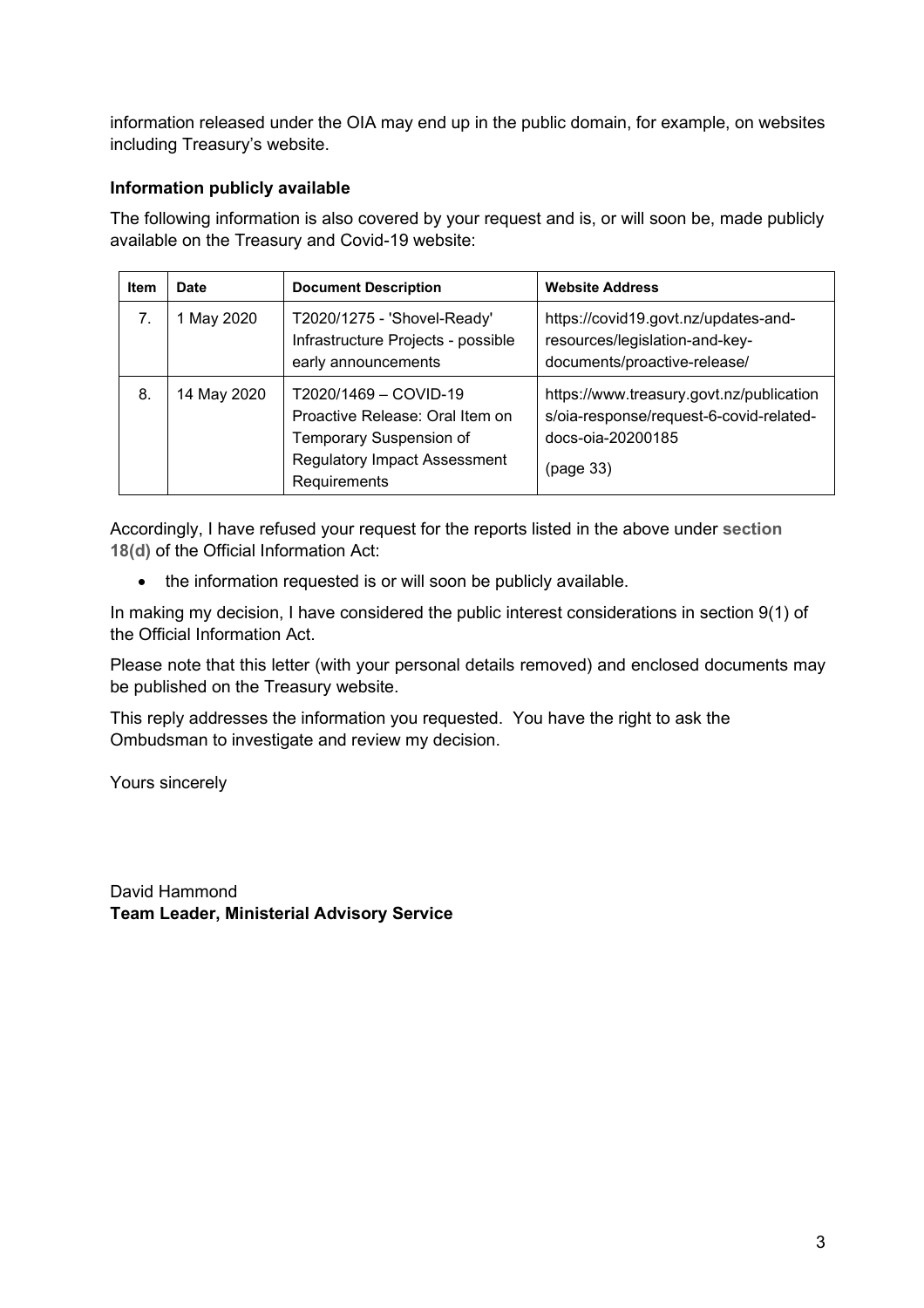information released under the OIA may end up in the public domain, for example, on websites including Treasury's website.

**Information publicly available**

The following information is also covered by your request and is, or will soon be, made publicly available on the Treasury and Covid-19 website:

| Item | Date | Document Description | Website Address |
|---|---|---|---|
| 7. | 1 May 2020 | T2020/1275 - 'Shovel-Ready' Infrastructure Projects - possible early announcements | https://covid19.govt.nz/updates-and-resources/legislation-and-key-documents/proactive-release/ |
| 8. | 14 May 2020 | T2020/1469 – COVID-19 Proactive Release: Oral Item on Temporary Suspension of Regulatory Impact Assessment Requirements | https://www.treasury.govt.nz/publications/oia-response/request-6-covid-related-docs-oia-20200185 (page 33) |

Accordingly, I have refused your request for the reports listed in the above under **section 18(d)** of the Official Information Act:

- the information requested is or will soon be publicly available.

In making my decision, I have considered the public interest considerations in section 9(1) of the Official Information Act.

Please note that this letter (with your personal details removed) and enclosed documents may be published on the Treasury website.

This reply addresses the information you requested. You have the right to ask the Ombudsman to investigate and review my decision.

Yours sincerely

David Hammond
**Team Leader, Ministerial Advisory Service**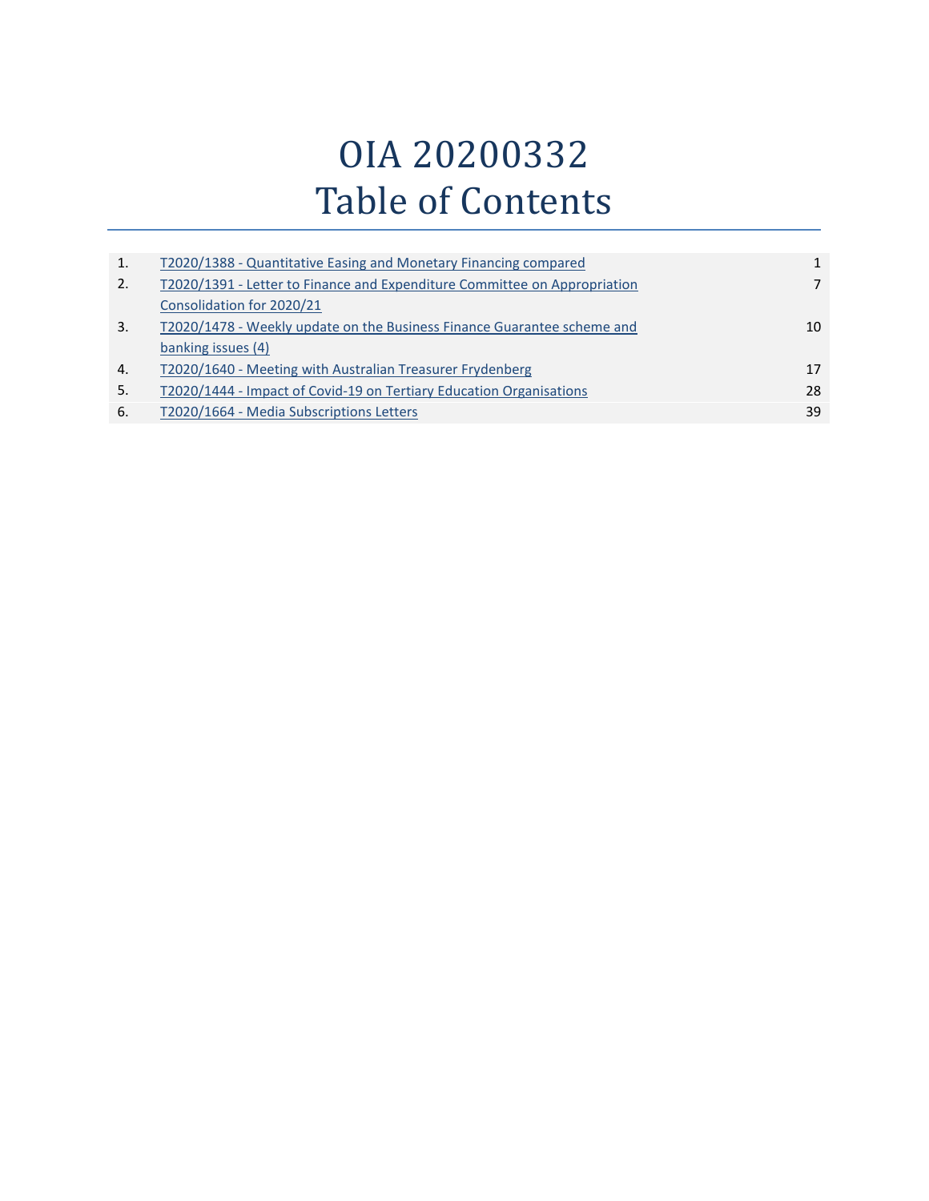# OIA 20200332
# Table of Contents

| | | |
|---|---|---|
| 1. | T2020/1388 - Quantitative Easing and Monetary Financing compared | 1 |
| 2. | T2020/1391 - Letter to Finance and Expenditure Committee on Appropriation Consolidation for 2020/21 | 7 |
| 3. | T2020/1478 - Weekly update on the Business Finance Guarantee scheme and banking issues (4) | 10 |
| 4. | T2020/1640 - Meeting with Australian Treasurer Frydenberg | 17 |
| 5. | T2020/1444 - Impact of Covid-19 on Tertiary Education Organisations | 28 |
| 6. | T2020/1664 - Media Subscriptions Letters | 39 |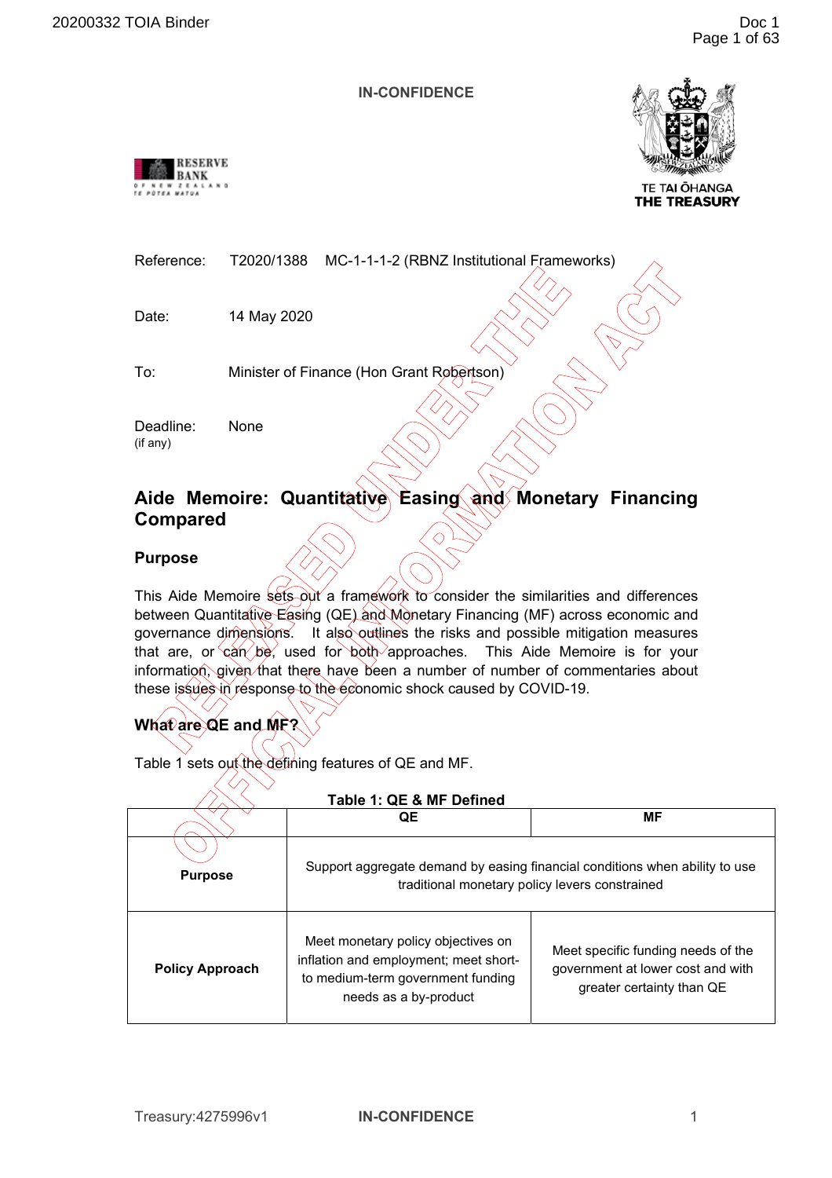**IN-CONFIDENCE**

TE TAI ŌHANGA
THE TREASURY

| | |
|---|---|
| Reference: | T2020/1388 MC-1-1-1-2 (RBNZ Institutional Frameworks) |
| Date: | 14 May 2020 |
| To: | Minister of Finance (Hon Grant Robertson) |
| Deadline: (if any) | None |

# Aide Memoire: Quantitative Easing and Monetary Financing Compared

## Purpose

This Aide Memoire sets out a framework to consider the similarities and differences between Quantitative Easing (QE) and Monetary Financing (MF) across economic and governance dimensions. It also outlines the risks and possible mitigation measures that are, or can be, used for both approaches. This Aide Memoire is for your information, given that there have been a number of number of commentaries about these issues in response to the economic shock caused by COVID-19.

## What are QE and MF?

Table 1 sets out the defining features of QE and MF.

**Table 1: QE & MF Defined**

| | QE | MF |
|---|---|---|
| **Purpose** | Support aggregate demand by easing financial conditions when ability to use traditional monetary policy levers constrained | |
| **Policy Approach** | Meet monetary policy objectives on inflation and employment; meet short- to medium-term government funding needs as a by-product | Meet specific funding needs of the government at lower cost and with greater certainty than QE |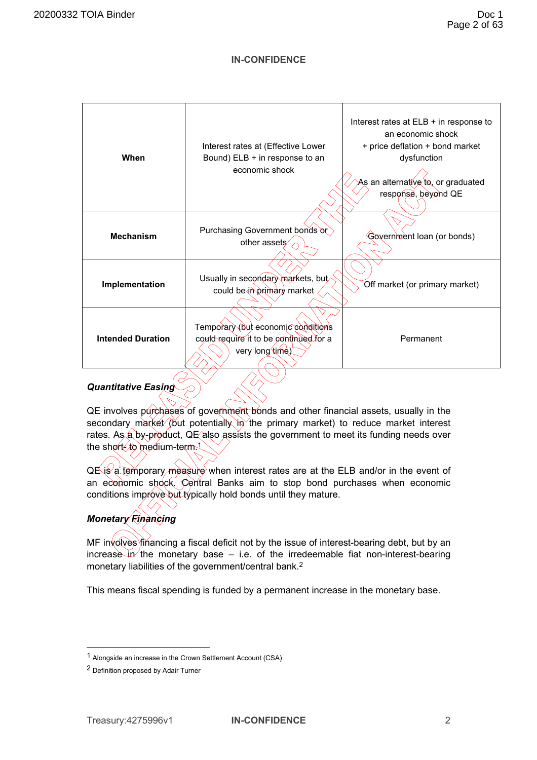**IN-CONFIDENCE**

| | | |
|---|---|---|
| **When** | Interest rates at (Effective Lower Bound) ELB + in response to an economic shock | Interest rates at ELB + in response to an economic shock + price deflation + bond market dysfunction<br><br>As an alternative to, or graduated response, beyond QE |
| **Mechanism** | Purchasing Government bonds or other assets | Government loan (or bonds) |
| **Implementation** | Usually in secondary markets, but could be in primary market | Off market (or primary market) |
| **Intended Duration** | Temporary (but economic conditions could require it to be continued for a very long time) | Permanent |

***Quantitative Easing***

QE involves purchases of government bonds and other financial assets, usually in the secondary market (but potentially in the primary market) to reduce market interest rates. As a by-product, QE also assists the government to meet its funding needs over the short- to medium-term.[1]

QE is a temporary measure when interest rates are at the ELB and/or in the event of an economic shock. Central Banks aim to stop bond purchases when economic conditions improve but typically hold bonds until they mature.

***Monetary Financing***

MF involves financing a fiscal deficit not by the issue of interest-bearing debt, but by an increase in the monetary base – i.e. of the irredeemable fiat non-interest-bearing monetary liabilities of the government/central bank.[2]

This means fiscal spending is funded by a permanent increase in the monetary base.

[1] Alongside an increase in the Crown Settlement Account (CSA)

[2] Definition proposed by Adair Turner

Treasury:4275996v1

**IN-CONFIDENCE**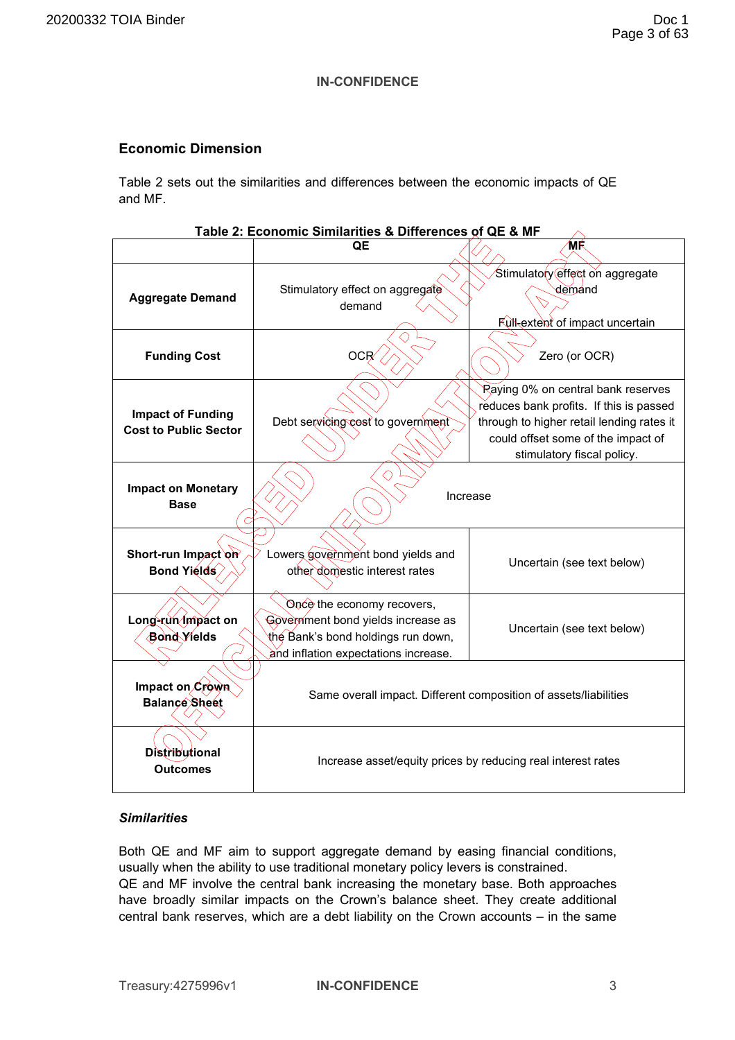IN-CONFIDENCE

## Economic Dimension

Table 2 sets out the similarities and differences between the economic impacts of QE and MF.

**Table 2: Economic Similarities & Differences of QE & MF**

| | QE | MF |
|---|---|---|
| **Aggregate Demand** | Stimulatory effect on aggregate demand | Stimulatory effect on aggregate demand<br><br>Full-extent of impact uncertain |
| **Funding Cost** | OCR | Zero (or OCR) |
| **Impact of Funding Cost to Public Sector** | Debt servicing cost to government | Paying 0% on central bank reserves reduces bank profits. If this is passed through to higher retail lending rates it could offset some of the impact of stimulatory fiscal policy. |
| **Impact on Monetary Base** | Increase | |
| **Short-run Impact on Bond Yields** | Lowers government bond yields and other domestic interest rates | Uncertain (see text below) |
| **Long-run Impact on Bond Yields** | Once the economy recovers, Government bond yields increase as the Bank's bond holdings run down, and inflation expectations increase. | Uncertain (see text below) |
| **Impact on Crown Balance Sheet** | Same overall impact. Different composition of assets/liabilities | |
| **Distributional Outcomes** | Increase asset/equity prices by reducing real interest rates | |

### *Similarities*

Both QE and MF aim to support aggregate demand by easing financial conditions, usually when the ability to use traditional monetary policy levers is constrained.
QE and MF involve the central bank increasing the monetary base. Both approaches have broadly similar impacts on the Crown's balance sheet. They create additional central bank reserves, which are a debt liability on the Crown accounts – in the same

Treasury:4275996v1

IN-CONFIDENCE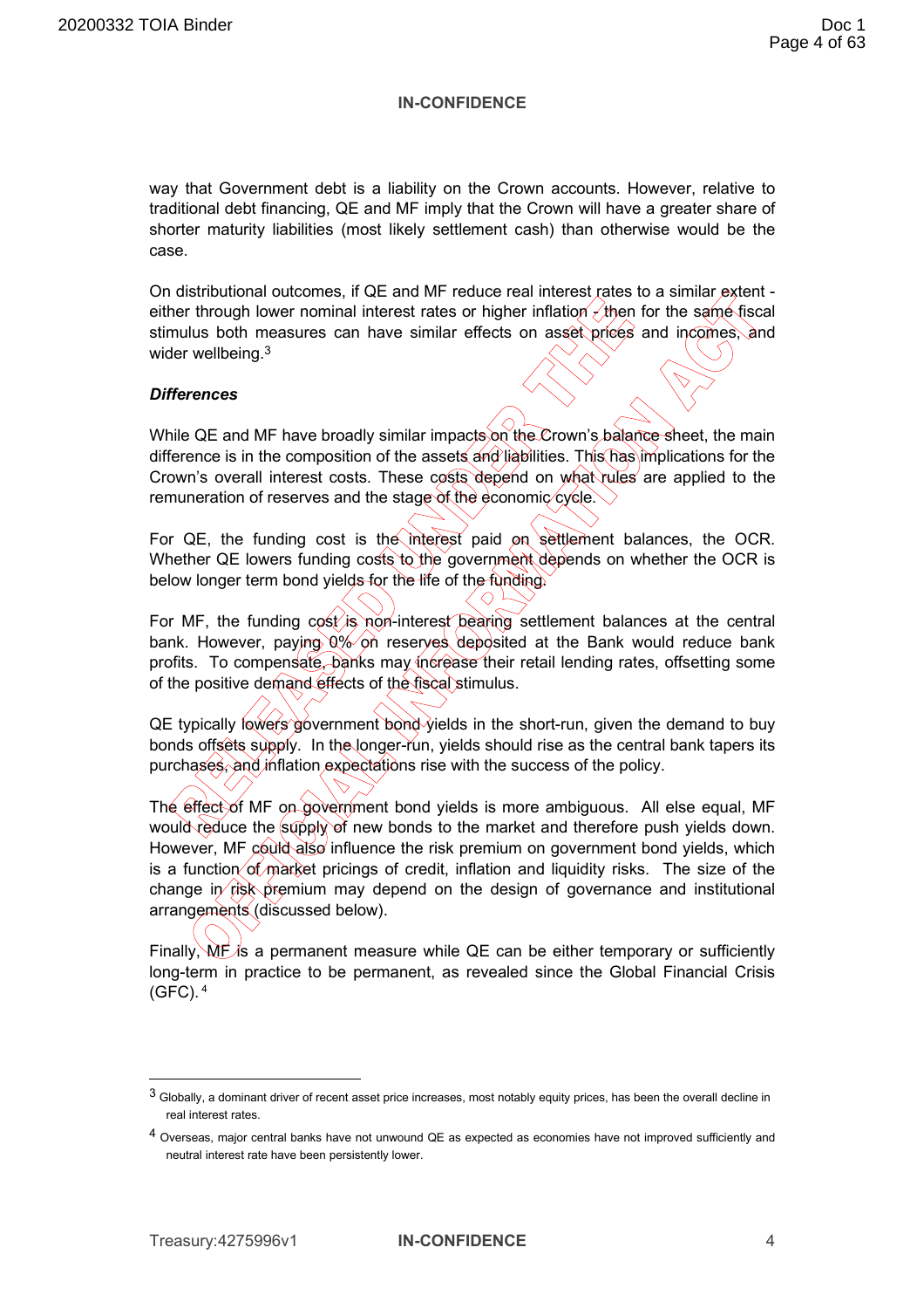way that Government debt is a liability on the Crown accounts. However, relative to traditional debt financing, QE and MF imply that the Crown will have a greater share of shorter maturity liabilities (most likely settlement cash) than otherwise would be the case.

On distributional outcomes, if QE and MF reduce real interest rates to a similar extent - either through lower nominal interest rates or higher inflation - then for the same fiscal stimulus both measures can have similar effects on asset prices and incomes, and wider wellbeing.[3]

***Differences***

While QE and MF have broadly similar impacts on the Crown's balance sheet, the main difference is in the composition of the assets and liabilities. This has implications for the Crown's overall interest costs. These costs depend on what rules are applied to the remuneration of reserves and the stage of the economic cycle.

For QE, the funding cost is the interest paid on settlement balances, the OCR. Whether QE lowers funding costs to the government depends on whether the OCR is below longer term bond yields for the life of the funding.

For MF, the funding cost is non-interest bearing settlement balances at the central bank. However, paying 0% on reserves deposited at the Bank would reduce bank profits. To compensate, banks may increase their retail lending rates, offsetting some of the positive demand effects of the fiscal stimulus.

QE typically lowers government bond yields in the short-run, given the demand to buy bonds offsets supply. In the longer-run, yields should rise as the central bank tapers its purchases, and inflation expectations rise with the success of the policy.

The effect of MF on government bond yields is more ambiguous. All else equal, MF would reduce the supply of new bonds to the market and therefore push yields down. However, MF could also influence the risk premium on government bond yields, which is a function of market pricings of credit, inflation and liquidity risks. The size of the change in risk premium may depend on the design of governance and institutional arrangements (discussed below).

Finally, MF is a permanent measure while QE can be either temporary or sufficiently long-term in practice to be permanent, as revealed since the Global Financial Crisis (GFC).[4]

---

[3] Globally, a dominant driver of recent asset price increases, most notably equity prices, has been the overall decline in real interest rates.

[4] Overseas, major central banks have not unwound QE as expected as economies have not improved sufficiently and neutral interest rate have been persistently lower.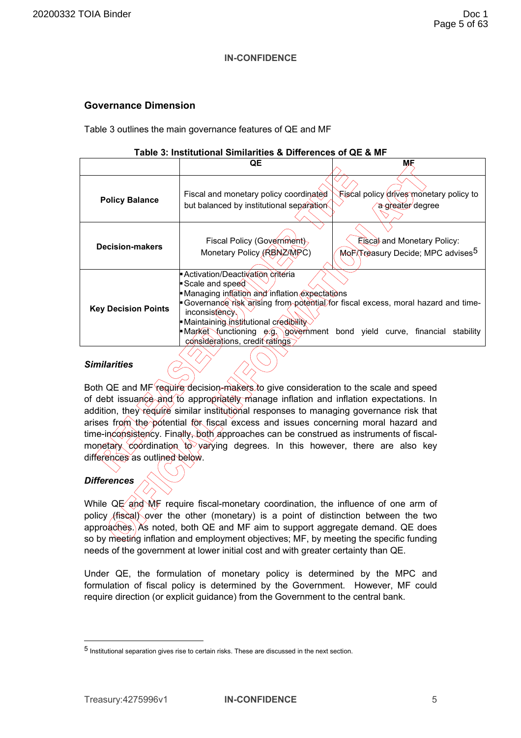**IN-CONFIDENCE**

## Governance Dimension

Table 3 outlines the main governance features of QE and MF

**Table 3: Institutional Similarities & Differences of QE & MF**

| | QE | MF |
|---|---|---|
| **Policy Balance** | Fiscal and monetary policy coordinated but balanced by institutional separation | Fiscal policy drives monetary policy to a greater degree |
| **Decision-makers** | Fiscal Policy (Government) Monetary Policy (RBNZ/MPC) | Fiscal and Monetary Policy: MoF/Treasury Decide; MPC advises[5] |
| **Key Decision Points** | ▪ Activation/Deactivation criteria<br>▪ Scale and speed<br>▪ Managing inflation and inflation expectations<br>▪ Governance risk arising from potential for fiscal excess, moral hazard and time-inconsistency<br>▪ Maintaining institutional credibility<br>▪ Market functioning e.g. government bond yield curve, financial stability considerations, credit ratings | |

### *Similarities*

Both QE and MF require decision-makers to give consideration to the scale and speed of debt issuance and to appropriately manage inflation and inflation expectations. In addition, they require similar institutional responses to managing governance risk that arises from the potential for fiscal excess and issues concerning moral hazard and time-inconsistency. Finally, both approaches can be construed as instruments of fiscal-monetary coordination to varying degrees. In this however, there are also key differences as outlined below.

### *Differences*

While QE and MF require fiscal-monetary coordination, the influence of one arm of policy (fiscal) over the other (monetary) is a point of distinction between the two approaches. As noted, both QE and MF aim to support aggregate demand. QE does so by meeting inflation and employment objectives; MF, by meeting the specific funding needs of the government at lower initial cost and with greater certainty than QE.

Under QE, the formulation of monetary policy is determined by the MPC and formulation of fiscal policy is determined by the Government. However, MF could require direction (or explicit guidance) from the Government to the central bank.

[5] Institutional separation gives rise to certain risks. These are discussed in the next section.

**IN-CONFIDENCE**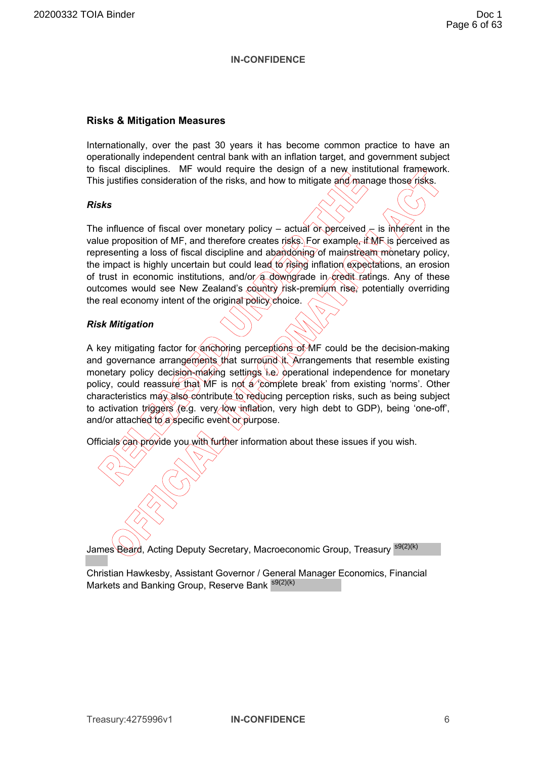**IN-CONFIDENCE**

## Risks & Mitigation Measures

Internationally, over the past 30 years it has become common practice to have an operationally independent central bank with an inflation target, and government subject to fiscal disciplines. MF would require the design of a new institutional framework. This justifies consideration of the risks, and how to mitigate and manage those risks.

### *Risks*

The influence of fiscal over monetary policy – actual or perceived – is inherent in the value proposition of MF, and therefore creates risks. For example, if MF is perceived as representing a loss of fiscal discipline and abandoning of mainstream monetary policy, the impact is highly uncertain but could lead to rising inflation expectations, an erosion of trust in economic institutions, and/or a downgrade in credit ratings. Any of these outcomes would see New Zealand's country risk-premium rise, potentially overriding the real economy intent of the original policy choice.

### *Risk Mitigation*

A key mitigating factor for anchoring perceptions of MF could be the decision-making and governance arrangements that surround it. Arrangements that resemble existing monetary policy decision-making settings i.e. operational independence for monetary policy, could reassure that MF is not a 'complete break' from existing 'norms'. Other characteristics may also contribute to reducing perception risks, such as being subject to activation triggers (e.g. very low inflation, very high debt to GDP), being 'one-off', and/or attached to a specific event or purpose.

Officials can provide you with further information about these issues if you wish.

James Beard, Acting Deputy Secretary, Macroeconomic Group, Treasury s9(2)(k)

Christian Hawkesby, Assistant Governor / General Manager Economics, Financial Markets and Banking Group, Reserve Bank s9(2)(k)

Treasury:4275996v1

**IN-CONFIDENCE**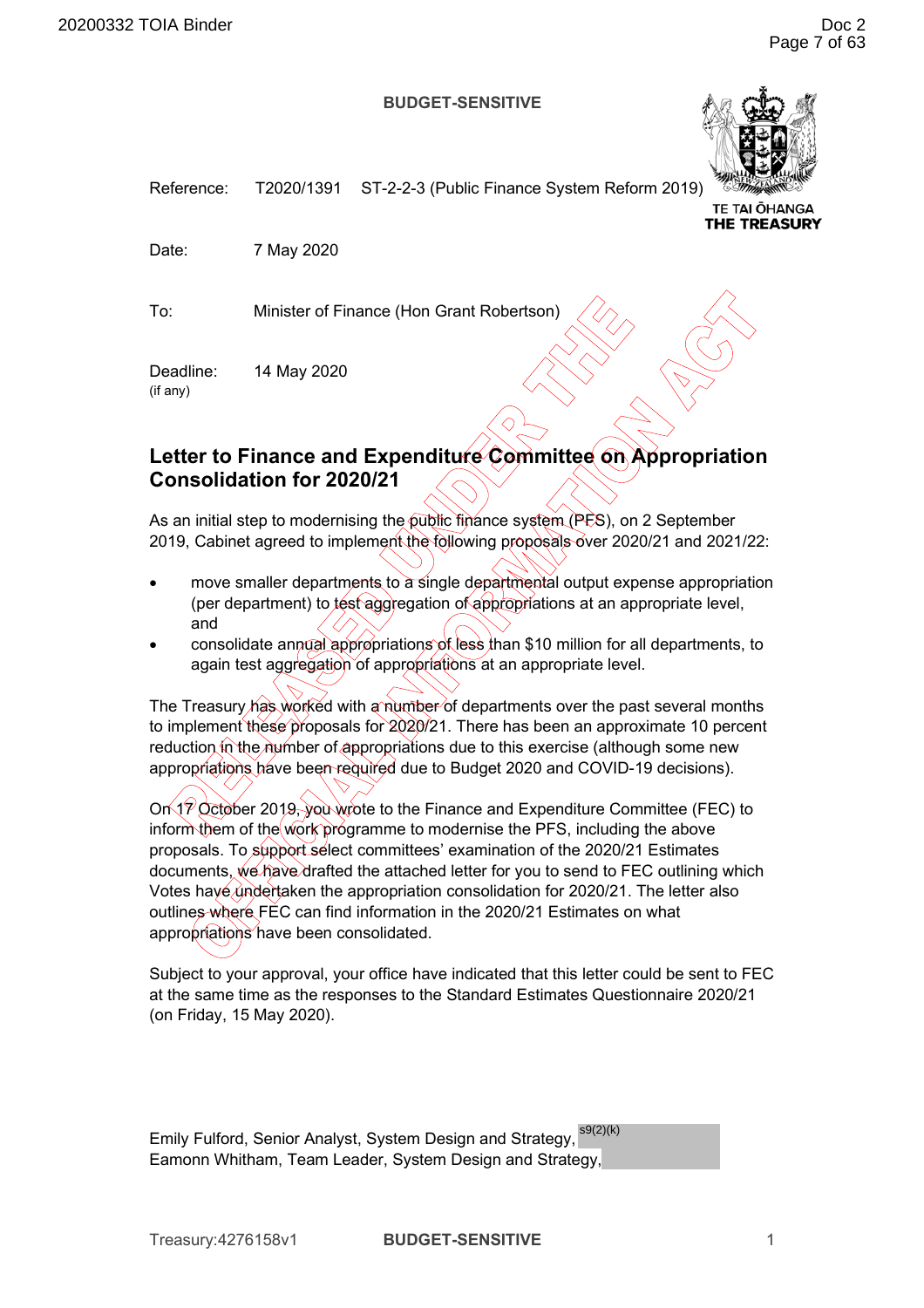**BUDGET-SENSITIVE**

| | |
|---|---|
| Reference: | T2020/1391 ST-2-2-3 (Public Finance System Reform 2019) |
| Date: | 7 May 2020 |
| To: | Minister of Finance (Hon Grant Robertson) |
| Deadline: (if any) | 14 May 2020 |

TE TAI ŌHANGA
THE TREASURY

## Letter to Finance and Expenditure Committee on Appropriation Consolidation for 2020/21

As an initial step to modernising the public finance system (PFS), on 2 September 2019, Cabinet agreed to implement the following proposals over 2020/21 and 2021/22:

- move smaller departments to a single departmental output expense appropriation (per department) to test aggregation of appropriations at an appropriate level, and
- consolidate annual appropriations of less than $10 million for all departments, to again test aggregation of appropriations at an appropriate level.

The Treasury has worked with a number of departments over the past several months to implement these proposals for 2020/21. There has been an approximate 10 percent reduction in the number of appropriations due to this exercise (although some new appropriations have been required due to Budget 2020 and COVID-19 decisions).

On 17 October 2019, you wrote to the Finance and Expenditure Committee (FEC) to inform them of the work programme to modernise the PFS, including the above proposals. To support select committees' examination of the 2020/21 Estimates documents, we have drafted the attached letter for you to send to FEC outlining which Votes have undertaken the appropriation consolidation for 2020/21. The letter also outlines where FEC can find information in the 2020/21 Estimates on what appropriations have been consolidated.

Subject to your approval, your office have indicated that this letter could be sent to FEC at the same time as the responses to the Standard Estimates Questionnaire 2020/21 (on Friday, 15 May 2020).

Emily Fulford, Senior Analyst, System Design and Strategy, s9(2)(k)
Eamonn Whitham, Team Leader, System Design and Strategy,

Treasury:4276158v1

**BUDGET-SENSITIVE**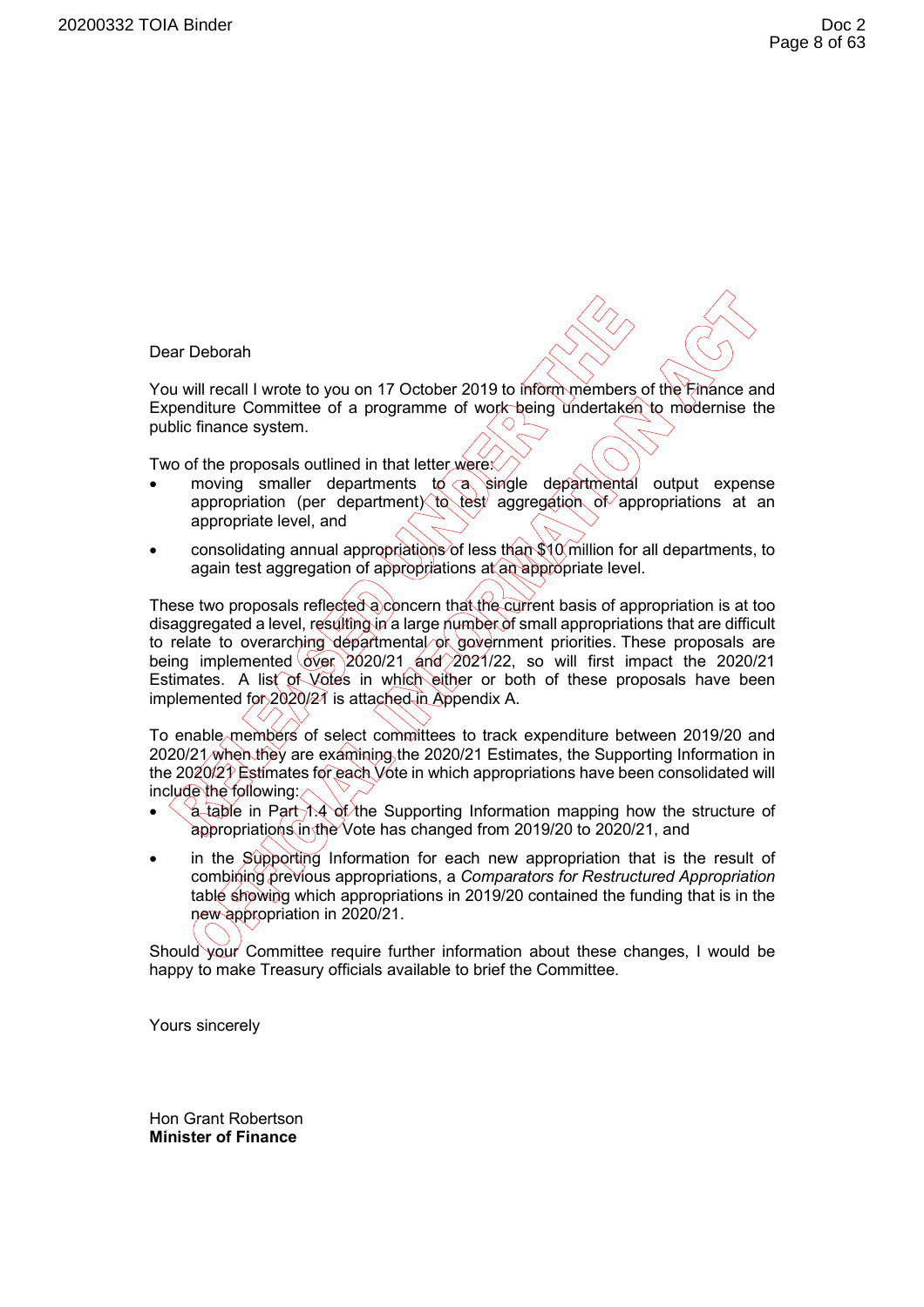Dear Deborah

You will recall I wrote to you on 17 October 2019 to inform members of the Finance and Expenditure Committee of a programme of work being undertaken to modernise the public finance system.

Two of the proposals outlined in that letter were:

- moving smaller departments to a single departmental output expense appropriation (per department) to test aggregation of appropriations at an appropriate level, and
- consolidating annual appropriations of less than $10 million for all departments, to again test aggregation of appropriations at an appropriate level.

These two proposals reflected a concern that the current basis of appropriation is at too disaggregated a level, resulting in a large number of small appropriations that are difficult to relate to overarching departmental or government priorities. These proposals are being implemented over 2020/21 and 2021/22, so will first impact the 2020/21 Estimates. A list of Votes in which either or both of these proposals have been implemented for 2020/21 is attached in Appendix A.

To enable members of select committees to track expenditure between 2019/20 and 2020/21 when they are examining the 2020/21 Estimates, the Supporting Information in the 2020/21 Estimates for each Vote in which appropriations have been consolidated will include the following:

- a table in Part 1.4 of the Supporting Information mapping how the structure of appropriations in the Vote has changed from 2019/20 to 2020/21, and
- in the Supporting Information for each new appropriation that is the result of combining previous appropriations, a *Comparators for Restructured Appropriation* table showing which appropriations in 2019/20 contained the funding that is in the new appropriation in 2020/21.

Should your Committee require further information about these changes, I would be happy to make Treasury officials available to brief the Committee.

Yours sincerely

Hon Grant Robertson
**Minister of Finance**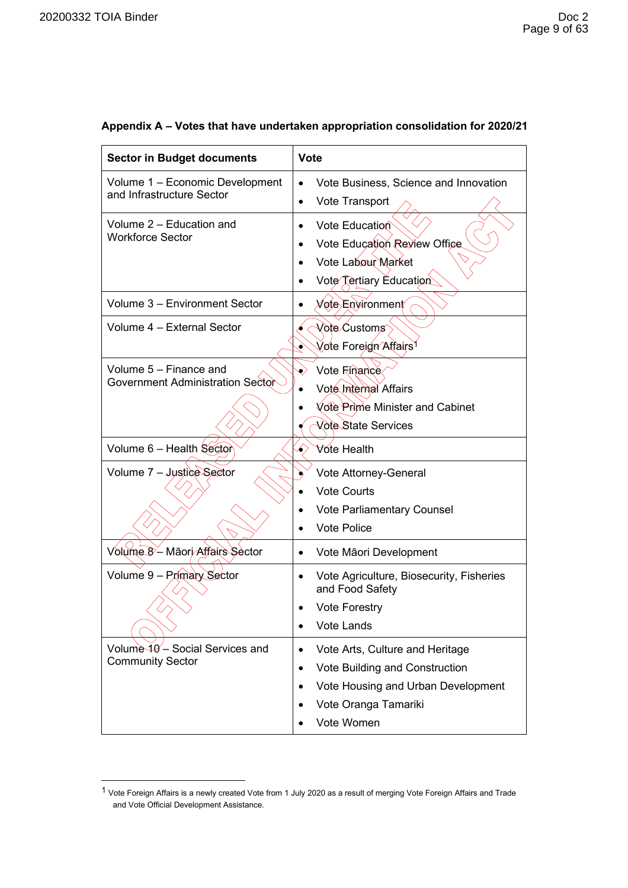**Appendix A – Votes that have undertaken appropriation consolidation for 2020/21**

| Sector in Budget documents | Vote |
| --- | --- |
| Volume 1 – Economic Development and Infrastructure Sector | • Vote Business, Science and Innovation<br>• Vote Transport |
| Volume 2 – Education and Workforce Sector | • Vote Education<br>• Vote Education Review Office<br>• Vote Labour Market<br>• Vote Tertiary Education |
| Volume 3 – Environment Sector | • Vote Environment |
| Volume 4 – External Sector | • Vote Customs<br>• Vote Foreign Affairs[1] |
| Volume 5 – Finance and Government Administration Sector | • Vote Finance<br>• Vote Internal Affairs<br>• Vote Prime Minister and Cabinet<br>• Vote State Services |
| Volume 6 – Health Sector | • Vote Health |
| Volume 7 – Justice Sector | • Vote Attorney-General<br>• Vote Courts<br>• Vote Parliamentary Counsel<br>• Vote Police |
| Volume 8 – Māori Affairs Sector | • Vote Māori Development |
| Volume 9 – Primary Sector | • Vote Agriculture, Biosecurity, Fisheries and Food Safety<br>• Vote Forestry<br>• Vote Lands |
| Volume 10 – Social Services and Community Sector | • Vote Arts, Culture and Heritage<br>• Vote Building and Construction<br>• Vote Housing and Urban Development<br>• Vote Oranga Tamariki<br>• Vote Women |

[1] Vote Foreign Affairs is a newly created Vote from 1 July 2020 as a result of merging Vote Foreign Affairs and Trade and Vote Official Development Assistance.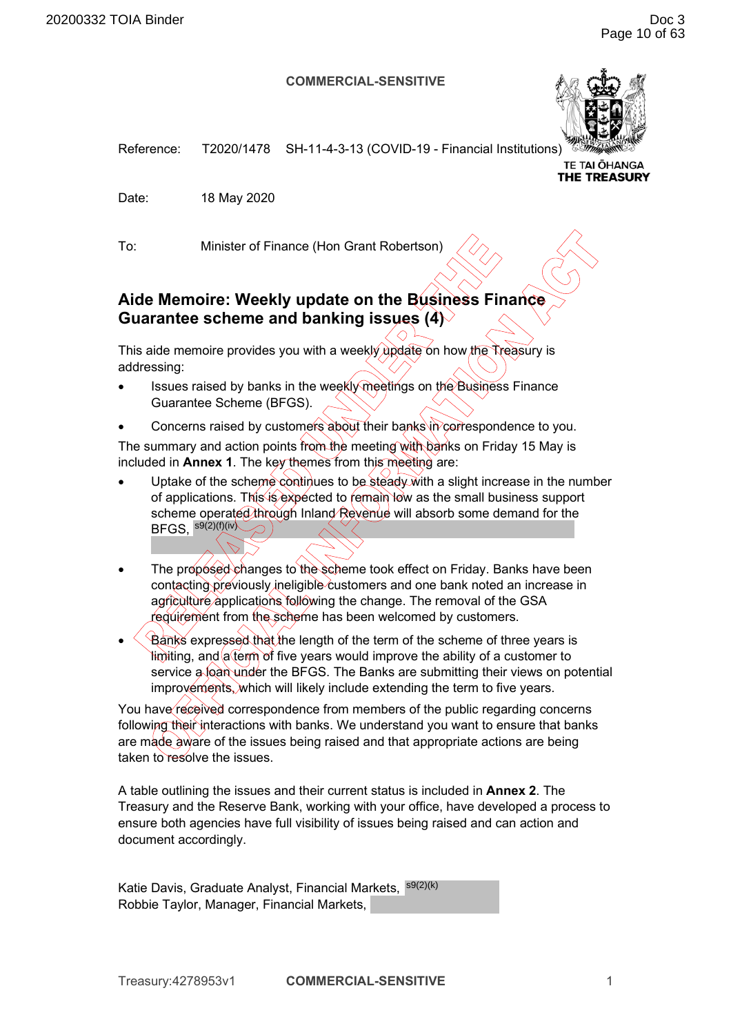**COMMERCIAL-SENSITIVE**

TE TAI ŌHANGA
THE TREASURY

| | |
|---|---|
| Reference: | T2020/1478 SH-11-4-3-13 (COVID-19 - Financial Institutions) |
| Date: | 18 May 2020 |
| To: | Minister of Finance (Hon Grant Robertson) |

## Aide Memoire: Weekly update on the Business Finance Guarantee scheme and banking issues (4)

This aide memoire provides you with a weekly update on how the Treasury is addressing:

- Issues raised by banks in the weekly meetings on the Business Finance Guarantee Scheme (BFGS).
- Concerns raised by customers about their banks in correspondence to you.

The summary and action points from the meeting with banks on Friday 15 May is included in **Annex 1**. The key themes from this meeting are:

- Uptake of the scheme continues to be steady with a slight increase in the number of applications. This is expected to remain low as the small business support scheme operated through Inland Revenue will absorb some demand for the BFGS, s9(2)(f)(iv)
- The proposed changes to the scheme took effect on Friday. Banks have been contacting previously ineligible customers and one bank noted an increase in agriculture applications following the change. The removal of the GSA requirement from the scheme has been welcomed by customers.
- Banks expressed that the length of the term of the scheme of three years is limiting, and a term of five years would improve the ability of a customer to service a loan under the BFGS. The Banks are submitting their views on potential improvements, which will likely include extending the term to five years.

You have received correspondence from members of the public regarding concerns following their interactions with banks. We understand you want to ensure that banks are made aware of the issues being raised and that appropriate actions are being taken to resolve the issues.

A table outlining the issues and their current status is included in **Annex 2**. The Treasury and the Reserve Bank, working with your office, have developed a process to ensure both agencies have full visibility of issues being raised and can action and document accordingly.

Katie Davis, Graduate Analyst, Financial Markets, s9(2)(k)
Robbie Taylor, Manager, Financial Markets,

Treasury:4278953v1 **COMMERCIAL-SENSITIVE**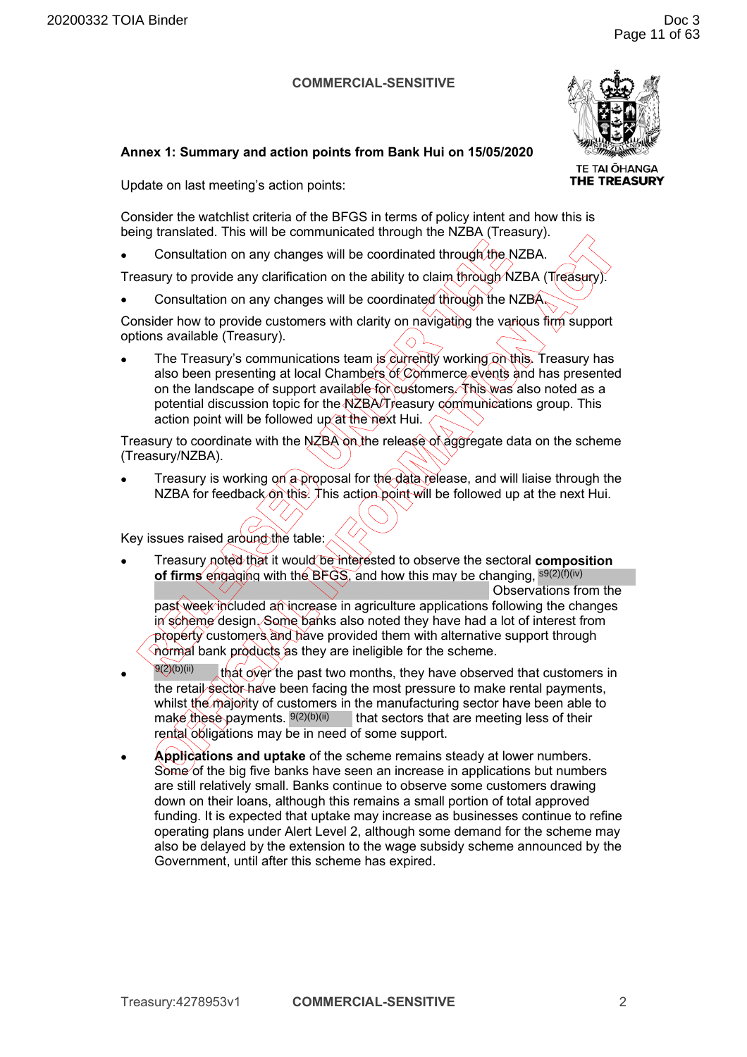COMMERCIAL-SENSITIVE

TE TAI ŌHANGA
THE TREASURY

**Annex 1: Summary and action points from Bank Hui on 15/05/2020**

Update on last meeting's action points:

Consider the watchlist criteria of the BFGS in terms of policy intent and how this is being translated. This will be communicated through the NZBA (Treasury).

- Consultation on any changes will be coordinated through the NZBA.

Treasury to provide any clarification on the ability to claim through NZBA (Treasury).

- Consultation on any changes will be coordinated through the NZBA.

Consider how to provide customers with clarity on navigating the various firm support options available (Treasury).

- The Treasury's communications team is currently working on this. Treasury has also been presenting at local Chambers of Commerce events and has presented on the landscape of support available for customers. This was also noted as a potential discussion topic for the NZBA/Treasury communications group. This action point will be followed up at the next Hui.

Treasury to coordinate with the NZBA on the release of aggregate data on the scheme (Treasury/NZBA).

- Treasury is working on a proposal for the data release, and will liaise through the NZBA for feedback on this. This action point will be followed up at the next Hui.

Key issues raised around the table:

- Treasury noted that it would be interested to observe the sectoral **composition of firms** engaging with the BFGS, and how this may be changing, s9(2)(f)(iv) Observations from the past week included an increase in agriculture applications following the changes in scheme design. Some banks also noted they have had a lot of interest from property customers and have provided them with alternative support through normal bank products as they are ineligible for the scheme.
- 9(2)(b)(ii) that over the past two months, they have observed that customers in the retail sector have been facing the most pressure to make rental payments, whilst the majority of customers in the manufacturing sector have been able to make these payments. 9(2)(b)(ii) that sectors that are meeting less of their rental obligations may be in need of some support.
- **Applications and uptake** of the scheme remains steady at lower numbers. Some of the big five banks have seen an increase in applications but numbers are still relatively small. Banks continue to observe some customers drawing down on their loans, although this remains a small portion of total approved funding. It is expected that uptake may increase as businesses continue to refine operating plans under Alert Level 2, although some demand for the scheme may also be delayed by the extension to the wage subsidy scheme announced by the Government, until after this scheme has expired.

Treasury:4278953v1 COMMERCIAL-SENSITIVE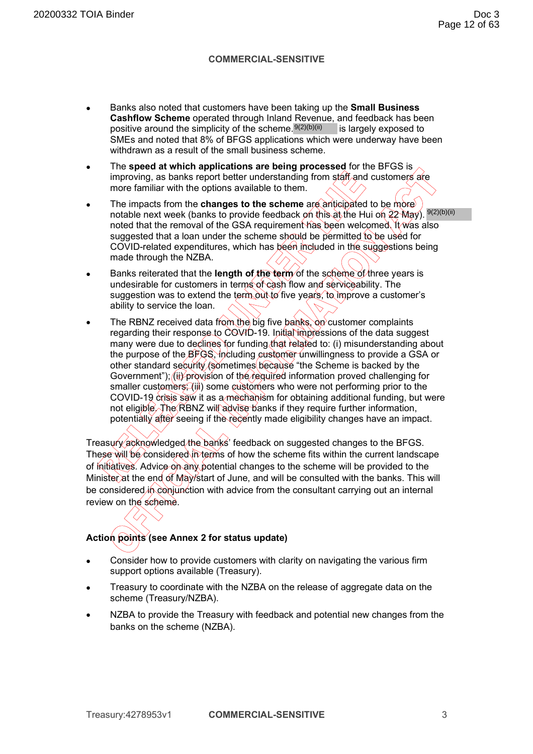COMMERCIAL-SENSITIVE

- Banks also noted that customers have been taking up the **Small Business Cashflow Scheme** operated through Inland Revenue, and feedback has been positive around the simplicity of the scheme. 9(2)(b)(ii) is largely exposed to SMEs and noted that 8% of BFGS applications which were underway have been withdrawn as a result of the small business scheme.
- The **speed at which applications are being processed** for the BFGS is improving, as banks report better understanding from staff and customers are more familiar with the options available to them.
- The impacts from the **changes to the scheme** are anticipated to be more notable next week (banks to provide feedback on this at the Hui on 22 May). 9(2)(b)(ii) noted that the removal of the GSA requirement has been welcomed. It was also suggested that a loan under the scheme should be permitted to be used for COVID-related expenditures, which has been included in the suggestions being made through the NZBA.
- Banks reiterated that the **length of the term** of the scheme of three years is undesirable for customers in terms of cash flow and serviceability. The suggestion was to extend the term out to five years, to improve a customer's ability to service the loan.
- The RBNZ received data from the big five banks, on customer complaints regarding their response to COVID-19. Initial impressions of the data suggest many were due to declines for funding that related to: (i) misunderstanding about the purpose of the BFGS, including customer unwillingness to provide a GSA or other standard security (sometimes because "the Scheme is backed by the Government"); (ii) provision of the required information proved challenging for smaller customers; (iii) some customers who were not performing prior to the COVID-19 crisis saw it as a mechanism for obtaining additional funding, but were not eligible. The RBNZ will advise banks if they require further information, potentially after seeing if the recently made eligibility changes have an impact.

Treasury acknowledged the banks' feedback on suggested changes to the BFGS. These will be considered in terms of how the scheme fits within the current landscape of initiatives. Advice on any potential changes to the scheme will be provided to the Minister at the end of May/start of June, and will be consulted with the banks. This will be considered in conjunction with advice from the consultant carrying out an internal review on the scheme.

**Action points (see Annex 2 for status update)**

- Consider how to provide customers with clarity on navigating the various firm support options available (Treasury).
- Treasury to coordinate with the NZBA on the release of aggregate data on the scheme (Treasury/NZBA).
- NZBA to provide the Treasury with feedback and potential new changes from the banks on the scheme (NZBA).

Treasury:4278953v1 COMMERCIAL-SENSITIVE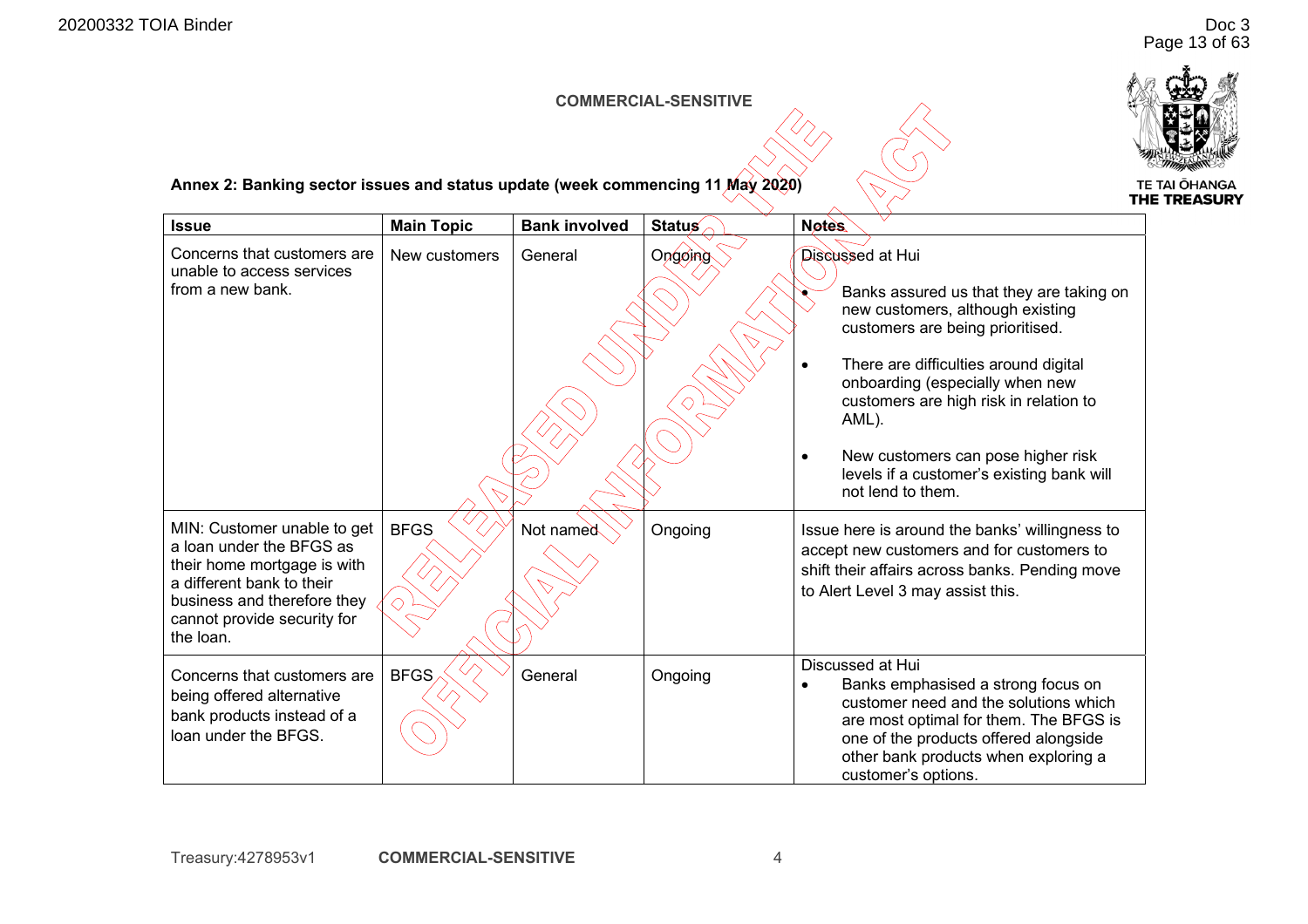**COMMERCIAL-SENSITIVE**

**Annex 2: Banking sector issues and status update (week commencing 11 May 2020)**

| Issue | Main Topic | Bank involved | Status | Notes |
|---|---|---|---|---|
| Concerns that customers are unable to access services from a new bank. | New customers | General | Ongoing | Discussed at Hui<br>• Banks assured us that they are taking on new customers, although existing customers are being prioritised.<br>• There are difficulties around digital onboarding (especially when new customers are high risk in relation to AML).<br>• New customers can pose higher risk levels if a customer's existing bank will not lend to them. |
| MIN: Customer unable to get a loan under the BFGS as their home mortgage is with a different bank to their business and therefore they cannot provide security for the loan. | BFGS | Not named | Ongoing | Issue here is around the banks' willingness to accept new customers and for customers to shift their affairs across banks. Pending move to Alert Level 3 may assist this. |
| Concerns that customers are being offered alternative bank products instead of a loan under the BFGS. | BFGS | General | Ongoing | Discussed at Hui<br>• Banks emphasised a strong focus on customer need and the solutions which are most optimal for them. The BFGS is one of the products offered alongside other bank products when exploring a customer's options. |

Treasury:4278953v1 **COMMERCIAL-SENSITIVE**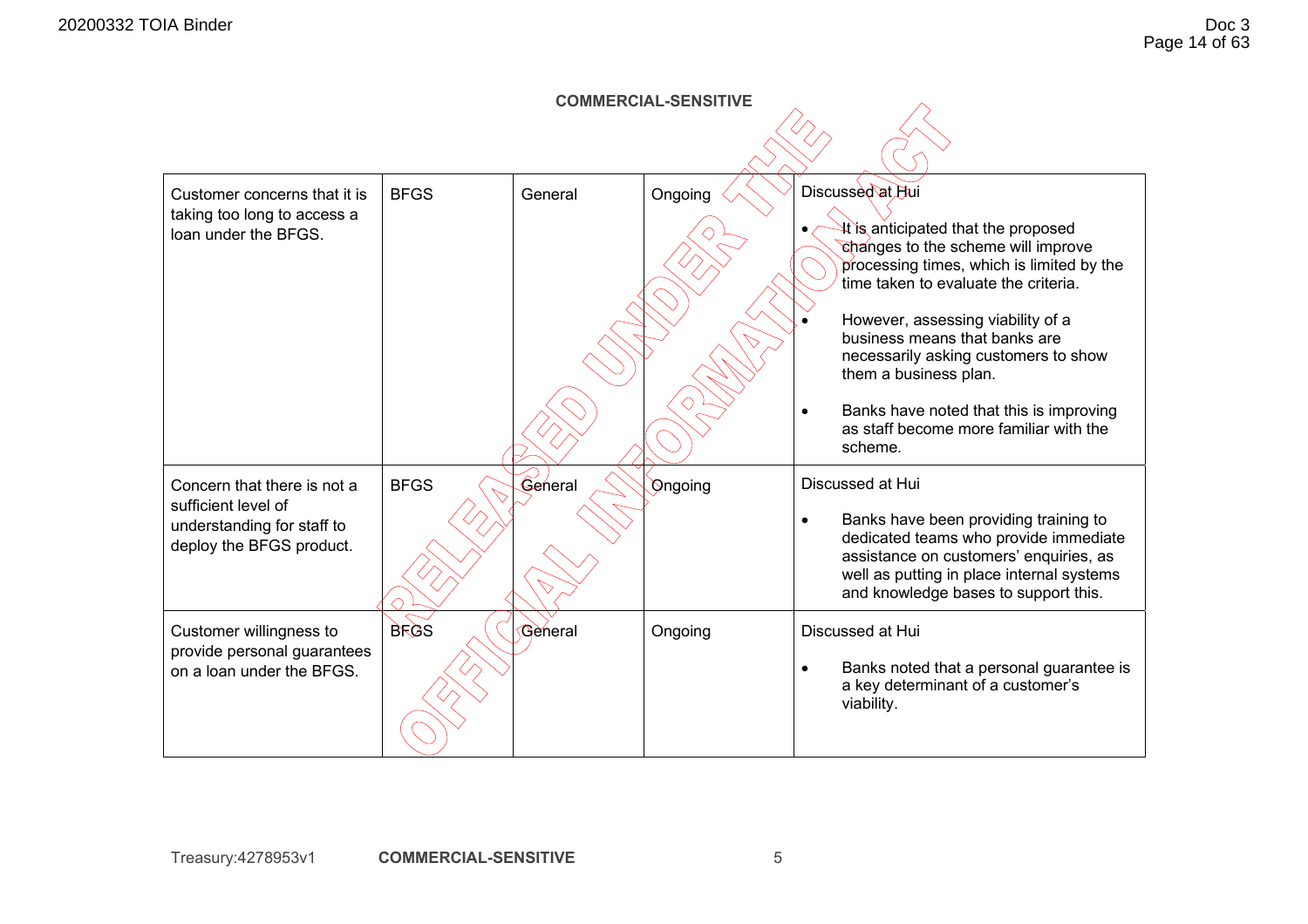**COMMERCIAL-SENSITIVE**

| | | | | |
|---|---|---|---|---|
| Customer concerns that it is taking too long to access a loan under the BFGS. | BFGS | General | Ongoing | Discussed at Hui<br>• It is anticipated that the proposed changes to the scheme will improve processing times, which is limited by the time taken to evaluate the criteria.<br>• However, assessing viability of a business means that banks are necessarily asking customers to show them a business plan.<br>• Banks have noted that this is improving as staff become more familiar with the scheme. |
| Concern that there is not a sufficient level of understanding for staff to deploy the BFGS product. | BFGS | General | Ongoing | Discussed at Hui<br>• Banks have been providing training to dedicated teams who provide immediate assistance on customers' enquiries, as well as putting in place internal systems and knowledge bases to support this. |
| Customer willingness to provide personal guarantees on a loan under the BFGS. | BFGS | General | Ongoing | Discussed at Hui<br>• Banks noted that a personal guarantee is a key determinant of a customer's viability. |

RELEASED UNDER THE OFFICIAL INFORMATION ACT

Treasury:4278953v1 **COMMERCIAL-SENSITIVE**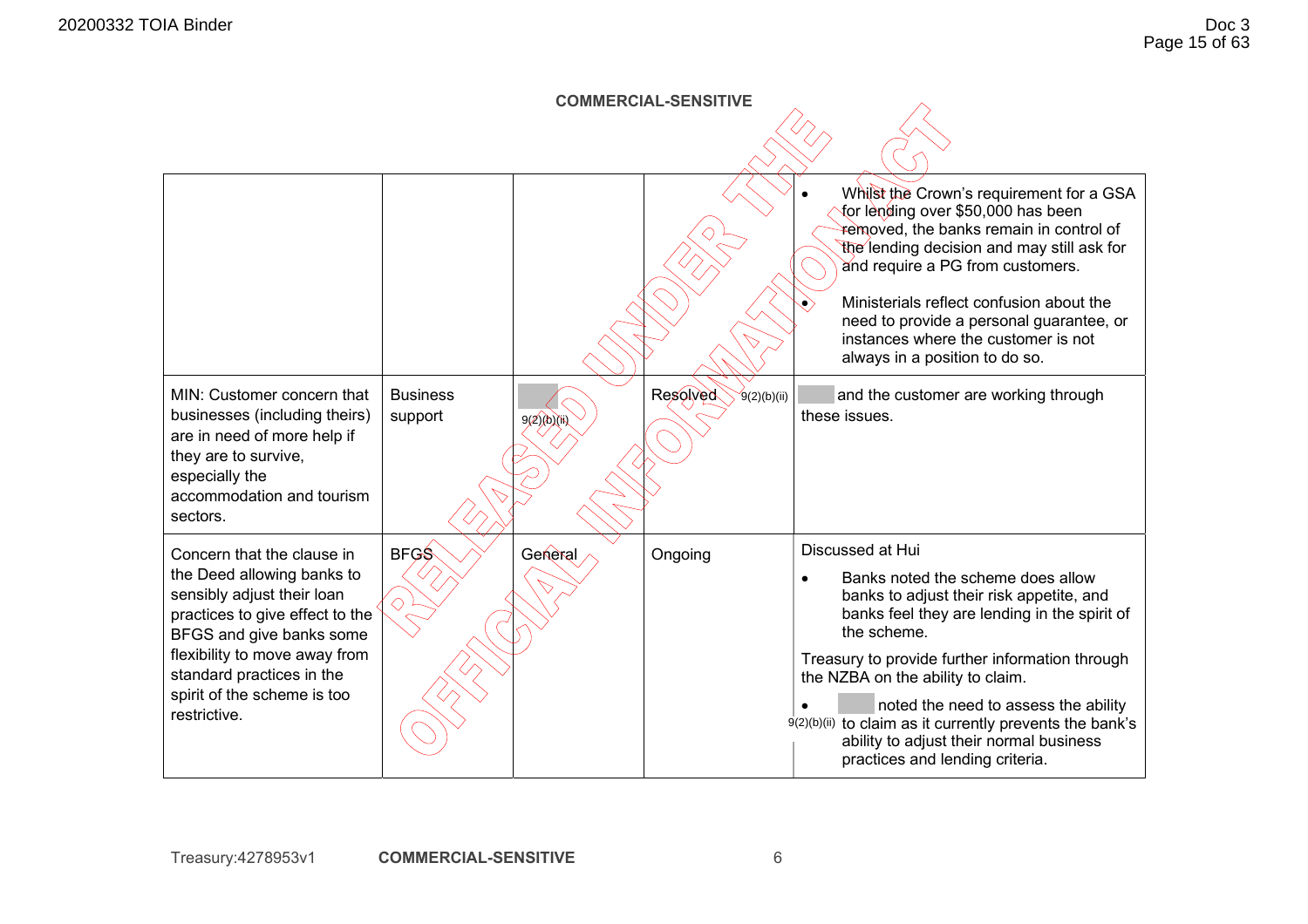**COMMERCIAL-SENSITIVE**

| | | | | |
|---|---|---|---|---|
| | | | | • Whilst the Crown's requirement for a GSA for lending over $50,000 has been removed, the banks remain in control of the lending decision and may still ask for and require a PG from customers.<br>• Ministerials reflect confusion about the need to provide a personal guarantee, or instances where the customer is not always in a position to do so. |
| MIN: Customer concern that businesses (including theirs) are in need of more help if they are to survive, especially the accommodation and tourism sectors. | Business support | 9(2)(b)(ii) | Resolved | 9(2)(b)(ii) and the customer are working through these issues. |
| Concern that the clause in the Deed allowing banks to sensibly adjust their loan practices to give effect to the BFGS and give banks some flexibility to move away from standard practices in the spirit of the scheme is too restrictive. | BFGS | General | Ongoing | Discussed at Hui<br>• Banks noted the scheme does allow banks to adjust their risk appetite, and banks feel they are lending in the spirit of the scheme.<br>Treasury to provide further information through the NZBA on the ability to claim.<br>• 9(2)(b)(ii) noted the need to assess the ability to claim as it currently prevents the bank's ability to adjust their normal business practices and lending criteria. |

Treasury:4278953v1 **COMMERCIAL-SENSITIVE**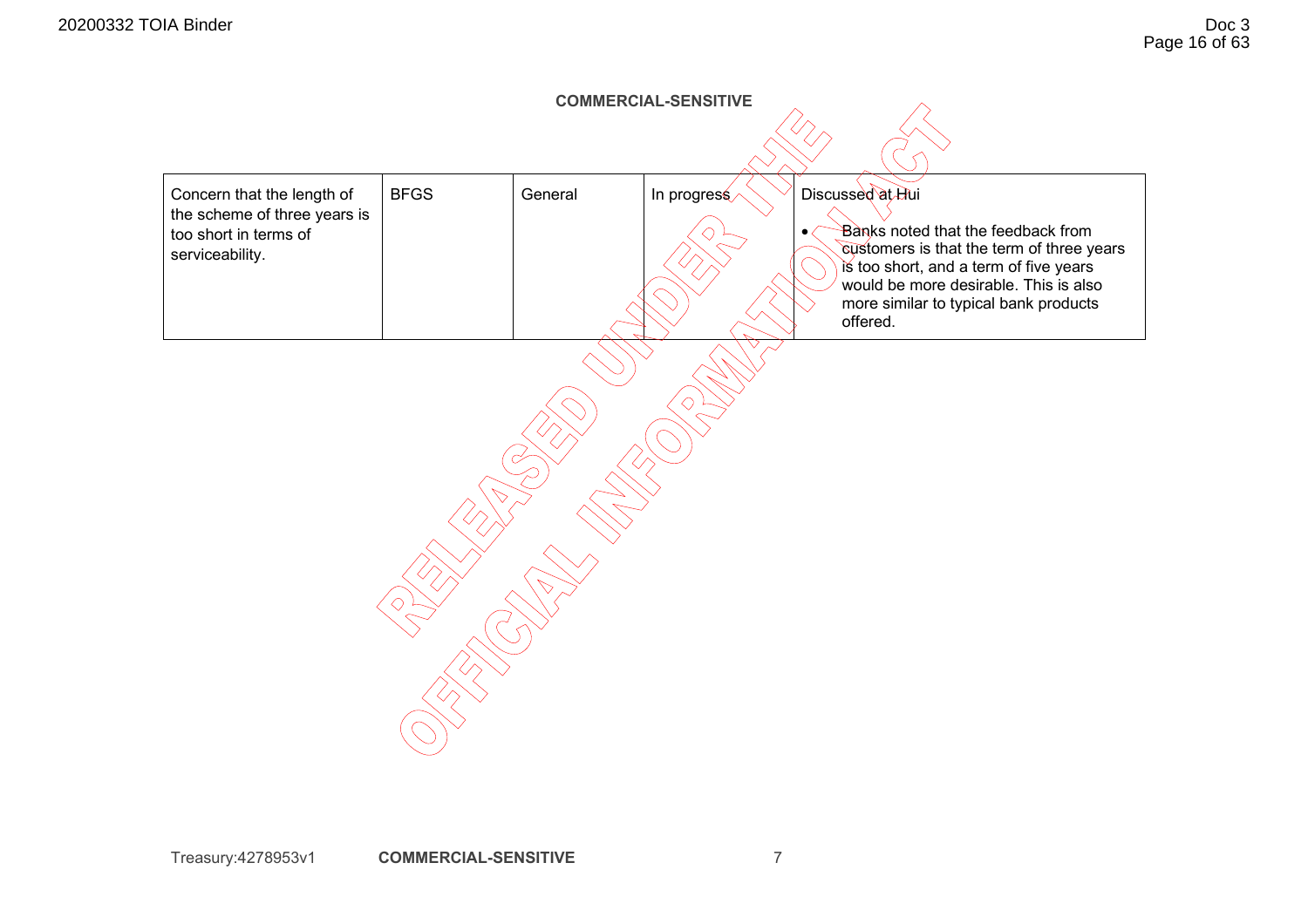**COMMERCIAL-SENSITIVE**

| | | | | |
|---|---|---|---|---|
| Concern that the length of the scheme of three years is too short in terms of serviceability. | BFGS | General | In progress | Discussed at Hui<br><br>• Banks noted that the feedback from customers is that the term of three years is too short, and a term of five years would be more desirable. This is also more similar to typical bank products offered. |

Treasury:4278953v1 **COMMERCIAL-SENSITIVE**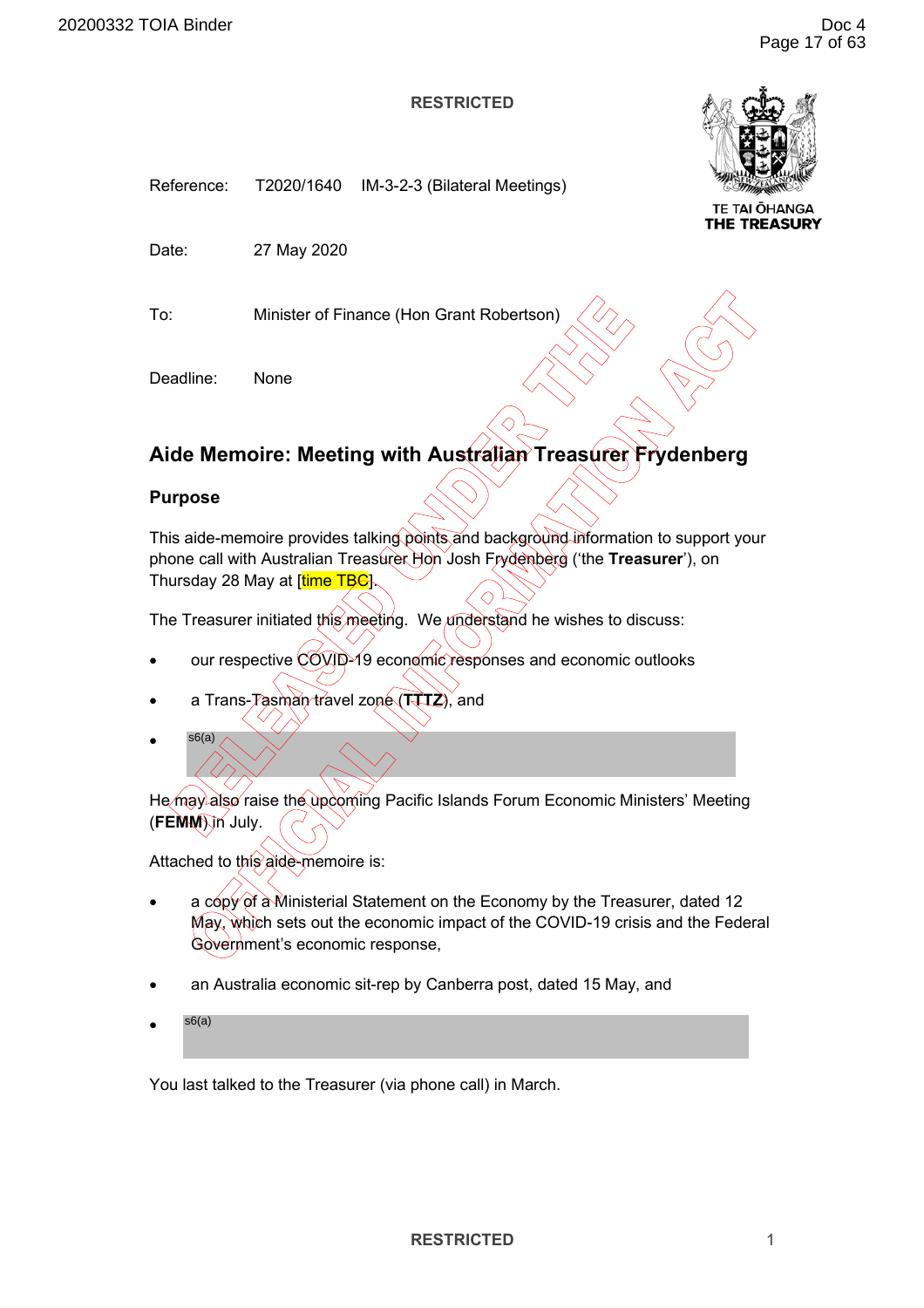RESTRICTED

TE TAI ŌHANGA
THE TREASURY

Reference: T2020/1640 IM-3-2-3 (Bilateral Meetings)

Date: 27 May 2020

To: Minister of Finance (Hon Grant Robertson)

Deadline: None

## Aide Memoire: Meeting with Australian Treasurer Frydenberg

### Purpose

This aide-memoire provides talking points and background information to support your phone call with Australian Treasurer Hon Josh Frydenberg ('the **Treasurer**'), on Thursday 28 May at [time TBC].

The Treasurer initiated this meeting. We understand he wishes to discuss:

- our respective COVID-19 economic responses and economic outlooks
- a Trans-Tasman travel zone (**TTTZ**), and
- s6(a)

He may also raise the upcoming Pacific Islands Forum Economic Ministers' Meeting (**FEMM**) in July.

Attached to this aide-memoire is:

- a copy of a Ministerial Statement on the Economy by the Treasurer, dated 12 May, which sets out the economic impact of the COVID-19 crisis and the Federal Government's economic response,
- an Australia economic sit-rep by Canberra post, dated 15 May, and
- s6(a)

You last talked to the Treasurer (via phone call) in March.

RESTRICTED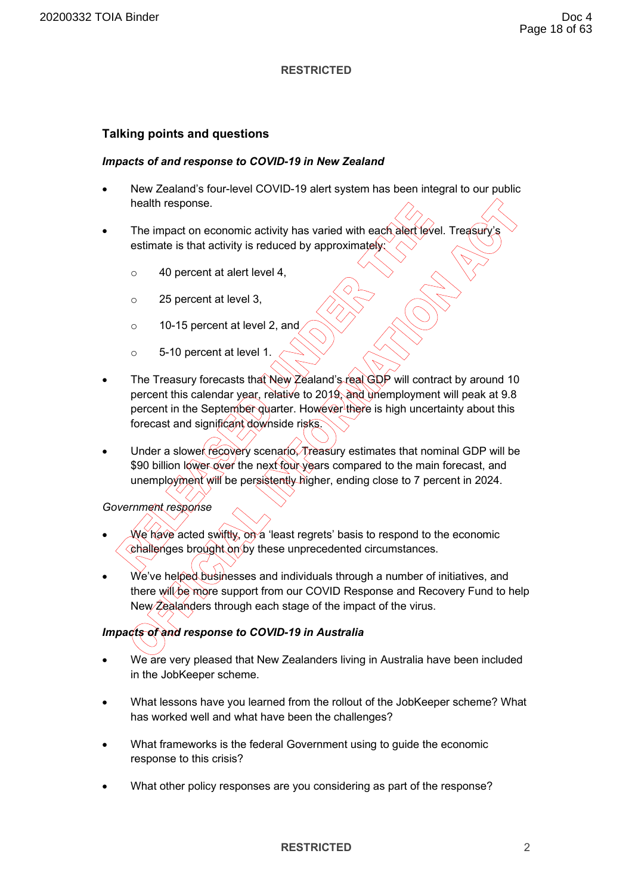RESTRICTED

## Talking points and questions

### *Impacts of and response to COVID-19 in New Zealand*

- New Zealand's four-level COVID-19 alert system has been integral to our public health response.
- The impact on economic activity has varied with each alert level. Treasury's estimate is that activity is reduced by approximately:
  - 40 percent at alert level 4,
  - 25 percent at level 3,
  - 10-15 percent at level 2, and
  - 5-10 percent at level 1.
- The Treasury forecasts that New Zealand's real GDP will contract by around 10 percent this calendar year, relative to 2019, and unemployment will peak at 9.8 percent in the September quarter. However there is high uncertainty about this forecast and significant downside risks.
- Under a slower recovery scenario, Treasury estimates that nominal GDP will be $90 billion lower over the next four years compared to the main forecast, and unemployment will be persistently higher, ending close to 7 percent in 2024.

*Government response*

- We have acted swiftly, on a 'least regrets' basis to respond to the economic challenges brought on by these unprecedented circumstances.
- We've helped businesses and individuals through a number of initiatives, and there will be more support from our COVID Response and Recovery Fund to help New Zealanders through each stage of the impact of the virus.

### *Impacts of and response to COVID-19 in Australia*

- We are very pleased that New Zealanders living in Australia have been included in the JobKeeper scheme.
- What lessons have you learned from the rollout of the JobKeeper scheme? What has worked well and what have been the challenges?
- What frameworks is the federal Government using to guide the economic response to this crisis?
- What other policy responses are you considering as part of the response?

RESTRICTED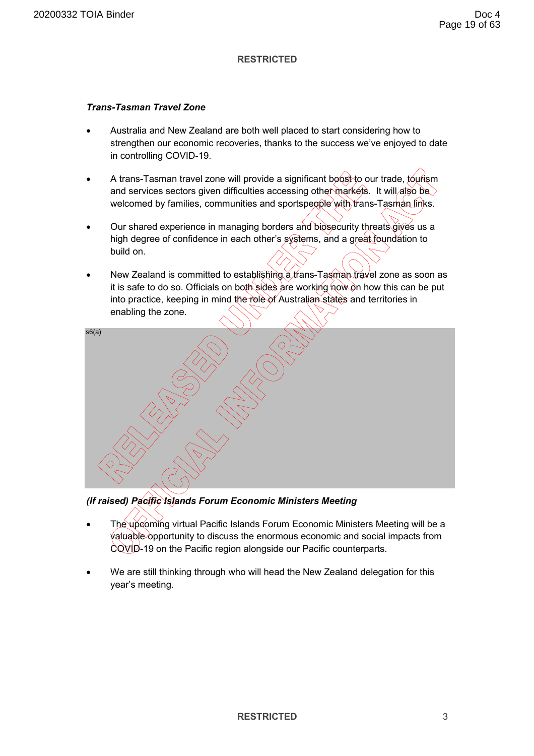RESTRICTED

***Trans-Tasman Travel Zone***

- Australia and New Zealand are both well placed to start considering how to strengthen our economic recoveries, thanks to the success we've enjoyed to date in controlling COVID-19.
- A trans-Tasman travel zone will provide a significant boost to our trade, tourism and services sectors given difficulties accessing other markets. It will also be welcomed by families, communities and sportspeople with trans-Tasman links.
- Our shared experience in managing borders and biosecurity threats gives us a high degree of confidence in each other's systems, and a great foundation to build on.
- New Zealand is committed to establishing a trans-Tasman travel zone as soon as it is safe to do so. Officials on both sides are working now on how this can be put into practice, keeping in mind the role of Australian states and territories in enabling the zone.

s6(a)

***(If raised) Pacific Islands Forum Economic Ministers Meeting***

- The upcoming virtual Pacific Islands Forum Economic Ministers Meeting will be a valuable opportunity to discuss the enormous economic and social impacts from COVID-19 on the Pacific region alongside our Pacific counterparts.
- We are still thinking through who will head the New Zealand delegation for this year's meeting.

RESTRICTED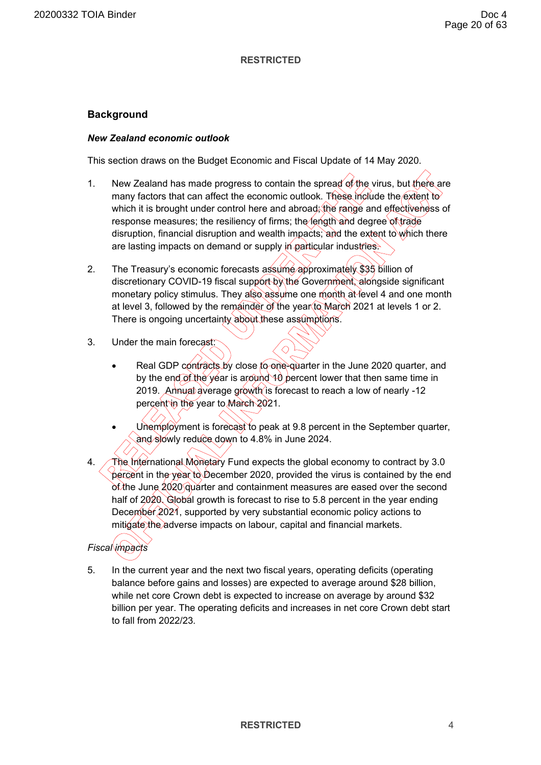RESTRICTED

## Background

### *New Zealand economic outlook*

This section draws on the Budget Economic and Fiscal Update of 14 May 2020.

1. New Zealand has made progress to contain the spread of the virus, but there are many factors that can affect the economic outlook. These include the extent to which it is brought under control here and abroad; the range and effectiveness of response measures; the resiliency of firms; the length and degree of trade disruption, financial disruption and wealth impacts; and the extent to which there are lasting impacts on demand or supply in particular industries.

2. The Treasury's economic forecasts assume approximately $35 billion of discretionary COVID-19 fiscal support by the Government, alongside significant monetary policy stimulus. They also assume one month at level 4 and one month at level 3, followed by the remainder of the year to March 2021 at levels 1 or 2. There is ongoing uncertainty about these assumptions.

3. Under the main forecast:

   - Real GDP contracts by close to one-quarter in the June 2020 quarter, and by the end of the year is around 10 percent lower that then same time in 2019. Annual average growth is forecast to reach a low of nearly -12 percent in the year to March 2021.

   - Unemployment is forecast to peak at 9.8 percent in the September quarter, and slowly reduce down to 4.8% in June 2024.

4. The International Monetary Fund expects the global economy to contract by 3.0 percent in the year to December 2020, provided the virus is contained by the end of the June 2020 quarter and containment measures are eased over the second half of 2020. Global growth is forecast to rise to 5.8 percent in the year ending December 2021, supported by very substantial economic policy actions to mitigate the adverse impacts on labour, capital and financial markets.

*Fiscal impacts*

5. In the current year and the next two fiscal years, operating deficits (operating balance before gains and losses) are expected to average around $28 billion, while net core Crown debt is expected to increase on average by around $32 billion per year. The operating deficits and increases in net core Crown debt start to fall from 2022/23.

RESTRICTED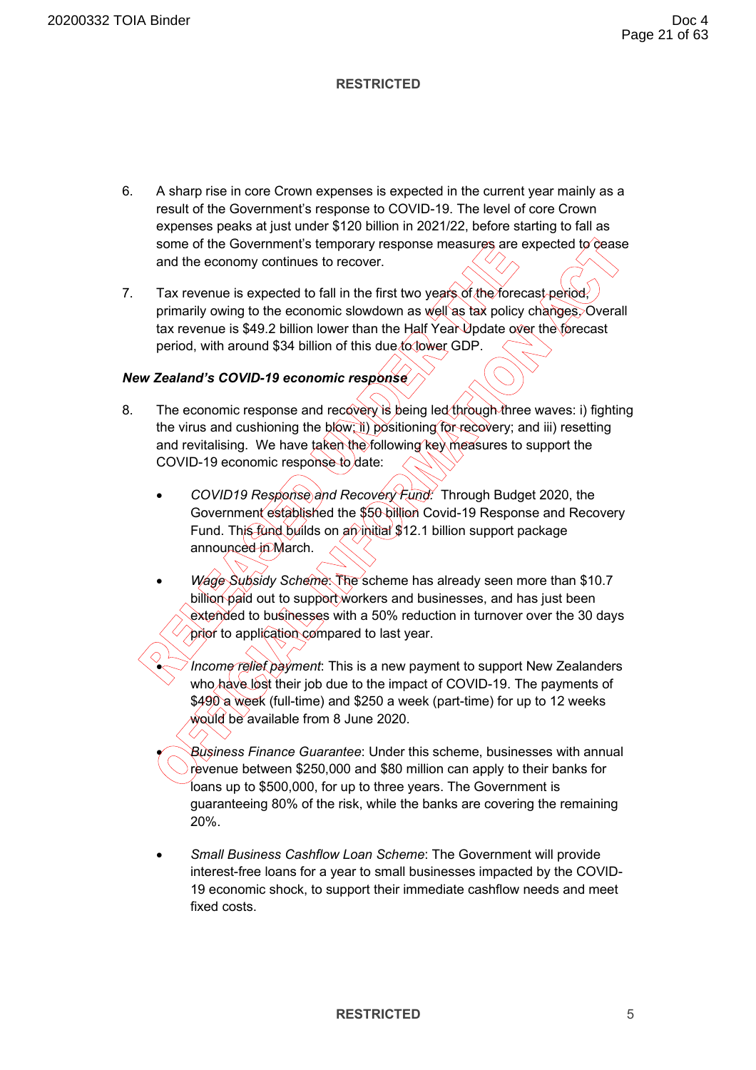6. A sharp rise in core Crown expenses is expected in the current year mainly as a result of the Government's response to COVID-19. The level of core Crown expenses peaks at just under $120 billion in 2021/22, before starting to fall as some of the Government's temporary response measures are expected to cease and the economy continues to recover.

7. Tax revenue is expected to fall in the first two years of the forecast period, primarily owing to the economic slowdown as well as tax policy changes. Overall tax revenue is $49.2 billion lower than the Half Year Update over the forecast period, with around $34 billion of this due to lower GDP.

***New Zealand's COVID-19 economic response***

8. The economic response and recovery is being led through three waves: i) fighting the virus and cushioning the blow; ii) positioning for recovery; and iii) resetting and revitalising. We have taken the following key measures to support the COVID-19 economic response to date:

   - *COVID19 Response and Recovery Fund*: Through Budget 2020, the Government established the $50 billion Covid-19 Response and Recovery Fund. This fund builds on an initial $12.1 billion support package announced in March.

   - *Wage Subsidy Scheme*: The scheme has already seen more than $10.7 billion paid out to support workers and businesses, and has just been extended to businesses with a 50% reduction in turnover over the 30 days prior to application compared to last year.

   - *Income relief payment*: This is a new payment to support New Zealanders who have lost their job due to the impact of COVID-19. The payments of $490 a week (full-time) and $250 a week (part-time) for up to 12 weeks would be available from 8 June 2020.

   - *Business Finance Guarantee*: Under this scheme, businesses with annual revenue between $250,000 and $80 million can apply to their banks for loans up to $500,000, for up to three years. The Government is guaranteeing 80% of the risk, while the banks are covering the remaining 20%.

   - *Small Business Cashflow Loan Scheme*: The Government will provide interest-free loans for a year to small businesses impacted by the COVID-19 economic shock, to support their immediate cashflow needs and meet fixed costs.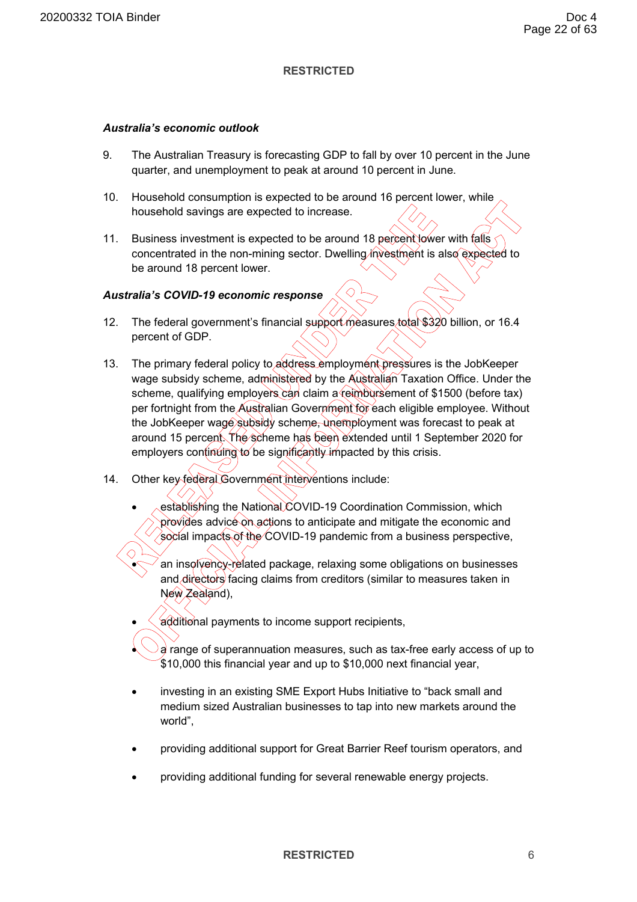RESTRICTED

***Australia's economic outlook***

9. The Australian Treasury is forecasting GDP to fall by over 10 percent in the June quarter, and unemployment to peak at around 10 percent in June.

10. Household consumption is expected to be around 16 percent lower, while household savings are expected to increase.

11. Business investment is expected to be around 18 percent lower with falls concentrated in the non-mining sector. Dwelling investment is also expected to be around 18 percent lower.

***Australia's COVID-19 economic response***

12. The federal government's financial support measures total $320 billion, or 16.4 percent of GDP.

13. The primary federal policy to address employment pressures is the JobKeeper wage subsidy scheme, administered by the Australian Taxation Office. Under the scheme, qualifying employers can claim a reimbursement of $1500 (before tax) per fortnight from the Australian Government for each eligible employee. Without the JobKeeper wage subsidy scheme, unemployment was forecast to peak at around 15 percent. The scheme has been extended until 1 September 2020 for employers continuing to be significantly impacted by this crisis.

14. Other key federal Government interventions include:

    - establishing the National COVID-19 Coordination Commission, which provides advice on actions to anticipate and mitigate the economic and social impacts of the COVID-19 pandemic from a business perspective,
    - an insolvency-related package, relaxing some obligations on businesses and directors facing claims from creditors (similar to measures taken in New Zealand),
    - additional payments to income support recipients,
    - a range of superannuation measures, such as tax-free early access of up to $10,000 this financial year and up to $10,000 next financial year,
    - investing in an existing SME Export Hubs Initiative to "back small and medium sized Australian businesses to tap into new markets around the world",
    - providing additional support for Great Barrier Reef tourism operators, and
    - providing additional funding for several renewable energy projects.

RESTRICTED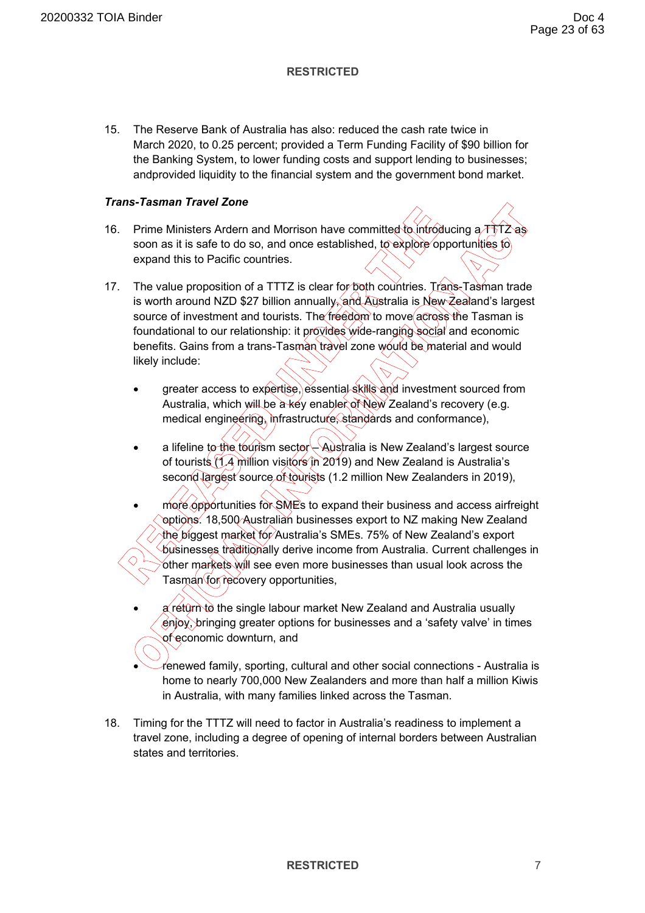**RESTRICTED**

15. The Reserve Bank of Australia has also: reduced the cash rate twice in March 2020, to 0.25 percent; provided a Term Funding Facility of $90 billion for the Banking System, to lower funding costs and support lending to businesses; andprovided liquidity to the financial system and the government bond market.

***Trans-Tasman Travel Zone***

16. Prime Ministers Ardern and Morrison have committed to introducing a TTTZ as soon as it is safe to do so, and once established, to explore opportunities to expand this to Pacific countries.

17. The value proposition of a TTTZ is clear for both countries. Trans-Tasman trade is worth around NZD $27 billion annually, and Australia is New Zealand's largest source of investment and tourists. The freedom to move across the Tasman is foundational to our relationship: it provides wide-ranging social and economic benefits. Gains from a trans-Tasman travel zone would be material and would likely include:

    - greater access to expertise, essential skills and investment sourced from Australia, which will be a key enabler of New Zealand's recovery (e.g. medical engineering, infrastructure, standards and conformance),

    - a lifeline to the tourism sector – Australia is New Zealand's largest source of tourists (1.4 million visitors in 2019) and New Zealand is Australia's second largest source of tourists (1.2 million New Zealanders in 2019),

    - more opportunities for SMEs to expand their business and access airfreight options. 18,500 Australian businesses export to NZ making New Zealand the biggest market for Australia's SMEs. 75% of New Zealand's export businesses traditionally derive income from Australia. Current challenges in other markets will see even more businesses than usual look across the Tasman for recovery opportunities,

    - a return to the single labour market New Zealand and Australia usually enjoy, bringing greater options for businesses and a 'safety valve' in times of economic downturn, and

    - renewed family, sporting, cultural and other social connections - Australia is home to nearly 700,000 New Zealanders and more than half a million Kiwis in Australia, with many families linked across the Tasman.

18. Timing for the TTTZ will need to factor in Australia's readiness to implement a travel zone, including a degree of opening of internal borders between Australian states and territories.

**RESTRICTED**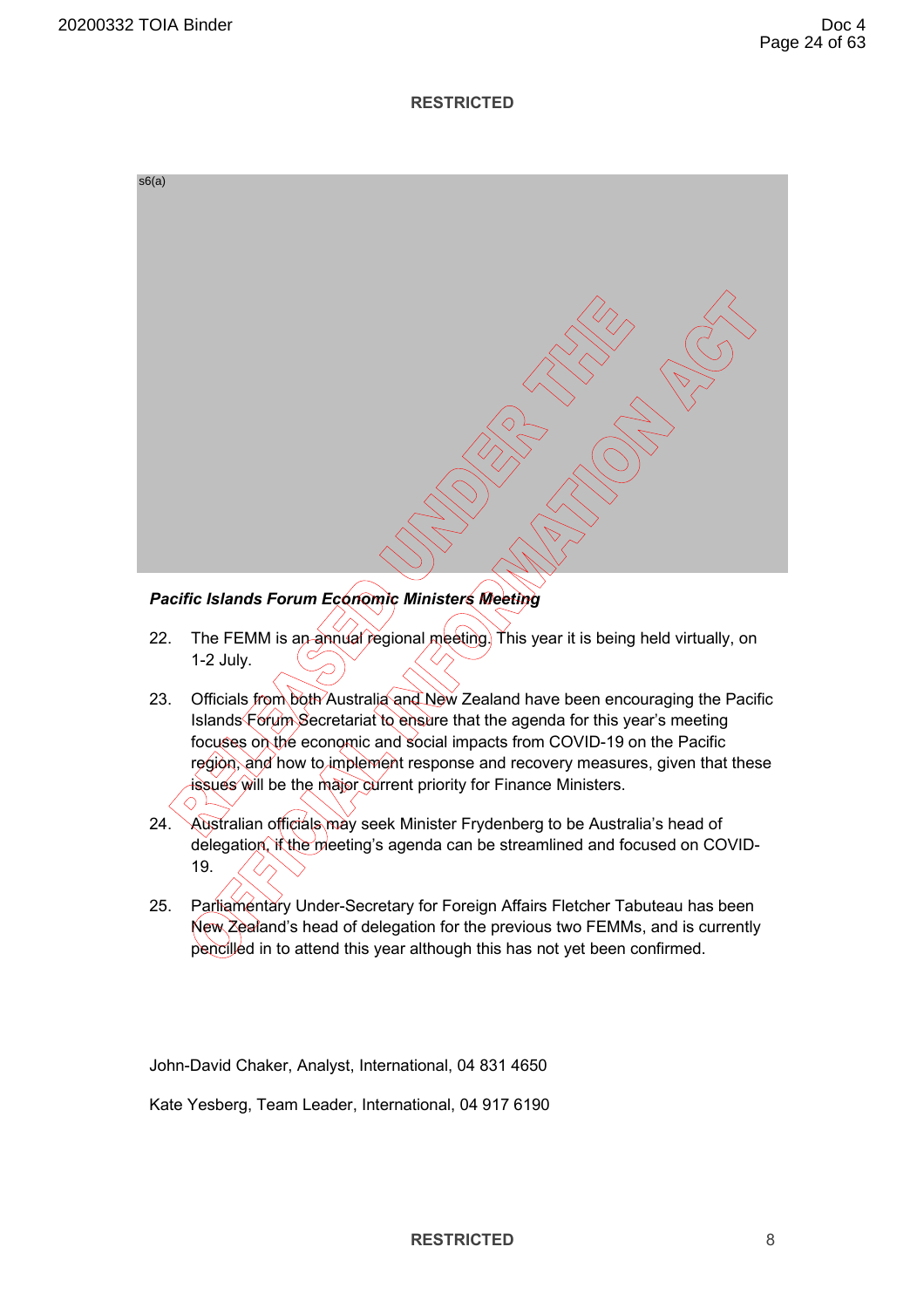**RESTRICTED**

s6(a)

***Pacific Islands Forum Economic Ministers Meeting***

22. The FEMM is an annual regional meeting. This year it is being held virtually, on 1-2 July.

23. Officials from both Australia and New Zealand have been encouraging the Pacific Islands Forum Secretariat to ensure that the agenda for this year's meeting focuses on the economic and social impacts from COVID-19 on the Pacific region, and how to implement response and recovery measures, given that these issues will be the major current priority for Finance Ministers.

24. Australian officials may seek Minister Frydenberg to be Australia's head of delegation, if the meeting's agenda can be streamlined and focused on COVID-19.

25. Parliamentary Under-Secretary for Foreign Affairs Fletcher Tabuteau has been New Zealand's head of delegation for the previous two FEMMs, and is currently pencilled in to attend this year although this has not yet been confirmed.

John-David Chaker, Analyst, International, 04 831 4650

Kate Yesberg, Team Leader, International, 04 917 6190

**RESTRICTED**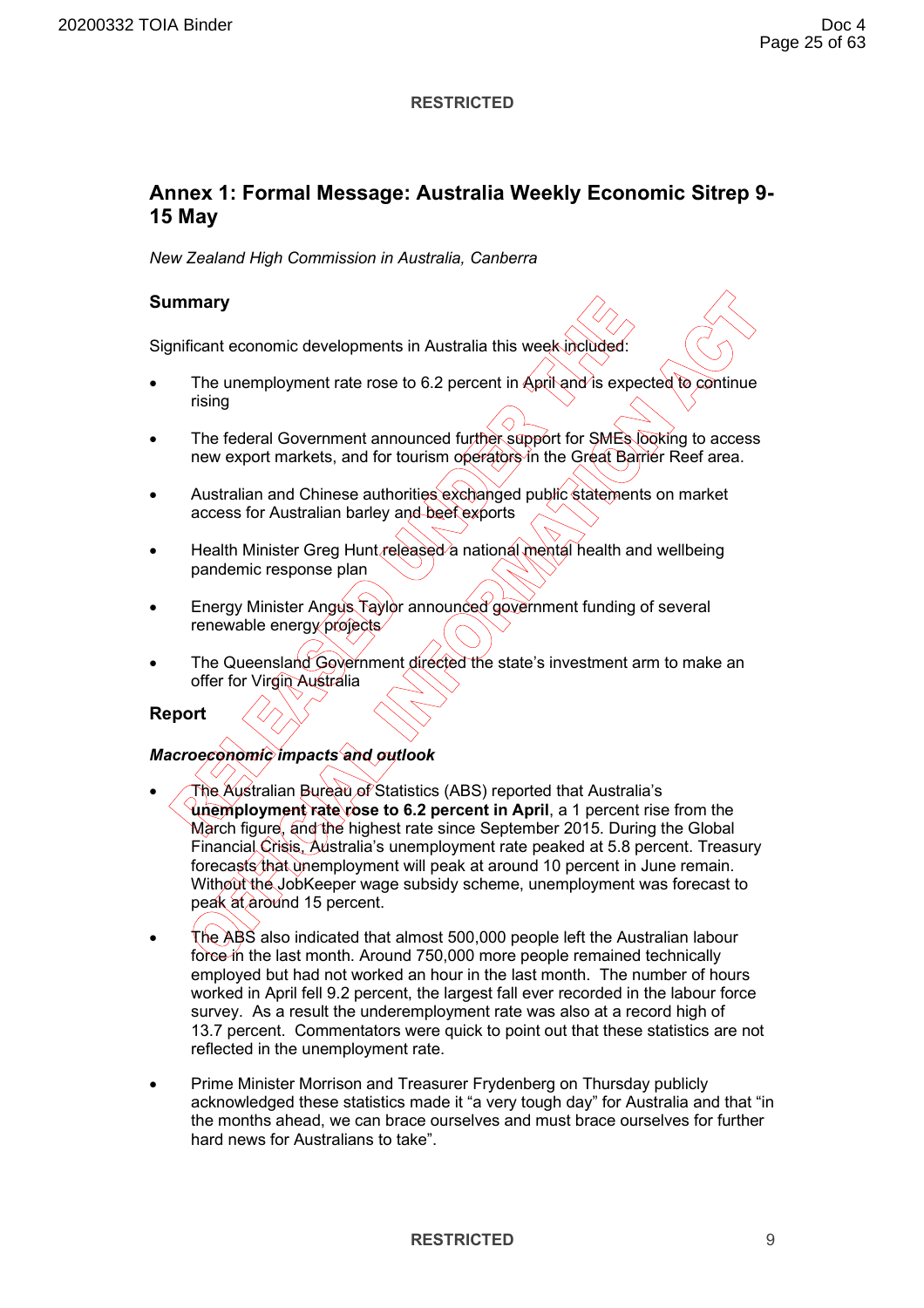RESTRICTED

## Annex 1: Formal Message: Australia Weekly Economic Sitrep 9-15 May

*New Zealand High Commission in Australia, Canberra*

### Summary

Significant economic developments in Australia this week included:

- The unemployment rate rose to 6.2 percent in April and is expected to continue rising
- The federal Government announced further support for SMEs looking to access new export markets, and for tourism operators in the Great Barrier Reef area.
- Australian and Chinese authorities exchanged public statements on market access for Australian barley and beef exports
- Health Minister Greg Hunt released a national mental health and wellbeing pandemic response plan
- Energy Minister Angus Taylor announced government funding of several renewable energy projects
- The Queensland Government directed the state's investment arm to make an offer for Virgin Australia

### Report

#### *Macroeconomic impacts and outlook*

- The Australian Bureau of Statistics (ABS) reported that Australia's **unemployment rate rose to 6.2 percent in April**, a 1 percent rise from the March figure, and the highest rate since September 2015. During the Global Financial Crisis, Australia's unemployment rate peaked at 5.8 percent. Treasury forecasts that unemployment will peak at around 10 percent in June remain. Without the JobKeeper wage subsidy scheme, unemployment was forecast to peak at around 15 percent.
- The ABS also indicated that almost 500,000 people left the Australian labour force in the last month. Around 750,000 more people remained technically employed but had not worked an hour in the last month. The number of hours worked in April fell 9.2 percent, the largest fall ever recorded in the labour force survey. As a result the underemployment rate was also at a record high of 13.7 percent. Commentators were quick to point out that these statistics are not reflected in the unemployment rate.
- Prime Minister Morrison and Treasurer Frydenberg on Thursday publicly acknowledged these statistics made it "a very tough day" for Australia and that "in the months ahead, we can brace ourselves and must brace ourselves for further hard news for Australians to take".

RESTRICTED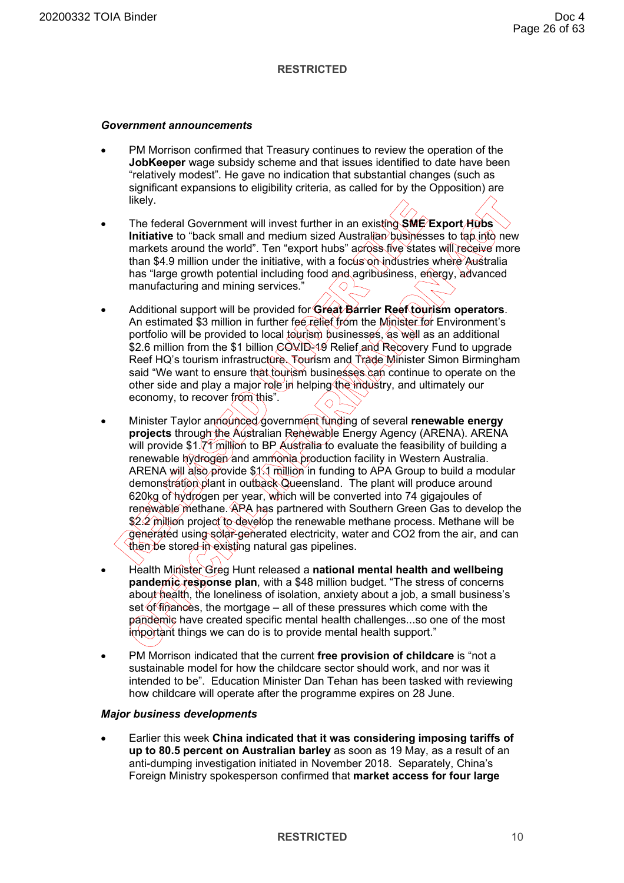RESTRICTED

### *Government announcements*

- PM Morrison confirmed that Treasury continues to review the operation of the **JobKeeper** wage subsidy scheme and that issues identified to date have been "relatively modest". He gave no indication that substantial changes (such as significant expansions to eligibility criteria, as called for by the Opposition) are likely.

- The federal Government will invest further in an existing **SME Export Hubs Initiative** to "back small and medium sized Australian businesses to tap into new markets around the world". Ten "export hubs" across five states will receive more than $4.9 million under the initiative, with a focus on industries where Australia has "large growth potential including food and agribusiness, energy, advanced manufacturing and mining services."

- Additional support will be provided for **Great Barrier Reef tourism operators**. An estimated $3 million in further fee relief from the Minister for Environment's portfolio will be provided to local tourism businesses, as well as an additional $2.6 million from the $1 billion COVID-19 Relief and Recovery Fund to upgrade Reef HQ's tourism infrastructure. Tourism and Trade Minister Simon Birmingham said "We want to ensure that tourism businesses can continue to operate on the other side and play a major role in helping the industry, and ultimately our economy, to recover from this".

- Minister Taylor announced government funding of several **renewable energy projects** through the Australian Renewable Energy Agency (ARENA). ARENA will provide $1.71 million to BP Australia to evaluate the feasibility of building a renewable hydrogen and ammonia production facility in Western Australia. ARENA will also provide $1.1 million in funding to APA Group to build a modular demonstration plant in outback Queensland. The plant will produce around 620kg of hydrogen per year, which will be converted into 74 gigajoules of renewable methane. APA has partnered with Southern Green Gas to develop the $2.2 million project to develop the renewable methane process. Methane will be generated using solar-generated electricity, water and $CO_2$ from the air, and can then be stored in existing natural gas pipelines.

- Health Minister Greg Hunt released a **national mental health and wellbeing pandemic response plan**, with a $48 million budget. "The stress of concerns about health, the loneliness of isolation, anxiety about a job, a small business's set of finances, the mortgage – all of these pressures which come with the pandemic have created specific mental health challenges...so one of the most important things we can do is to provide mental health support."

- PM Morrison indicated that the current **free provision of childcare** is "not a sustainable model for how the childcare sector should work, and nor was it intended to be". Education Minister Dan Tehan has been tasked with reviewing how childcare will operate after the programme expires on 28 June.

### *Major business developments*

- Earlier this week **China indicated that it was considering imposing tariffs of up to 80.5 percent on Australian barley** as soon as 19 May, as a result of an anti-dumping investigation initiated in November 2018. Separately, China's Foreign Ministry spokesperson confirmed that **market access for four large**

RESTRICTED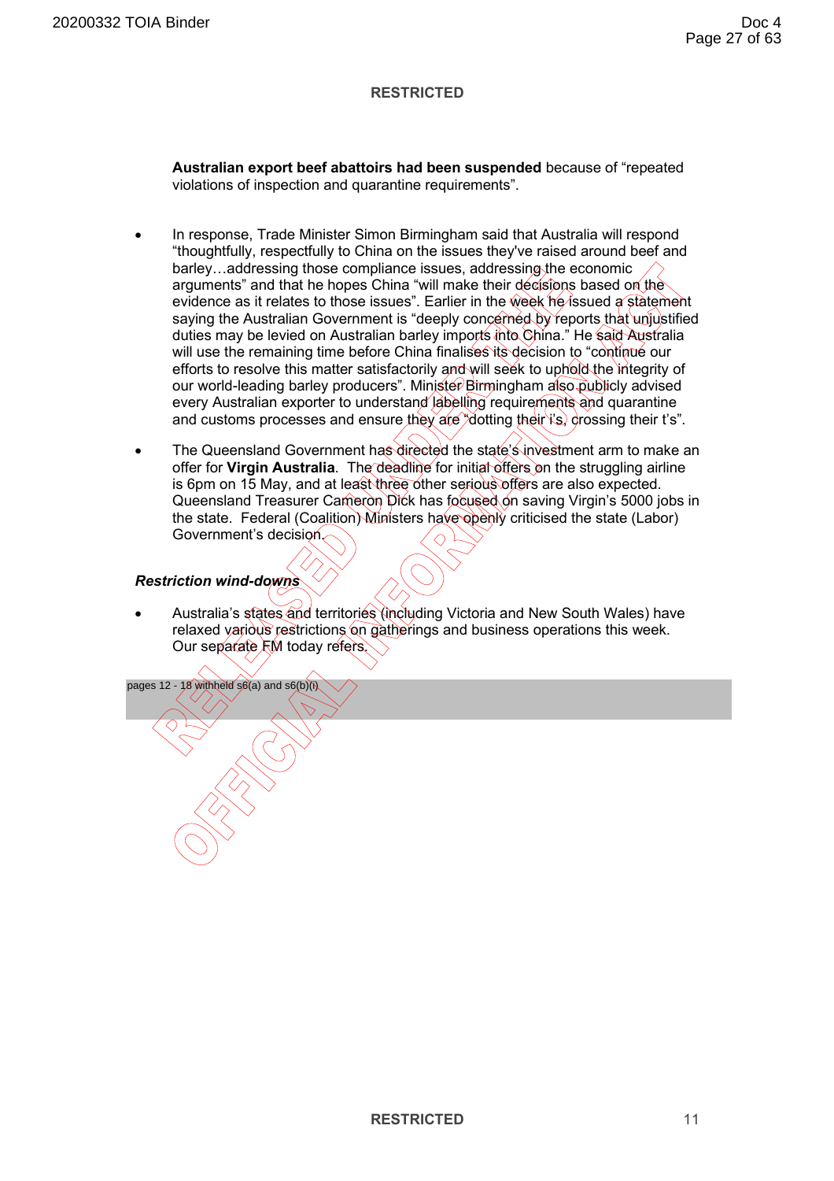RESTRICTED

**Australian export beef abattoirs had been suspended** because of "repeated violations of inspection and quarantine requirements".

- In response, Trade Minister Simon Birmingham said that Australia will respond "thoughtfully, respectfully to China on the issues they've raised around beef and barley…addressing those compliance issues, addressing the economic arguments" and that he hopes China "will make their decisions based on the evidence as it relates to those issues". Earlier in the week he issued a statement saying the Australian Government is "deeply concerned by reports that unjustified duties may be levied on Australian barley imports into China." He said Australia will use the remaining time before China finalises its decision to "continue our efforts to resolve this matter satisfactorily and will seek to uphold the integrity of our world-leading barley producers". Minister Birmingham also publicly advised every Australian exporter to understand labelling requirements and quarantine and customs processes and ensure they are "dotting their i's, crossing their t's".
- The Queensland Government has directed the state's investment arm to make an offer for **Virgin Australia**. The deadline for initial offers on the struggling airline is 6pm on 15 May, and at least three other serious offers are also expected. Queensland Treasurer Cameron Dick has focused on saving Virgin's 5000 jobs in the state. Federal (Coalition) Ministers have openly criticised the state (Labor) Government's decision.

***Restriction wind-downs***

- Australia's states and territories (including Victoria and New South Wales) have relaxed various restrictions on gatherings and business operations this week. Our separate FM today refers.

pages 12 - 18 withheld s6(a) and s6(b)(i)

RESTRICTED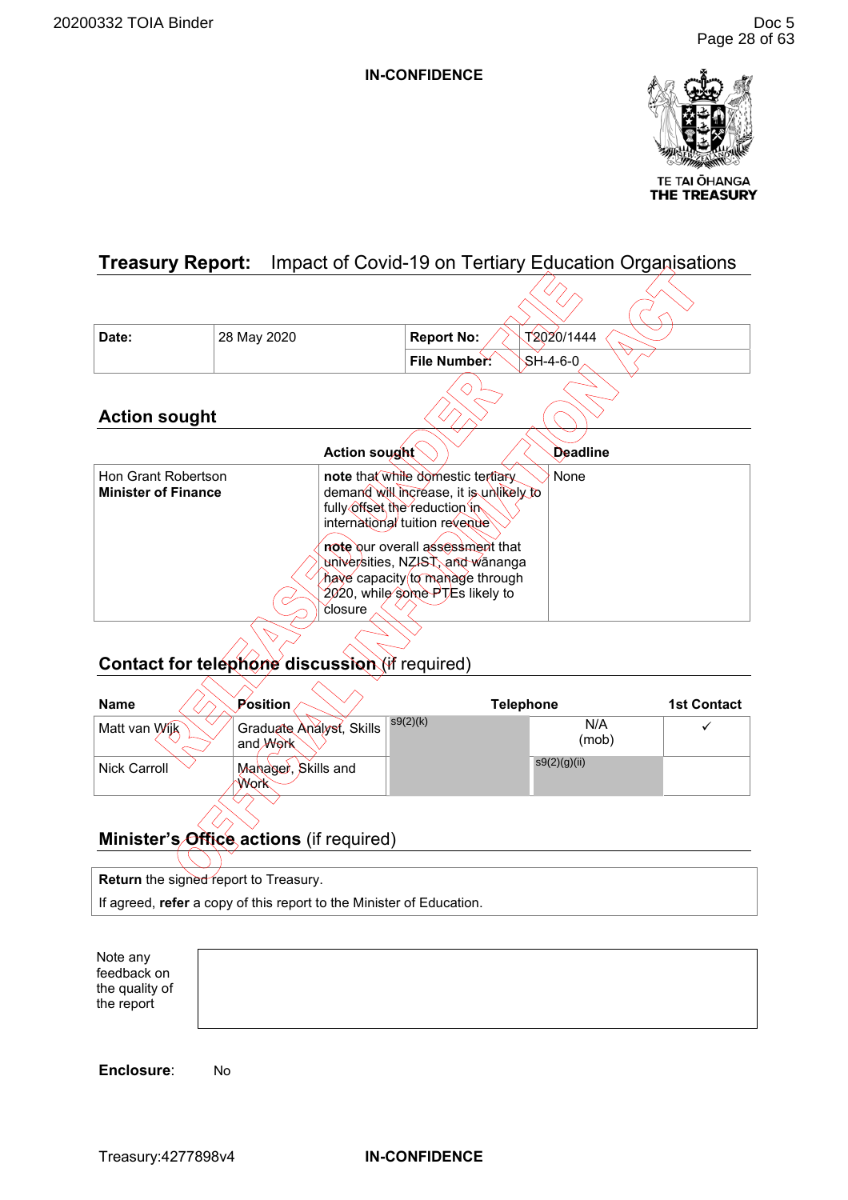**IN-CONFIDENCE**

TE TAI ŌHANGA
THE TREASURY

## Treasury Report: Impact of Covid-19 on Tertiary Education Organisations

| **Date:** | 28 May 2020 | **Report No:** | T2020/1444 |
|---|---|---|---|
| | | **File Number:** | SH-4-6-0 |

## Action sought

| | Action sought | Deadline |
|---|---|---|
| Hon Grant Robertson<br>**Minister of Finance** | **note** that while domestic tertiary demand will increase, it is unlikely to fully offset the reduction in international tuition revenue<br><br>**note** our overall assessment that universities, NZIST, and wānanga have capacity to manage through 2020, while some PTEs likely to closure | None |

## Contact for telephone discussion (if required)

| Name | Position | Telephone | | 1st Contact |
|---|---|---|---|---|
| Matt van Wijk | Graduate Analyst, Skills and Work | s9(2)(k) | N/A (mob) | ✓ |
| Nick Carroll | Manager, Skills and Work | | s9(2)(g)(ii) | |

## Minister's Office actions (if required)

**Return** the signed report to Treasury.

If agreed, **refer** a copy of this report to the Minister of Education.

| Note any feedback on the quality of the report | |
|---|---|

**Enclosure**: No

Treasury:4277898v4

**IN-CONFIDENCE**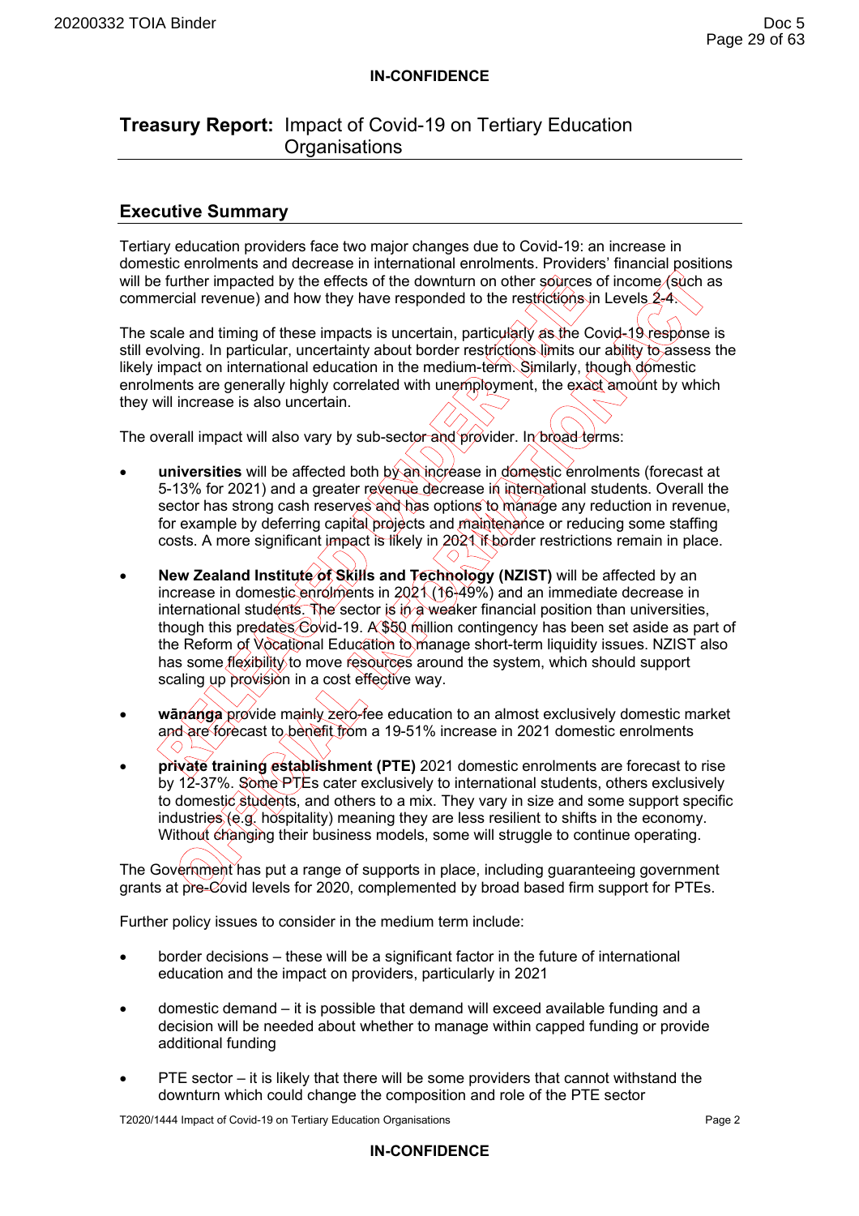**IN-CONFIDENCE**

# Treasury Report: Impact of Covid-19 on Tertiary Education Organisations

## Executive Summary

Tertiary education providers face two major changes due to Covid-19: an increase in domestic enrolments and decrease in international enrolments. Providers' financial positions will be further impacted by the effects of the downturn on other sources of income (such as commercial revenue) and how they have responded to the restrictions in Levels 2-4.

The scale and timing of these impacts is uncertain, particularly as the Covid-19 response is still evolving. In particular, uncertainty about border restrictions limits our ability to assess the likely impact on international education in the medium-term. Similarly, though domestic enrolments are generally highly correlated with unemployment, the exact amount by which they will increase is also uncertain.

The overall impact will also vary by sub-sector and provider. In broad terms:

- **universities** will be affected both by an increase in domestic enrolments (forecast at 5-13% for 2021) and a greater revenue decrease in international students. Overall the sector has strong cash reserves and has options to manage any reduction in revenue, for example by deferring capital projects and maintenance or reducing some staffing costs. A more significant impact is likely in 2021 if border restrictions remain in place.

- **New Zealand Institute of Skills and Technology (NZIST)** will be affected by an increase in domestic enrolments in 2021 (16-49%) and an immediate decrease in international students. The sector is in a weaker financial position than universities, though this predates Covid-19. A $50 million contingency has been set aside as part of the Reform of Vocational Education to manage short-term liquidity issues. NZIST also has some flexibility to move resources around the system, which should support scaling up provision in a cost effective way.

- **wānanga** provide mainly zero-fee education to an almost exclusively domestic market and are forecast to benefit from a 19-51% increase in 2021 domestic enrolments

- **private training establishment (PTE)** 2021 domestic enrolments are forecast to rise by 12-37%. Some PTEs cater exclusively to international students, others exclusively to domestic students, and others to a mix. They vary in size and some support specific industries (e.g. hospitality) meaning they are less resilient to shifts in the economy. Without changing their business models, some will struggle to continue operating.

The Government has put a range of supports in place, including guaranteeing government grants at pre-Covid levels for 2020, complemented by broad based firm support for PTEs.

Further policy issues to consider in the medium term include:

- border decisions – these will be a significant factor in the future of international education and the impact on providers, particularly in 2021

- domestic demand – it is possible that demand will exceed available funding and a decision will be needed about whether to manage within capped funding or provide additional funding

- PTE sector – it is likely that there will be some providers that cannot withstand the downturn which could change the composition and role of the PTE sector

T2020/1444 Impact of Covid-19 on Tertiary Education Organisations

**IN-CONFIDENCE**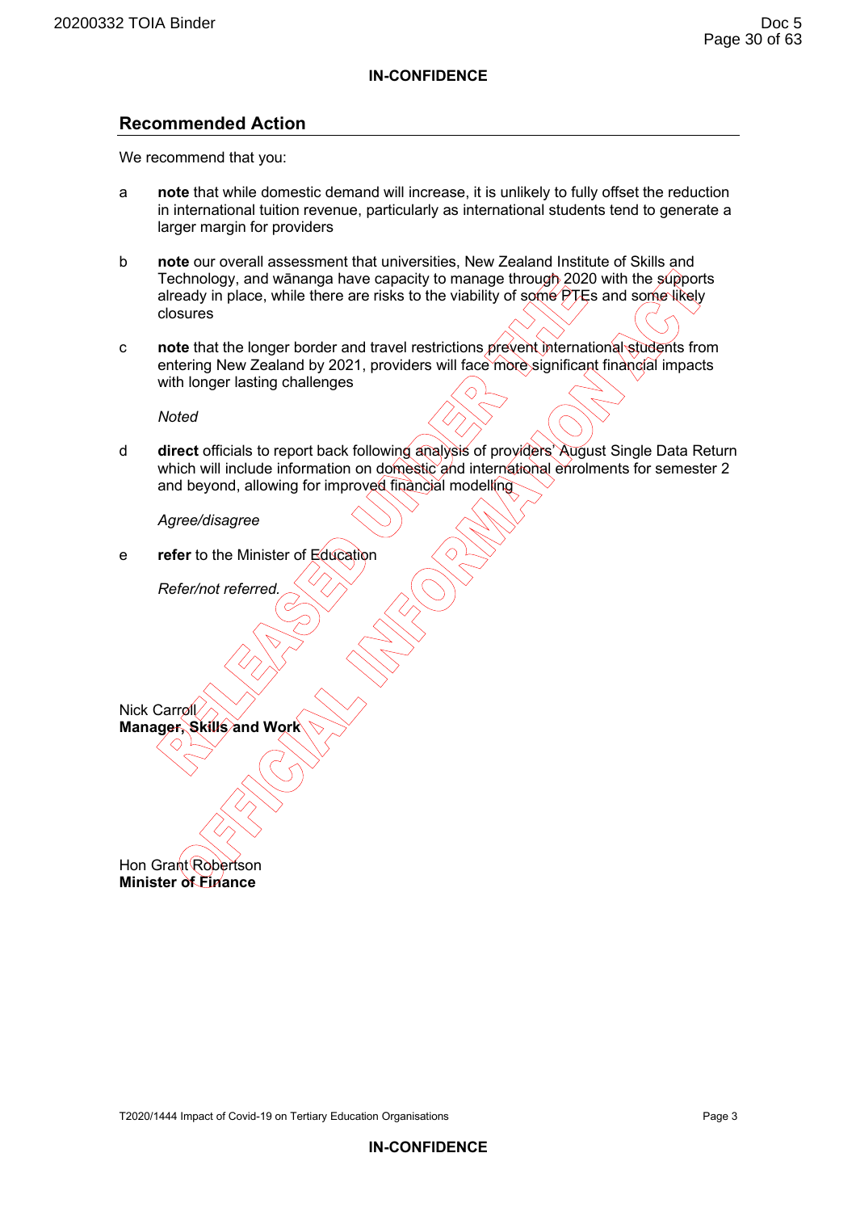**IN-CONFIDENCE**

## Recommended Action

We recommend that you:

a **note** that while domestic demand will increase, it is unlikely to fully offset the reduction in international tuition revenue, particularly as international students tend to generate a larger margin for providers

b **note** our overall assessment that universities, New Zealand Institute of Skills and Technology, and wānanga have capacity to manage through 2020 with the supports already in place, while there are risks to the viability of some PTEs and some likely closures

c **note** that the longer border and travel restrictions prevent international students from entering New Zealand by 2021, providers will face more significant financial impacts with longer lasting challenges

*Noted*

d **direct** officials to report back following analysis of providers' August Single Data Return which will include information on domestic and international enrolments for semester 2 and beyond, allowing for improved financial modelling

*Agree/disagree*

e **refer** to the Minister of Education

*Refer/not referred.*

Nick Carroll
**Manager, Skills and Work**

Hon Grant Robertson
**Minister of Finance**

T2020/1444 Impact of Covid-19 on Tertiary Education Organisations

**IN-CONFIDENCE**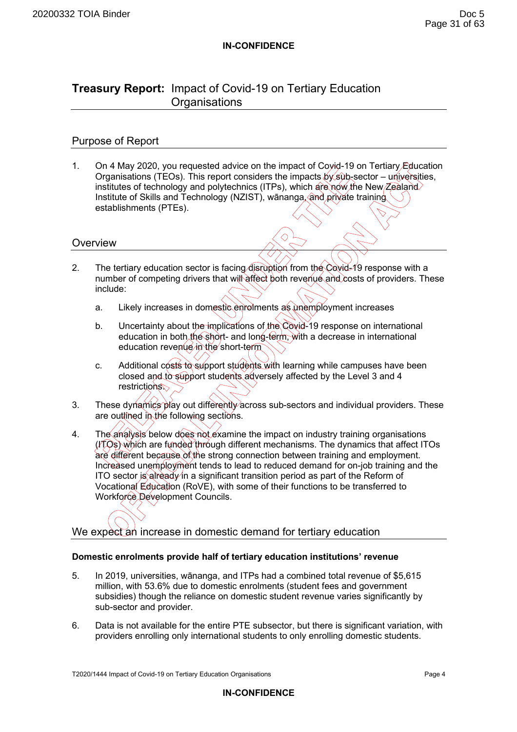**IN-CONFIDENCE**

# Treasury Report: Impact of Covid-19 on Tertiary Education Organisations

## Purpose of Report

1. On 4 May 2020, you requested advice on the impact of Covid-19 on Tertiary Education Organisations (TEOs). This report considers the impacts by sub-sector – universities, institutes of technology and polytechnics (ITPs), which are now the New Zealand Institute of Skills and Technology (NZIST), wānanga, and private training establishments (PTEs).

## Overview

2. The tertiary education sector is facing disruption from the Covid-19 response with a number of competing drivers that will affect both revenue and costs of providers. These include:

   a. Likely increases in domestic enrolments as unemployment increases

   b. Uncertainty about the implications of the Covid-19 response on international education in both the short- and long-term, with a decrease in international education revenue in the short-term

   c. Additional costs to support students with learning while campuses have been closed and to support students adversely affected by the Level 3 and 4 restrictions.

3. These dynamics play out differently across sub-sectors and individual providers. These are outlined in the following sections.

4. The analysis below does not examine the impact on industry training organisations (ITOs) which are funded through different mechanisms. The dynamics that affect ITOs are different because of the strong connection between training and employment. Increased unemployment tends to lead to reduced demand for on-job training and the ITO sector is already in a significant transition period as part of the Reform of Vocational Education (RoVE), with some of their functions to be transferred to Workforce Development Councils.

## We expect an increase in domestic demand for tertiary education

**Domestic enrolments provide half of tertiary education institutions' revenue**

5. In 2019, universities, wānanga, and ITPs had a combined total revenue of $5,615 million, with 53.6% due to domestic enrolments (student fees and government subsidies) though the reliance on domestic student revenue varies significantly by sub-sector and provider.

6. Data is not available for the entire PTE subsector, but there is significant variation, with providers enrolling only international students to only enrolling domestic students.

T2020/1444 Impact of Covid-19 on Tertiary Education Organisations

**IN-CONFIDENCE**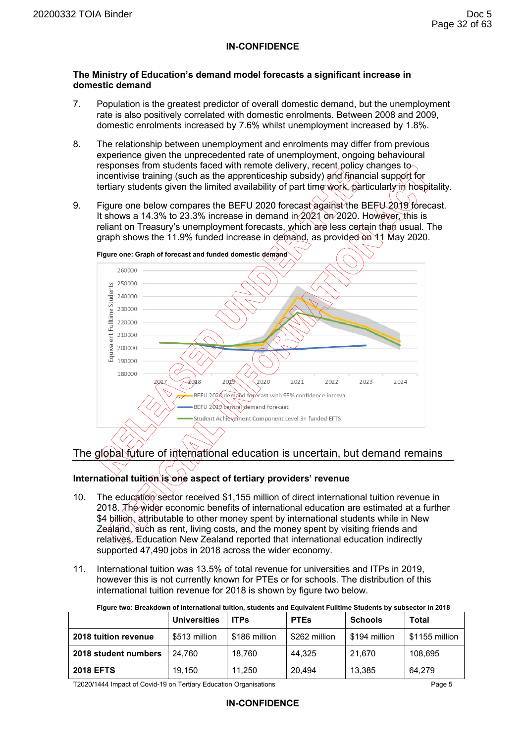**IN-CONFIDENCE**

**The Ministry of Education's demand model forecasts a significant increase in domestic demand**

7. Population is the greatest predictor of overall domestic demand, but the unemployment rate is also positively correlated with domestic enrolments. Between 2008 and 2009, domestic enrolments increased by 7.6% whilst unemployment increased by 1.8%.

8. The relationship between unemployment and enrolments may differ from previous experience given the unprecedented rate of unemployment, ongoing behavioural responses from students faced with remote delivery, recent policy changes to incentivise training (such as the apprenticeship subsidy) and financial support for tertiary students given the limited availability of part time work, particularly in hospitality.

9. Figure one below compares the BEFU 2020 forecast against the BEFU 2019 forecast. It shows a 14.3% to 23.3% increase in demand in 2021 on 2020. However, this is reliant on Treasury's unemployment forecasts, which are less certain than usual. The graph shows the 11.9% funded increase in demand, as provided on 11 May 2020.

**Figure one: Graph of forecast and funded domestic demand**

## The global future of international education is uncertain, but demand remains

### International tuition is one aspect of tertiary providers' revenue

10. The education sector received $1,155 million of direct international tuition revenue in 2018. The wider economic benefits of international education are estimated at a further $4 billion, attributable to other money spent by international students while in New Zealand, such as rent, living costs, and the money spent by visiting friends and relatives. Education New Zealand reported that international education indirectly supported 47,490 jobs in 2018 across the wider economy.

11. International tuition was 13.5% of total revenue for universities and ITPs in 2019, however this is not currently known for PTEs or for schools. The distribution of this international tuition revenue for 2018 is shown by figure two below.

**Figure two: Breakdown of international tuition, students and Equivalent Fulltime Students by subsector in 2018**

| | Universities | ITPs | PTEs | Schools | Total |
|---|---|---|---|---|---|
| **2018 tuition revenue** | $513 million | $186 million | $262 million | $194 million | $1155 million |
| **2018 student numbers** | 24,760 | 18,760 | 44,325 | 21,670 | 108,695 |
| **2018 EFTS** | 19,150 | 11,250 | 20,494 | 13,385 | 64,279 |

T2020/1444 Impact of Covid-19 on Tertiary Education Organisations

**IN-CONFIDENCE**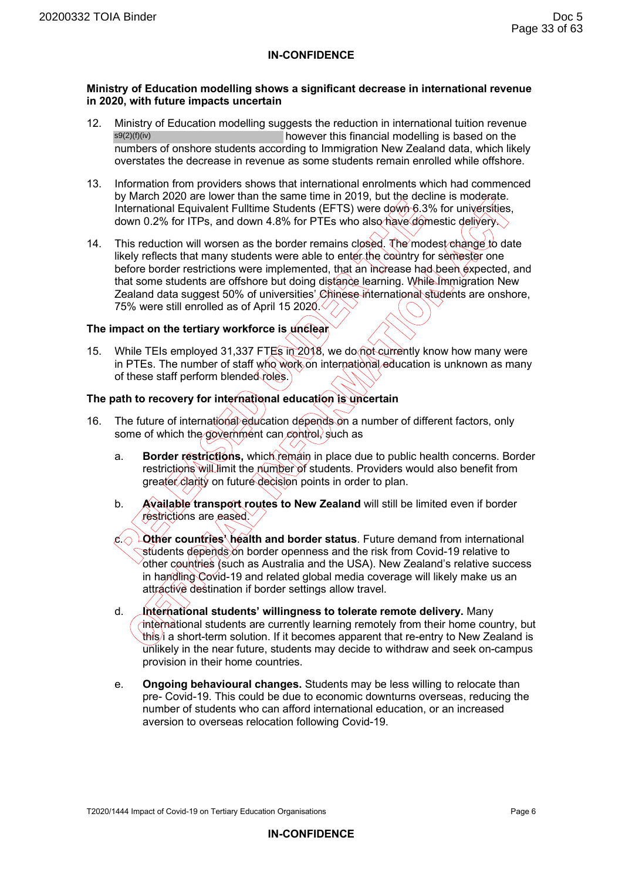**IN-CONFIDENCE**

**Ministry of Education modelling shows a significant decrease in international revenue in 2020, with future impacts uncertain**

12. Ministry of Education modelling suggests the reduction in international tuition revenue s9(2)(f)(iv) however this financial modelling is based on the numbers of onshore students according to Immigration New Zealand data, which likely overstates the decrease in revenue as some students remain enrolled while offshore.

13. Information from providers shows that international enrolments which had commenced by March 2020 are lower than the same time in 2019, but the decline is moderate. International Equivalent Fulltime Students (EFTS) were down 6.3% for universities, down 0.2% for ITPs, and down 4.8% for PTEs who also have domestic delivery.

14. This reduction will worsen as the border remains closed. The modest change to date likely reflects that many students were able to enter the country for semester one before border restrictions were implemented, that an increase had been expected, and that some students are offshore but doing distance learning. While Immigration New Zealand data suggest 50% of universities' Chinese international students are onshore, 75% were still enrolled as of April 15 2020.

**The impact on the tertiary workforce is unclear**

15. While TEIs employed 31,337 FTEs in 2018, we do not currently know how many were in PTEs. The number of staff who work on international education is unknown as many of these staff perform blended roles.

**The path to recovery for international education is uncertain**

16. The future of international education depends on a number of different factors, only some of which the government can control, such as

    a. **Border restrictions,** which remain in place due to public health concerns. Border restrictions will limit the number of students. Providers would also benefit from greater clarity on future decision points in order to plan.

    b. **Available transport routes to New Zealand** will still be limited even if border restrictions are eased.

    c. **Other countries' health and border status**. Future demand from international students depends on border openness and the risk from Covid-19 relative to other countries (such as Australia and the USA). New Zealand's relative success in handling Covid-19 and related global media coverage will likely make us an attractive destination if border settings allow travel.

    d. **International students' willingness to tolerate remote delivery.** Many international students are currently learning remotely from their home country, but this i a short-term solution. If it becomes apparent that re-entry to New Zealand is unlikely in the near future, students may decide to withdraw and seek on-campus provision in their home countries.

    e. **Ongoing behavioural changes.** Students may be less willing to relocate than pre- Covid-19. This could be due to economic downturns overseas, reducing the number of students who can afford international education, or an increased aversion to overseas relocation following Covid-19.

T2020/1444 Impact of Covid-19 on Tertiary Education Organisations

**IN-CONFIDENCE**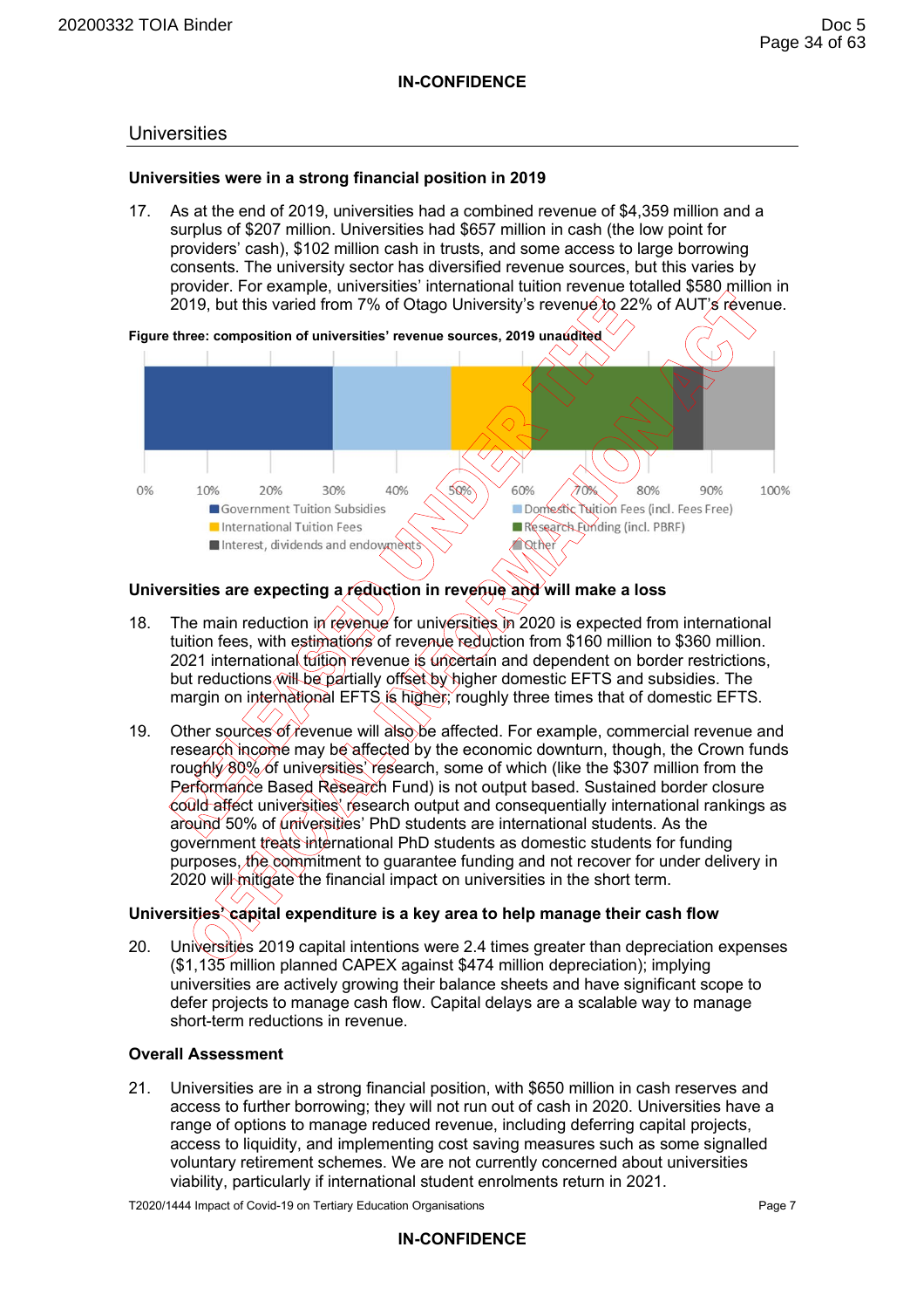**IN-CONFIDENCE**

## Universities

### Universities were in a strong financial position in 2019

17. As at the end of 2019, universities had a combined revenue of $4,359 million and a surplus of $207 million. Universities had $657 million in cash (the low point for providers' cash), $102 million cash in trusts, and some access to large borrowing consents. The university sector has diversified revenue sources, but this varies by provider. For example, universities' international tuition revenue totalled $580 million in 2019, but this varied from 7% of Otago University's revenue to 22% of AUT's revenue.

**Figure three: composition of universities' revenue sources, 2019 unaudited**

0% 10% 20% 30% 40% 50% 60% 70% 80% 90% 100%

- Government Tuition Subsidies
- Domestic Tuition Fees (incl. Fees Free)
- International Tuition Fees
- Research Funding (incl. PBRF)
- Interest, dividends and endowments
- Other

### Universities are expecting a reduction in revenue and will make a loss

18. The main reduction in revenue for universities in 2020 is expected from international tuition fees, with estimations of revenue reduction from $160 million to $360 million. 2021 international tuition revenue is uncertain and dependent on border restrictions, but reductions will be partially offset by higher domestic EFTS and subsidies. The margin on international EFTS is higher; roughly three times that of domestic EFTS.

19. Other sources of revenue will also be affected. For example, commercial revenue and research income may be affected by the economic downturn, though, the Crown funds roughly 80% of universities' research, some of which (like the $307 million from the Performance Based Research Fund) is not output based. Sustained border closure could affect universities' research output and consequentially international rankings as around 50% of universities' PhD students are international students. As the government treats international PhD students as domestic students for funding purposes, the commitment to guarantee funding and not recover for under delivery in 2020 will mitigate the financial impact on universities in the short term.

### Universities' capital expenditure is a key area to help manage their cash flow

20. Universities 2019 capital intentions were 2.4 times greater than depreciation expenses ($1,135 million planned CAPEX against $474 million depreciation); implying universities are actively growing their balance sheets and have significant scope to defer projects to manage cash flow. Capital delays are a scalable way to manage short-term reductions in revenue.

### Overall Assessment

21. Universities are in a strong financial position, with $650 million in cash reserves and access to further borrowing; they will not run out of cash in 2020. Universities have a range of options to manage reduced revenue, including deferring capital projects, access to liquidity, and implementing cost saving measures such as some signalled voluntary retirement schemes. We are not currently concerned about universities viability, particularly if international student enrolments return in 2021.

T2020/1444 Impact of Covid-19 on Tertiary Education Organisations

**IN-CONFIDENCE**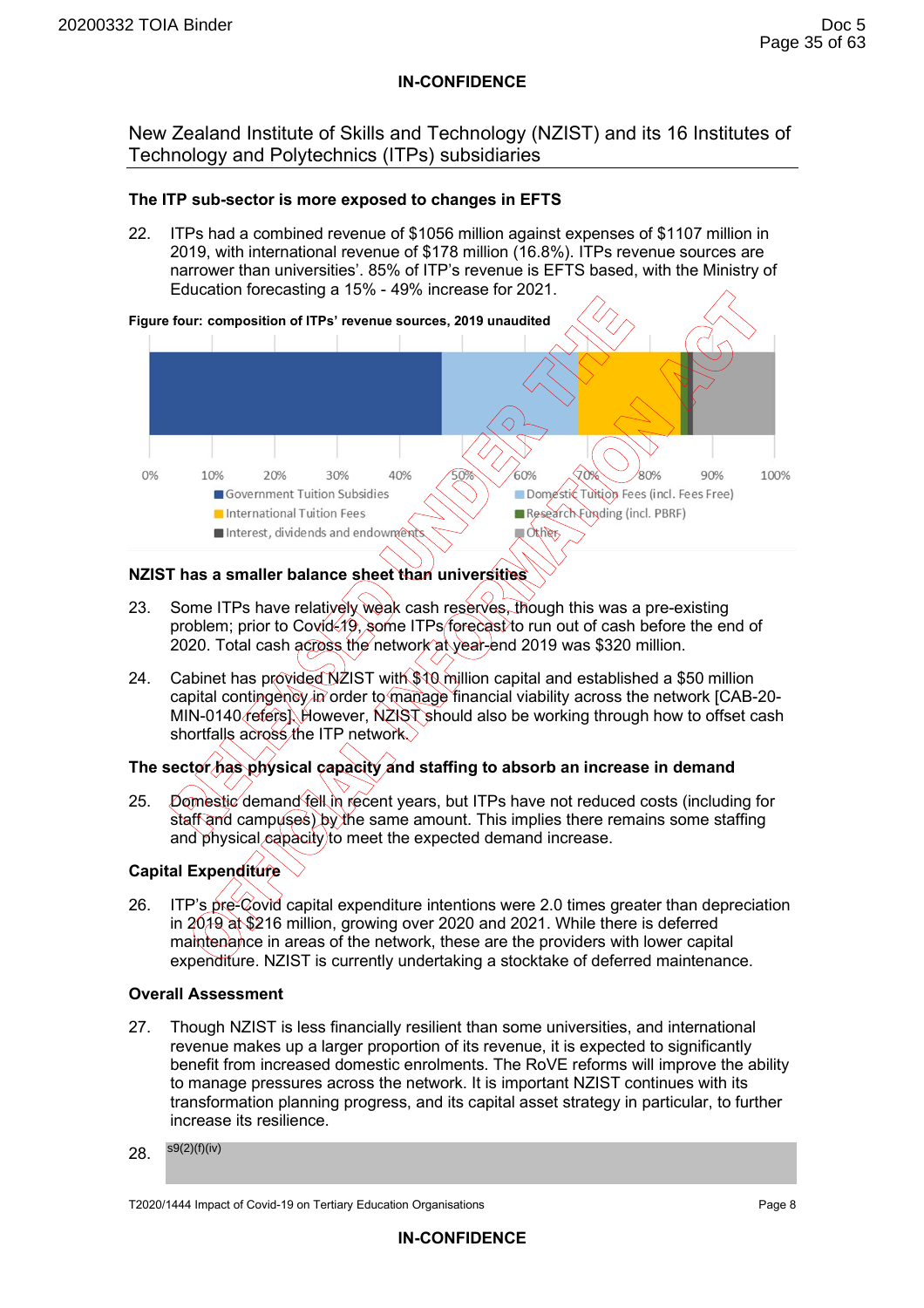**IN-CONFIDENCE**

## New Zealand Institute of Skills and Technology (NZIST) and its 16 Institutes of Technology and Polytechnics (ITPs) subsidiaries

### The ITP sub-sector is more exposed to changes in EFTS

22. ITPs had a combined revenue of $1056 million against expenses of $1107 million in 2019, with international revenue of $178 million (16.8%). ITPs revenue sources are narrower than universities'. 85% of ITP's revenue is EFTS based, with the Ministry of Education forecasting a 15% - 49% increase for 2021.

**Figure four: composition of ITPs' revenue sources, 2019 unaudited**

0% 10% 20% 30% 40% 50% 60% 70% 80% 90% 100%

- Government Tuition Subsidies
- Domestic Tuition Fees (incl. Fees Free)
- International Tuition Fees
- Research Funding (incl. PBRF)
- Interest, dividends and endowments
- Other

### NZIST has a smaller balance sheet than universities

23. Some ITPs have relatively weak cash reserves, though this was a pre-existing problem; prior to Covid-19, some ITPs forecast to run out of cash before the end of 2020. Total cash across the network at year-end 2019 was $320 million.

24. Cabinet has provided NZIST with $10 million capital and established a $50 million capital contingency in order to manage financial viability across the network [CAB-20-MIN-0140 refers]. However, NZIST should also be working through how to offset cash shortfalls across the ITP network.

### The sector has physical capacity and staffing to absorb an increase in demand

25. Domestic demand fell in recent years, but ITPs have not reduced costs (including for staff and campuses) by the same amount. This implies there remains some staffing and physical capacity to meet the expected demand increase.

### Capital Expenditure

26. ITP's pre-Covid capital expenditure intentions were 2.0 times greater than depreciation in 2019 at $216 million, growing over 2020 and 2021. While there is deferred maintenance in areas of the network, these are the providers with lower capital expenditure. NZIST is currently undertaking a stocktake of deferred maintenance.

### Overall Assessment

27. Though NZIST is less financially resilient than some universities, and international revenue makes up a larger proportion of its revenue, it is expected to significantly benefit from increased domestic enrolments. The RoVE reforms will improve the ability to manage pressures across the network. It is important NZIST continues with its transformation planning progress, and its capital asset strategy in particular, to further increase its resilience.

28. s9(2)(f)(iv)

T2020/1444 Impact of Covid-19 on Tertiary Education Organisations

**IN-CONFIDENCE**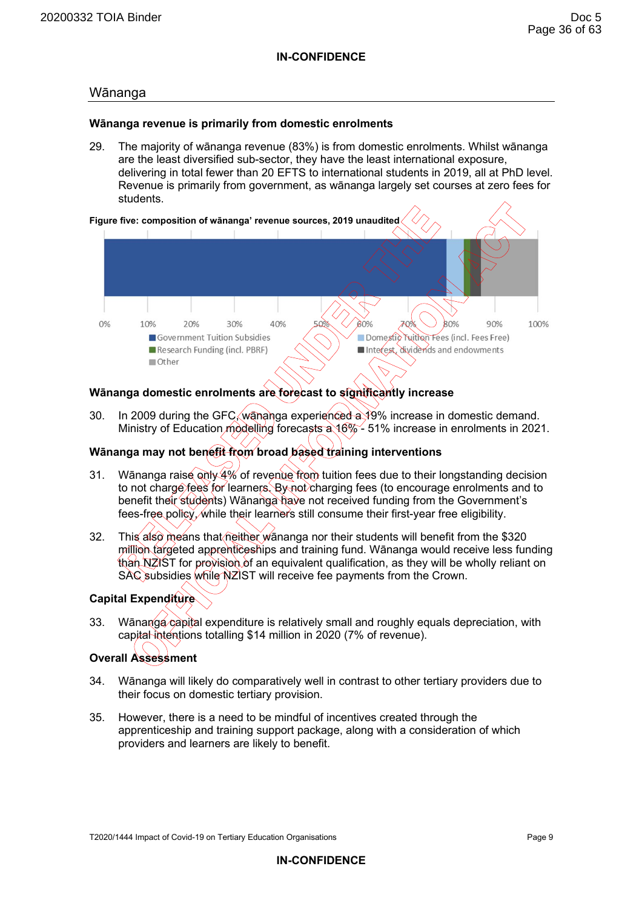**IN-CONFIDENCE**

## Wānanga

### Wānanga revenue is primarily from domestic enrolments

29. The majority of wānanga revenue (83%) is from domestic enrolments. Whilst wānanga are the least diversified sub-sector, they have the least international exposure, delivering in total fewer than 20 EFTS to international students in 2019, all at PhD level. Revenue is primarily from government, as wānanga largely set courses at zero fees for students.

**Figure five: composition of wānanga' revenue sources, 2019 unaudited**

0% 10% 20% 30% 40% 50% 60% 70% 80% 90% 100%

Government Tuition Subsidies; Domestic Tuition Fees (incl. Fees Free); Research Funding (incl. PBRF); Interest, dividends and endowments; Other

### Wānanga domestic enrolments are forecast to significantly increase

30. In 2009 during the GFC, wānanga experienced a 19% increase in domestic demand. Ministry of Education modelling forecasts a 16% - 51% increase in enrolments in 2021.

### Wānanga may not benefit from broad based training interventions

31. Wānanga raise only 4% of revenue from tuition fees due to their longstanding decision to not charge fees for learners. By not charging fees (to encourage enrolments and to benefit their students) Wānanga have not received funding from the Government's fees-free policy, while their learners still consume their first-year free eligibility.

32. This also means that neither wānanga nor their students will benefit from the $320 million targeted apprenticeships and training fund. Wānanga would receive less funding than NZIST for provision of an equivalent qualification, as they will be wholly reliant on SAC subsidies while NZIST will receive fee payments from the Crown.

### Capital Expenditure

33. Wānanga capital expenditure is relatively small and roughly equals depreciation, with capital intentions totalling $14 million in 2020 (7% of revenue).

### Overall Assessment

34. Wānanga will likely do comparatively well in contrast to other tertiary providers due to their focus on domestic tertiary provision.

35. However, there is a need to be mindful of incentives created through the apprenticeship and training support package, along with a consideration of which providers and learners are likely to benefit.

T2020/1444 Impact of Covid-19 on Tertiary Education Organisations

**IN-CONFIDENCE**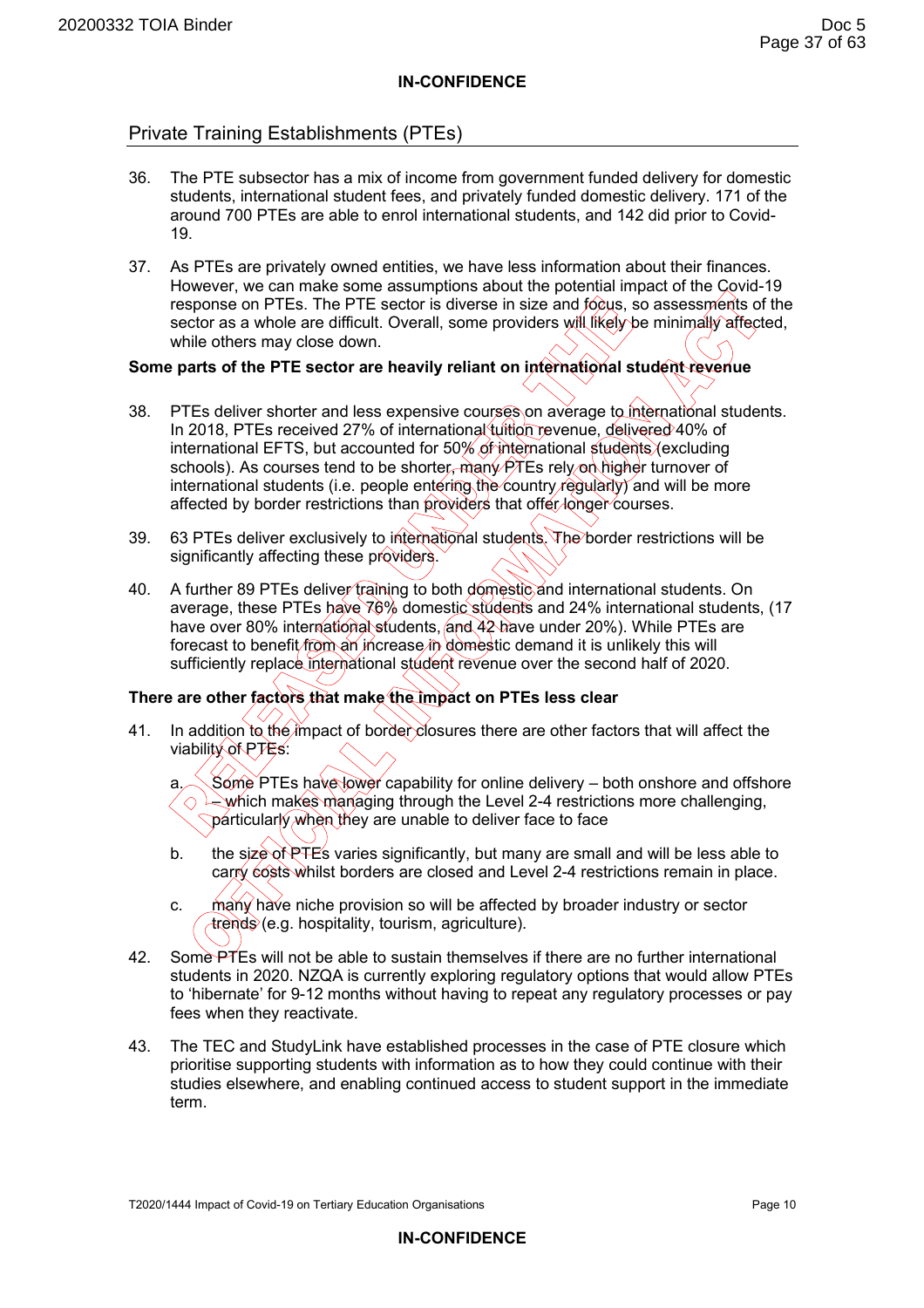**IN-CONFIDENCE**

## Private Training Establishments (PTEs)

36. The PTE subsector has a mix of income from government funded delivery for domestic students, international student fees, and privately funded domestic delivery. 171 of the around 700 PTEs are able to enrol international students, and 142 did prior to Covid-19.

37. As PTEs are privately owned entities, we have less information about their finances. However, we can make some assumptions about the potential impact of the Covid-19 response on PTEs. The PTE sector is diverse in size and focus, so assessments of the sector as a whole are difficult. Overall, some providers will likely be minimally affected, while others may close down.

**Some parts of the PTE sector are heavily reliant on international student revenue**

38. PTEs deliver shorter and less expensive courses on average to international students. In 2018, PTEs received 27% of international tuition revenue, delivered 40% of international EFTS, but accounted for 50% of international students (excluding schools). As courses tend to be shorter, many PTEs rely on higher turnover of international students (i.e. people entering the country regularly) and will be more affected by border restrictions than providers that offer longer courses.

39. 63 PTEs deliver exclusively to international students. The border restrictions will be significantly affecting these providers.

40. A further 89 PTEs deliver training to both domestic and international students. On average, these PTEs have 76% domestic students and 24% international students, (17 have over 80% international students, and 42 have under 20%). While PTEs are forecast to benefit from an increase in domestic demand it is unlikely this will sufficiently replace international student revenue over the second half of 2020.

**There are other factors that make the impact on PTEs less clear**

41. In addition to the impact of border closures there are other factors that will affect the viability of PTEs:

    a. Some PTEs have lower capability for online delivery – both onshore and offshore – which makes managing through the Level 2-4 restrictions more challenging, particularly when they are unable to deliver face to face

    b. the size of PTEs varies significantly, but many are small and will be less able to carry costs whilst borders are closed and Level 2-4 restrictions remain in place.

    c. many have niche provision so will be affected by broader industry or sector trends (e.g. hospitality, tourism, agriculture).

42. Some PTEs will not be able to sustain themselves if there are no further international students in 2020. NZQA is currently exploring regulatory options that would allow PTEs to 'hibernate' for 9-12 months without having to repeat any regulatory processes or pay fees when they reactivate.

43. The TEC and StudyLink have established processes in the case of PTE closure which prioritise supporting students with information as to how they could continue with their studies elsewhere, and enabling continued access to student support in the immediate term.

T2020/1444 Impact of Covid-19 on Tertiary Education Organisations

**IN-CONFIDENCE**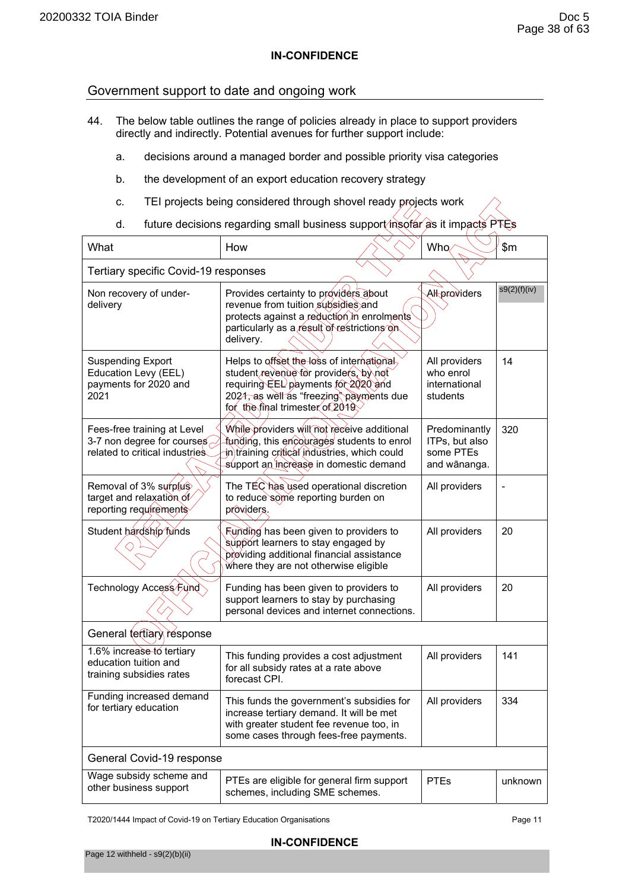## Government support to date and ongoing work

44. The below table outlines the range of policies already in place to support providers directly and indirectly. Potential avenues for further support include:

    a. decisions around a managed border and possible priority visa categories

    b. the development of an export education recovery strategy

    c. TEI projects being considered through shovel ready projects work

    d. future decisions regarding small business support insofar as it impacts PTEs

| What | How | Who | $m |
|---|---|---|---|
| Tertiary specific Covid-19 responses | | | |
| Non recovery of under-delivery | Provides certainty to providers about revenue from tuition subsidies and protects against a reduction in enrolments particularly as a result of restrictions on delivery. | All providers | s9(2)(f)(iv) |
| Suspending Export Education Levy (EEL) payments for 2020 and 2021 | Helps to offset the loss of international student revenue for providers, by not requiring EEL payments for 2020 and 2021, as well as "freezing" payments due for the final trimester of 2019 | All providers who enrol international students | 14 |
| Fees-free training at Level 3-7 non degree for courses related to critical industries | While providers will not receive additional funding, this encourages students to enrol in training critical industries, which could support an increase in domestic demand | Predominantly ITPs, but also some PTEs and wānanga. | 320 |
| Removal of 3% surplus target and relaxation of reporting requirements | The TEC has used operational discretion to reduce some reporting burden on providers. | All providers | - |
| Student hardship funds | Funding has been given to providers to support learners to stay engaged by providing additional financial assistance where they are not otherwise eligible | All providers | 20 |
| Technology Access Fund | Funding has been given to providers to support learners to stay by purchasing personal devices and internet connections. | All providers | 20 |
| General tertiary response | | | |
| 1.6% increase to tertiary education tuition and training subsidies rates | This funding provides a cost adjustment for all subsidy rates at a rate above forecast CPI. | All providers | 141 |
| Funding increased demand for tertiary education | This funds the government's subsidies for increase tertiary demand. It will be met with greater student fee revenue too, in some cases through fees-free payments. | All providers | 334 |
| General Covid-19 response | | | |
| Wage subsidy scheme and other business support | PTEs are eligible for general firm support schemes, including SME schemes. | PTEs | unknown |

Page 12 withheld - s9(2)(b)(ii)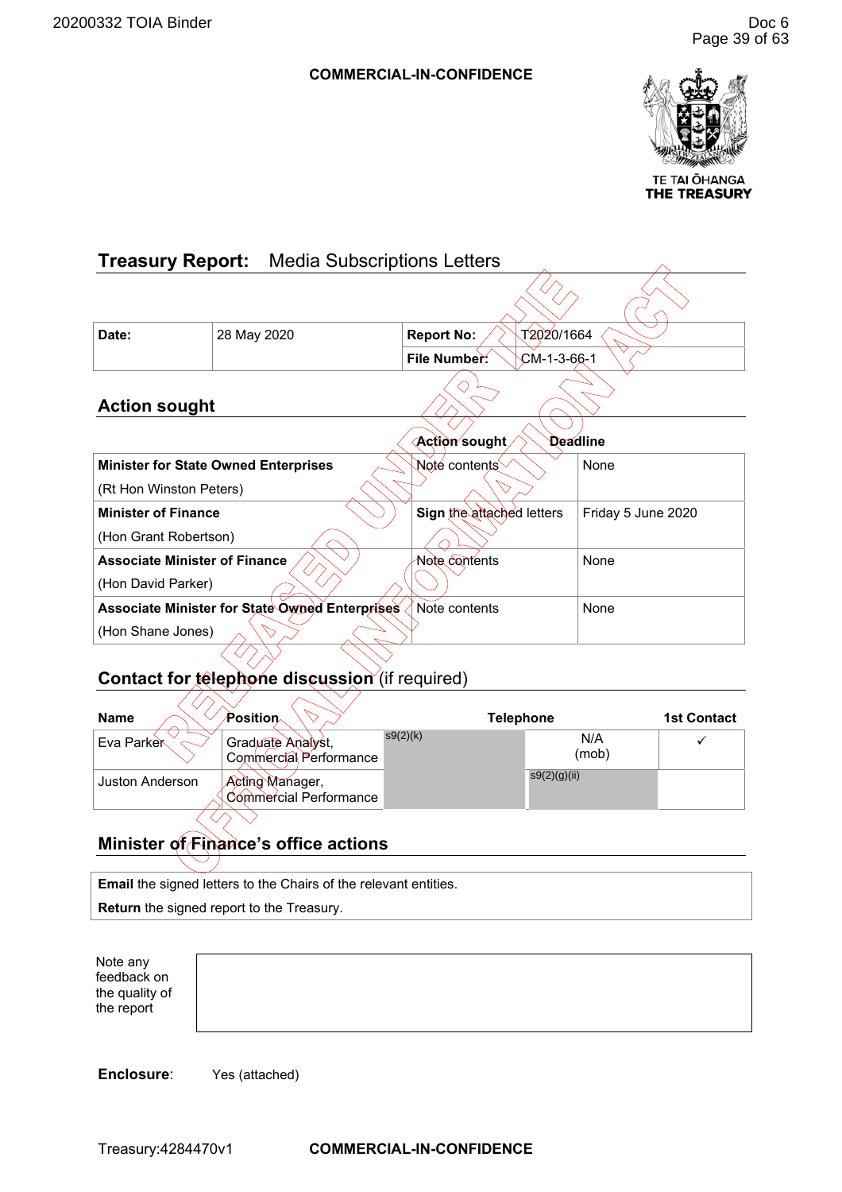**COMMERCIAL-IN-CONFIDENCE**

TE TAI ŌHANGA
THE TREASURY

# Treasury Report: Media Subscriptions Letters

| Date: | 28 May 2020 | Report No: | T2020/1664 |
|---|---|---|---|
| | | File Number: | CM-1-3-66-1 |

## Action sought

| | Action sought | Deadline |
|---|---|---|
| **Minister for State Owned Enterprises** (Rt Hon Winston Peters) | Note contents | None |
| **Minister of Finance** (Hon Grant Robertson) | **Sign** the attached letters | Friday 5 June 2020 |
| **Associate Minister of Finance** (Hon David Parker) | Note contents | None |
| **Associate Minister for State Owned Enterprises** (Hon Shane Jones) | Note contents | None |

## Contact for telephone discussion (if required)

| Name | Position | Telephone | | 1st Contact |
|---|---|---|---|---|
| Eva Parker | Graduate Analyst, Commercial Performance | s9(2)(k) | N/A (mob) | ✓ |
| Juston Anderson | Acting Manager, Commercial Performance | | s9(2)(g)(ii) | |

## Minister of Finance's office actions

**Email** the signed letters to the Chairs of the relevant entities.

**Return** the signed report to the Treasury.

| Note any feedback on the quality of the report | |
|---|---|

**Enclosure**: Yes (attached)

Treasury:4284470v1 **COMMERCIAL-IN-CONFIDENCE**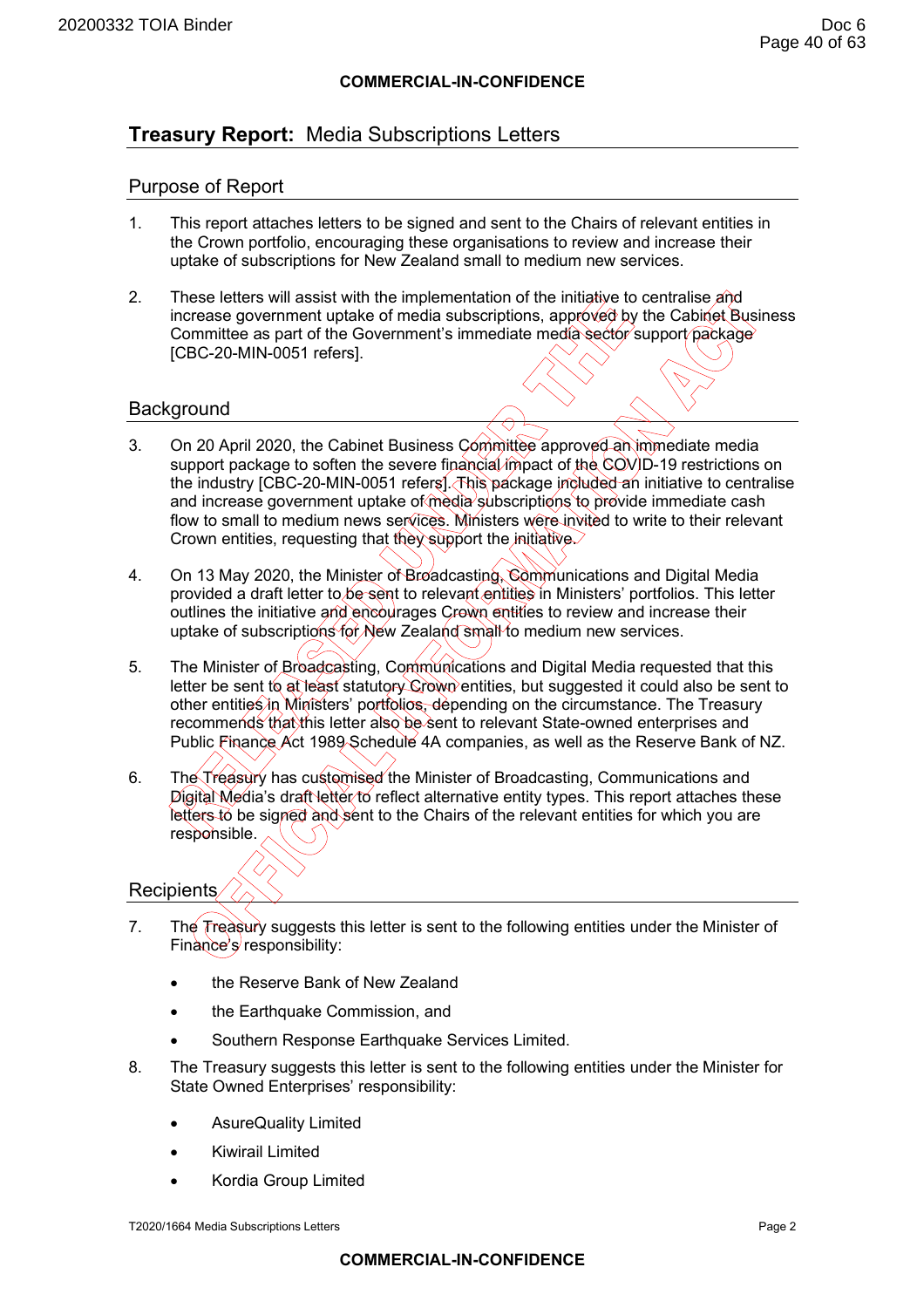**COMMERCIAL-IN-CONFIDENCE**

# **Treasury Report:** Media Subscriptions Letters

## Purpose of Report

1. This report attaches letters to be signed and sent to the Chairs of relevant entities in the Crown portfolio, encouraging these organisations to review and increase their uptake of subscriptions for New Zealand small to medium new services.

2. These letters will assist with the implementation of the initiative to centralise and increase government uptake of media subscriptions, approved by the Cabinet Business Committee as part of the Government's immediate media sector support package [CBC-20-MIN-0051 refers].

## Background

3. On 20 April 2020, the Cabinet Business Committee approved an immediate media support package to soften the severe financial impact of the COVID-19 restrictions on the industry [CBC-20-MIN-0051 refers]. This package included an initiative to centralise and increase government uptake of media subscriptions to provide immediate cash flow to small to medium news services. Ministers were invited to write to their relevant Crown entities, requesting that they support the initiative.

4. On 13 May 2020, the Minister of Broadcasting, Communications and Digital Media provided a draft letter to be sent to relevant entities in Ministers' portfolios. This letter outlines the initiative and encourages Crown entities to review and increase their uptake of subscriptions for New Zealand small to medium new services.

5. The Minister of Broadcasting, Communications and Digital Media requested that this letter be sent to at least statutory Crown entities, but suggested it could also be sent to other entities in Ministers' portfolios, depending on the circumstance. The Treasury recommends that this letter also be sent to relevant State-owned enterprises and Public Finance Act 1989 Schedule 4A companies, as well as the Reserve Bank of NZ.

6. The Treasury has customised the Minister of Broadcasting, Communications and Digital Media's draft letter to reflect alternative entity types. This report attaches these letters to be signed and sent to the Chairs of the relevant entities for which you are responsible.

## Recipients

7. The Treasury suggests this letter is sent to the following entities under the Minister of Finance's responsibility:

   - the Reserve Bank of New Zealand
   - the Earthquake Commission, and
   - Southern Response Earthquake Services Limited.

8. The Treasury suggests this letter is sent to the following entities under the Minister for State Owned Enterprises' responsibility:

   - AsureQuality Limited
   - Kiwirail Limited
   - Kordia Group Limited

T2020/1664 Media Subscriptions Letters

**COMMERCIAL-IN-CONFIDENCE**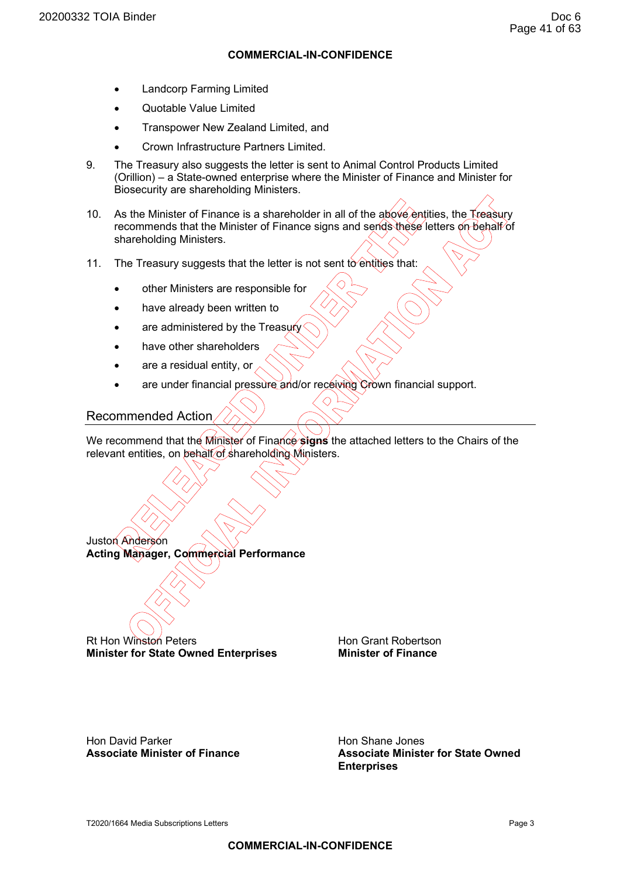COMMERCIAL-IN-CONFIDENCE

- Landcorp Farming Limited
- Quotable Value Limited
- Transpower New Zealand Limited, and
- Crown Infrastructure Partners Limited.

9. The Treasury also suggests the letter is sent to Animal Control Products Limited (Orillion) – a State-owned enterprise where the Minister of Finance and Minister for Biosecurity are shareholding Ministers.

10. As the Minister of Finance is a shareholder in all of the above entities, the Treasury recommends that the Minister of Finance signs and sends these letters on behalf of shareholding Ministers.

11. The Treasury suggests that the letter is not sent to entities that:

- other Ministers are responsible for
- have already been written to
- are administered by the Treasury
- have other shareholders
- are a residual entity, or
- are under financial pressure and/or receiving Crown financial support.

## Recommended Action

We recommend that the Minister of Finance **signs** the attached letters to the Chairs of the relevant entities, on behalf of shareholding Ministers.

Juston Anderson
**Acting Manager, Commercial Performance**

Rt Hon Winston Peters
**Minister for State Owned Enterprises**

Hon Grant Robertson
**Minister of Finance**

Hon David Parker
**Associate Minister of Finance**

Hon Shane Jones
**Associate Minister for State Owned Enterprises**

T2020/1664 Media Subscriptions Letters

COMMERCIAL-IN-CONFIDENCE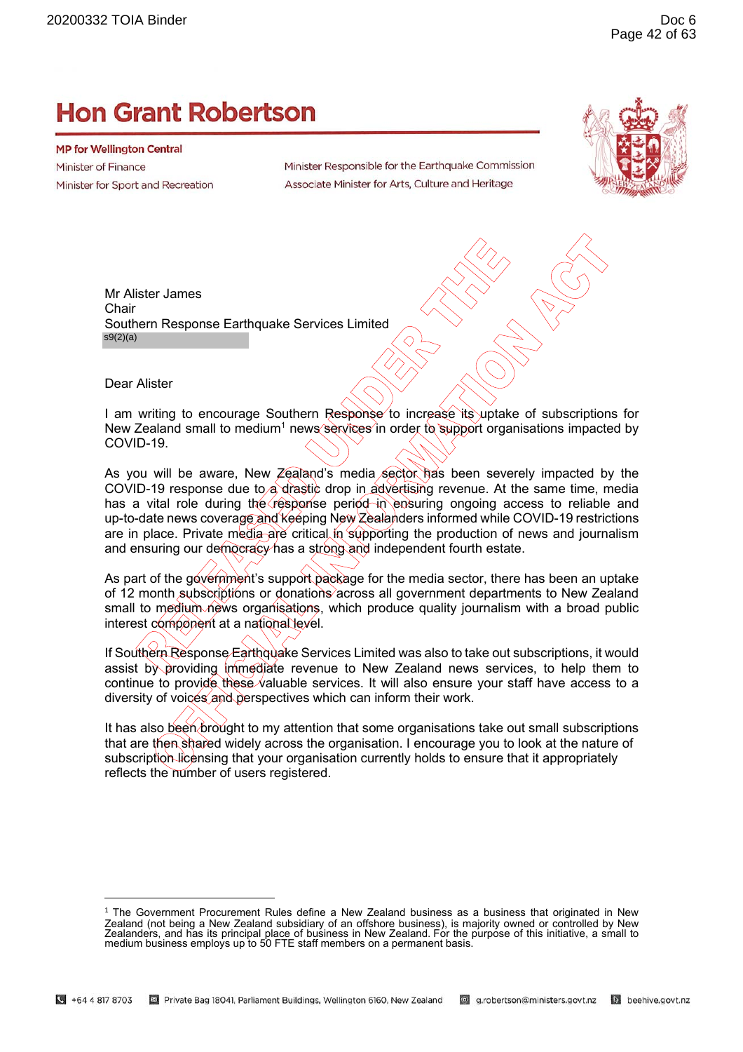# Hon Grant Robertson

**MP for Wellington Central**

Minister of Finance

Minister for Sport and Recreation

Minister Responsible for the Earthquake Commission

Associate Minister for Arts, Culture and Heritage

RELEASED UNDER THE OFFICIAL INFORMATION ACT

Mr Alister James
Chair
Southern Response Earthquake Services Limited
s9(2)(a)

Dear Alister

I am writing to encourage Southern Response to increase its uptake of subscriptions for New Zealand small to medium[1] news services in order to support organisations impacted by COVID-19.

As you will be aware, New Zealand's media sector has been severely impacted by the COVID-19 response due to a drastic drop in advertising revenue. At the same time, media has a vital role during the response period in ensuring ongoing access to reliable and up-to-date news coverage and keeping New Zealanders informed while COVID-19 restrictions are in place. Private media are critical in supporting the production of news and journalism and ensuring our democracy has a strong and independent fourth estate.

As part of the government's support package for the media sector, there has been an uptake of 12 month subscriptions or donations across all government departments to New Zealand small to medium news organisations, which produce quality journalism with a broad public interest component at a national level.

If Southern Response Earthquake Services Limited was also to take out subscriptions, it would assist by providing immediate revenue to New Zealand news services, to help them to continue to provide these valuable services. It will also ensure your staff have access to a diversity of voices and perspectives which can inform their work.

It has also been brought to my attention that some organisations take out small subscriptions that are then shared widely across the organisation. I encourage you to look at the nature of subscription licensing that your organisation currently holds to ensure that it appropriately reflects the number of users registered.

---

[1] The Government Procurement Rules define a New Zealand business as a business that originated in New Zealand (not being a New Zealand subsidiary of an offshore business), is majority owned or controlled by New Zealanders, and has its principal place of business in New Zealand. For the purpose of this initiative, a small to medium business employs up to 50 FTE staff members on a permanent basis.

+64 4 817 8703 | Private Bag 18041, Parliament Buildings, Wellington 6160, New Zealand | g.robertson@ministers.govt.nz | beehive.govt.nz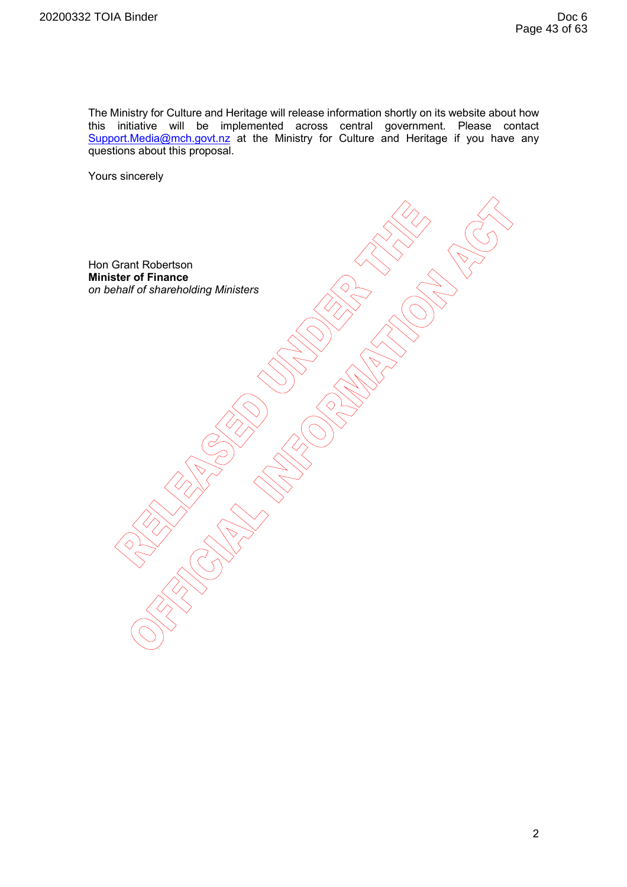The Ministry for Culture and Heritage will release information shortly on its website about how this initiative will be implemented across central government. Please contact Support.Media@mch.govt.nz at the Ministry for Culture and Heritage if you have any questions about this proposal.

Yours sincerely

Hon Grant Robertson
**Minister of Finance**
*on behalf of shareholding Ministers*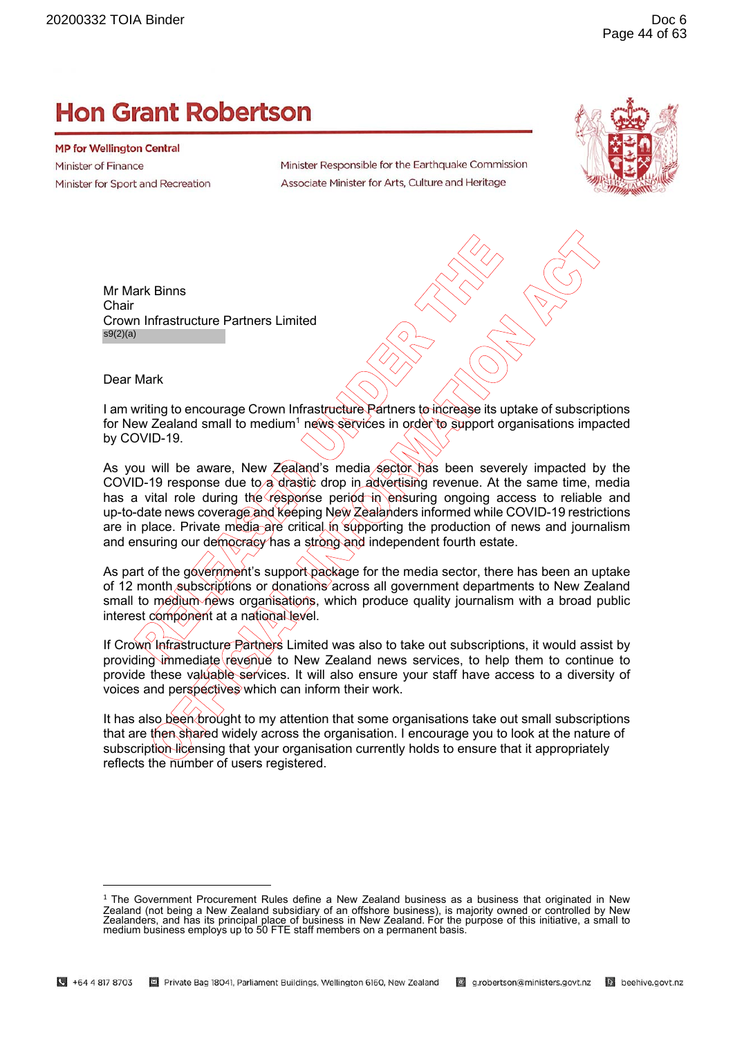# Hon Grant Robertson

**MP for Wellington Central**

Minister of Finance
Minister for Sport and Recreation

Minister Responsible for the Earthquake Commission
Associate Minister for Arts, Culture and Heritage

RELEASED UNDER THE OFFICIAL INFORMATION ACT

Mr Mark Binns
Chair
Crown Infrastructure Partners Limited
s9(2)(a)

Dear Mark

I am writing to encourage Crown Infrastructure Partners to increase its uptake of subscriptions for New Zealand small to medium[1] news services in order to support organisations impacted by COVID-19.

As you will be aware, New Zealand's media sector has been severely impacted by the COVID-19 response due to a drastic drop in advertising revenue. At the same time, media has a vital role during the response period in ensuring ongoing access to reliable and up-to-date news coverage and keeping New Zealanders informed while COVID-19 restrictions are in place. Private media are critical in supporting the production of news and journalism and ensuring our democracy has a strong and independent fourth estate.

As part of the government's support package for the media sector, there has been an uptake of 12 month subscriptions or donations across all government departments to New Zealand small to medium news organisations, which produce quality journalism with a broad public interest component at a national level.

If Crown Infrastructure Partners Limited was also to take out subscriptions, it would assist by providing immediate revenue to New Zealand news services, to help them to continue to provide these valuable services. It will also ensure your staff have access to a diversity of voices and perspectives which can inform their work.

It has also been brought to my attention that some organisations take out small subscriptions that are then shared widely across the organisation. I encourage you to look at the nature of subscription licensing that your organisation currently holds to ensure that it appropriately reflects the number of users registered.

---

[1] The Government Procurement Rules define a New Zealand business as a business that originated in New Zealand (not being a New Zealand subsidiary of an offshore business), is majority owned or controlled by New Zealanders, and has its principal place of business in New Zealand. For the purpose of this initiative, a small to medium business employs up to 50 FTE staff members on a permanent basis.

+64 4 817 8703 | Private Bag 18041, Parliament Buildings, Wellington 6160, New Zealand | g.robertson@ministers.govt.nz | beehive.govt.nz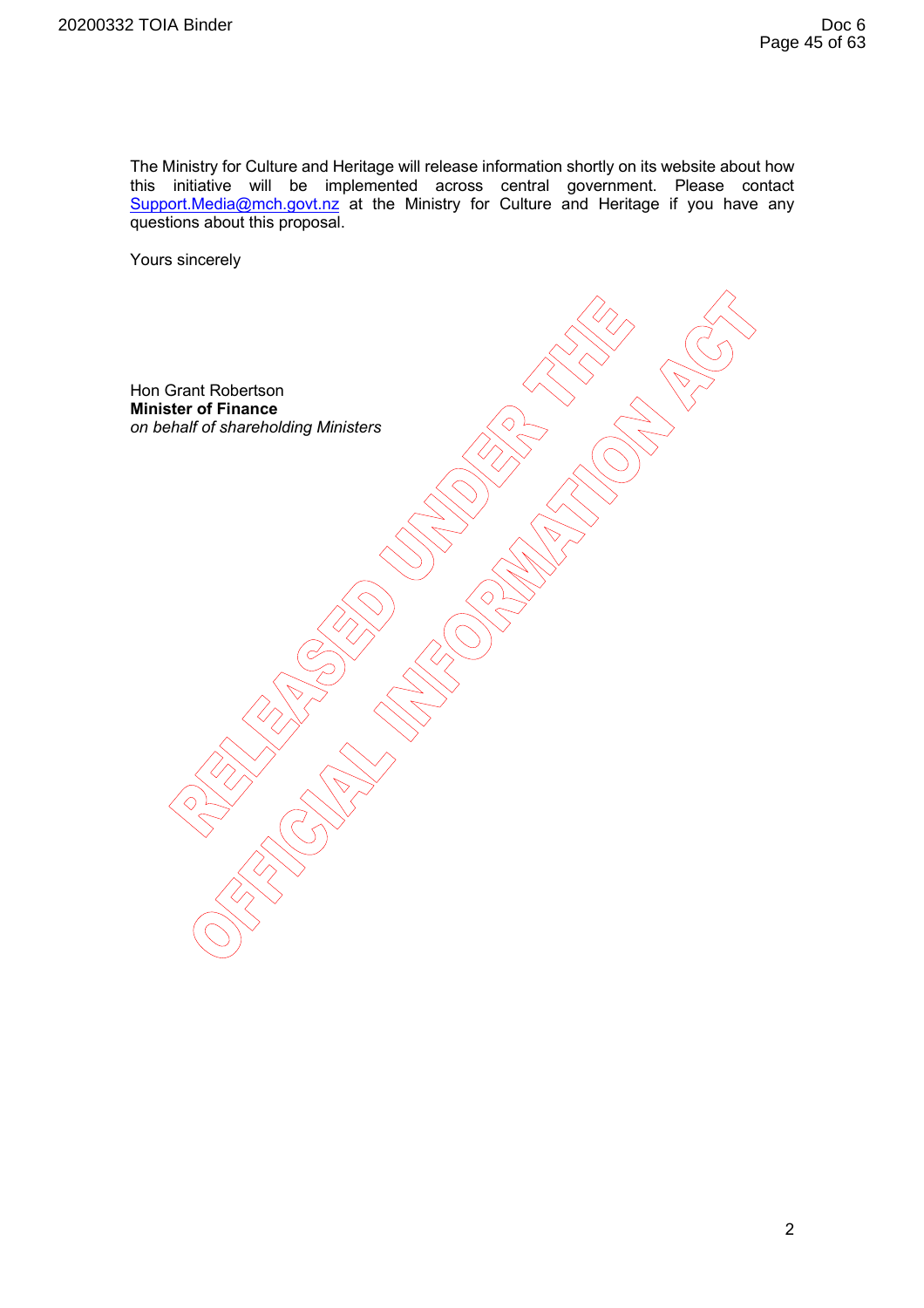The Ministry for Culture and Heritage will release information shortly on its website about how this initiative will be implemented across central government. Please contact Support.Media@mch.govt.nz at the Ministry for Culture and Heritage if you have any questions about this proposal.

Yours sincerely

Hon Grant Robertson
**Minister of Finance**
*on behalf of shareholding Ministers*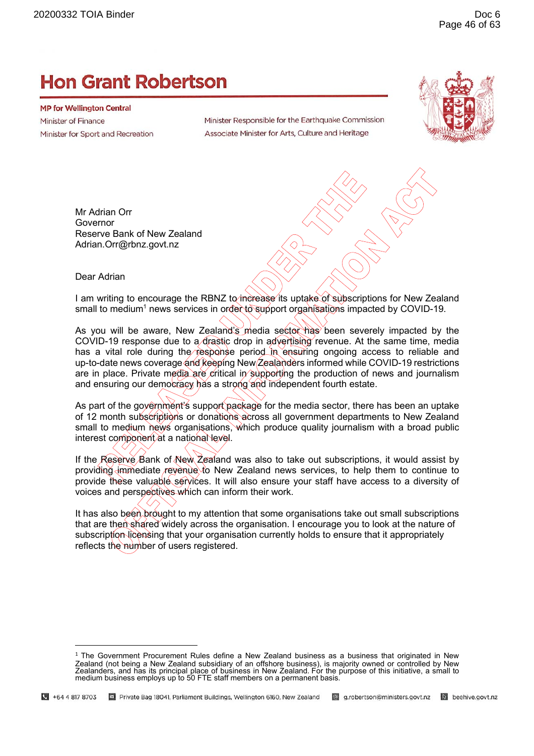# Hon Grant Robertson

**MP for Wellington Central**

Minister of Finance

Minister for Sport and Recreation

Minister Responsible for the Earthquake Commission

Associate Minister for Arts, Culture and Heritage

RELEASED UNDER THE OFFICIAL INFORMATION ACT

Mr Adrian Orr
Governor
Reserve Bank of New Zealand
Adrian.Orr@rbnz.govt.nz

Dear Adrian

I am writing to encourage the RBNZ to increase its uptake of subscriptions for New Zealand small to medium[1] news services in order to support organisations impacted by COVID-19.

As you will be aware, New Zealand's media sector has been severely impacted by the COVID-19 response due to a drastic drop in advertising revenue. At the same time, media has a vital role during the response period in ensuring ongoing access to reliable and up-to-date news coverage and keeping New Zealanders informed while COVID-19 restrictions are in place. Private media are critical in supporting the production of news and journalism and ensuring our democracy has a strong and independent fourth estate.

As part of the government's support package for the media sector, there has been an uptake of 12 month subscriptions or donations across all government departments to New Zealand small to medium news organisations, which produce quality journalism with a broad public interest component at a national level.

If the Reserve Bank of New Zealand was also to take out subscriptions, it would assist by providing immediate revenue to New Zealand news services, to help them to continue to provide these valuable services. It will also ensure your staff have access to a diversity of voices and perspectives which can inform their work.

It has also been brought to my attention that some organisations take out small subscriptions that are then shared widely across the organisation. I encourage you to look at the nature of subscription licensing that your organisation currently holds to ensure that it appropriately reflects the number of users registered.

---

[1] The Government Procurement Rules define a New Zealand business as a business that originated in New Zealand (not being a New Zealand subsidiary of an offshore business), is majority owned or controlled by New Zealanders, and has its principal place of business in New Zealand. For the purpose of this initiative, a small to medium business employs up to 50 FTE staff members on a permanent basis.

+64 4 817 8703 | Private Bag 18041, Parliament Buildings, Wellington 6160, New Zealand | g.robertson@ministers.govt.nz | beehive.govt.nz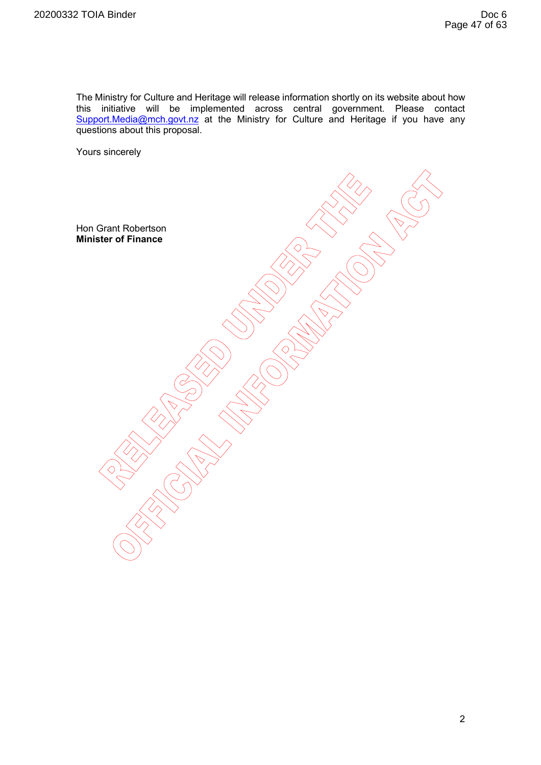The Ministry for Culture and Heritage will release information shortly on its website about how this initiative will be implemented across central government. Please contact Support.Media@mch.govt.nz at the Ministry for Culture and Heritage if you have any questions about this proposal.

Yours sincerely

Hon Grant Robertson
**Minister of Finance**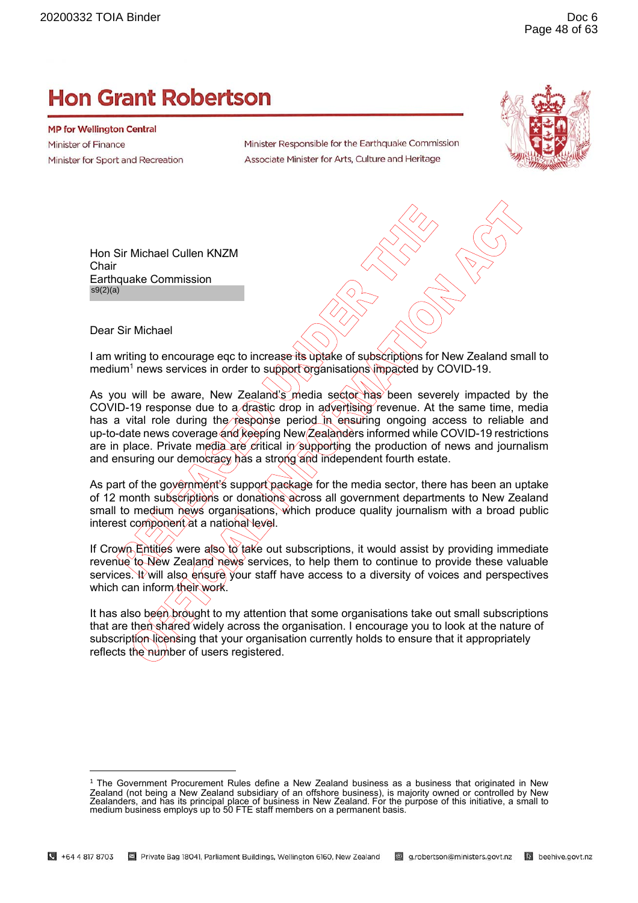# Hon Grant Robertson

**MP for Wellington Central**

Minister of Finance

Minister for Sport and Recreation

Minister Responsible for the Earthquake Commission

Associate Minister for Arts, Culture and Heritage

Hon Sir Michael Cullen KNZM
Chair
Earthquake Commission
s9(2)(a)

Dear Sir Michael

I am writing to encourage eqc to increase its uptake of subscriptions for New Zealand small to medium[1] news services in order to support organisations impacted by COVID-19.

As you will be aware, New Zealand's media sector has been severely impacted by the COVID-19 response due to a drastic drop in advertising revenue. At the same time, media has a vital role during the response period in ensuring ongoing access to reliable and up-to-date news coverage and keeping New Zealanders informed while COVID-19 restrictions are in place. Private media are critical in supporting the production of news and journalism and ensuring our democracy has a strong and independent fourth estate.

As part of the government's support package for the media sector, there has been an uptake of 12 month subscriptions or donations across all government departments to New Zealand small to medium news organisations, which produce quality journalism with a broad public interest component at a national level.

If Crown Entities were also to take out subscriptions, it would assist by providing immediate revenue to New Zealand news services, to help them to continue to provide these valuable services. It will also ensure your staff have access to a diversity of voices and perspectives which can inform their work.

It has also been brought to my attention that some organisations take out small subscriptions that are then shared widely across the organisation. I encourage you to look at the nature of subscription licensing that your organisation currently holds to ensure that it appropriately reflects the number of users registered.

---

[1] The Government Procurement Rules define a New Zealand business as a business that originated in New Zealand (not being a New Zealand subsidiary of an offshore business), is majority owned or controlled by New Zealanders, and has its principal place of business in New Zealand. For the purpose of this initiative, a small to medium business employs up to 50 FTE staff members on a permanent basis.

+64 4 817 8703 | Private Bag 18041, Parliament Buildings, Wellington 6160, New Zealand | g.robertson@ministers.govt.nz | beehive.govt.nz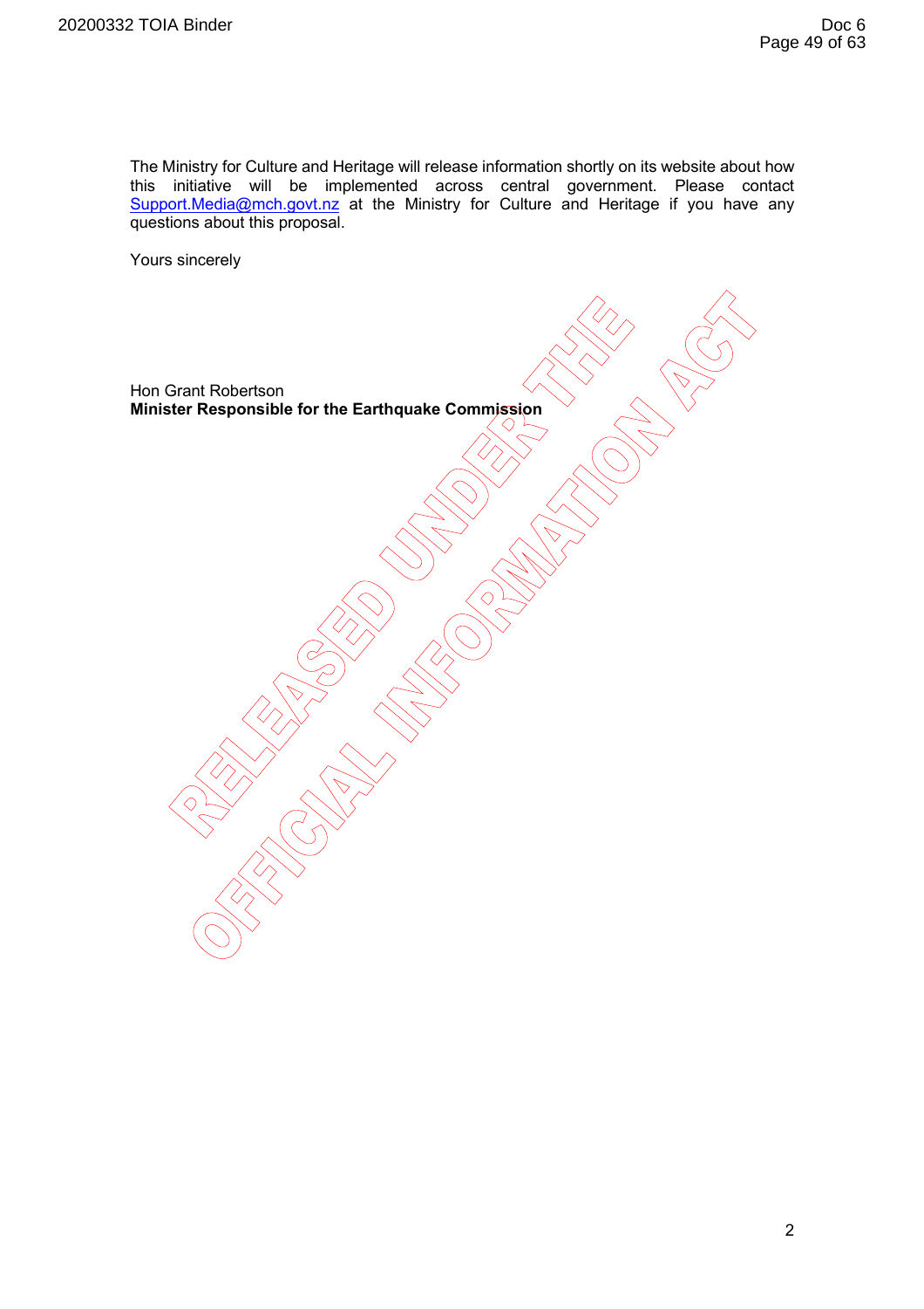The Ministry for Culture and Heritage will release information shortly on its website about how this initiative will be implemented across central government. Please contact Support.Media@mch.govt.nz at the Ministry for Culture and Heritage if you have any questions about this proposal.

Yours sincerely

Hon Grant Robertson
**Minister Responsible for the Earthquake Commission**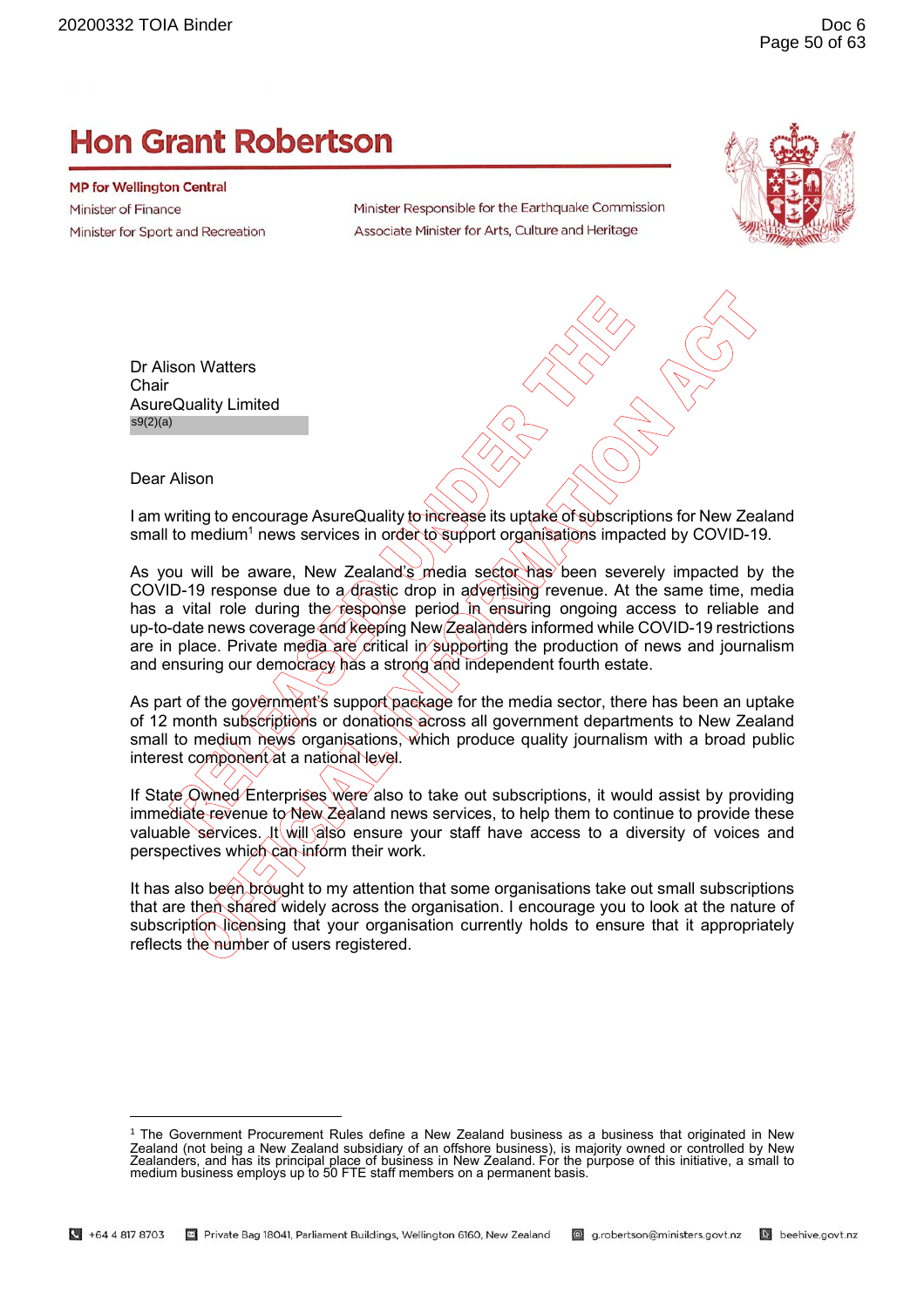# Hon Grant Robertson

**MP for Wellington Central**

Minister of Finance

Minister for Sport and Recreation

Minister Responsible for the Earthquake Commission

Associate Minister for Arts, Culture and Heritage

Dr Alison Watters
Chair
AsureQuality Limited
s9(2)(a)

Dear Alison

I am writing to encourage AsureQuality to increase its uptake of subscriptions for New Zealand small to medium[1] news services in order to support organisations impacted by COVID-19.

As you will be aware, New Zealand's media sector has been severely impacted by the COVID-19 response due to a drastic drop in advertising revenue. At the same time, media has a vital role during the response period in ensuring ongoing access to reliable and up-to-date news coverage and keeping New Zealanders informed while COVID-19 restrictions are in place. Private media are critical in supporting the production of news and journalism and ensuring our democracy has a strong and independent fourth estate.

As part of the government's support package for the media sector, there has been an uptake of 12 month subscriptions or donations across all government departments to New Zealand small to medium news organisations, which produce quality journalism with a broad public interest component at a national level.

If State Owned Enterprises were also to take out subscriptions, it would assist by providing immediate revenue to New Zealand news services, to help them to continue to provide these valuable services. It will also ensure your staff have access to a diversity of voices and perspectives which can inform their work.

It has also been brought to my attention that some organisations take out small subscriptions that are then shared widely across the organisation. I encourage you to look at the nature of subscription licensing that your organisation currently holds to ensure that it appropriately reflects the number of users registered.

[1] The Government Procurement Rules define a New Zealand business as a business that originated in New Zealand (not being a New Zealand subsidiary of an offshore business), is majority owned or controlled by New Zealanders, and has its principal place of business in New Zealand. For the purpose of this initiative, a small to medium business employs up to 50 FTE staff members on a permanent basis.

+64 4 817 8703 | Private Bag 18041, Parliament Buildings, Wellington 6160, New Zealand | g.robertson@ministers.govt.nz | beehive.govt.nz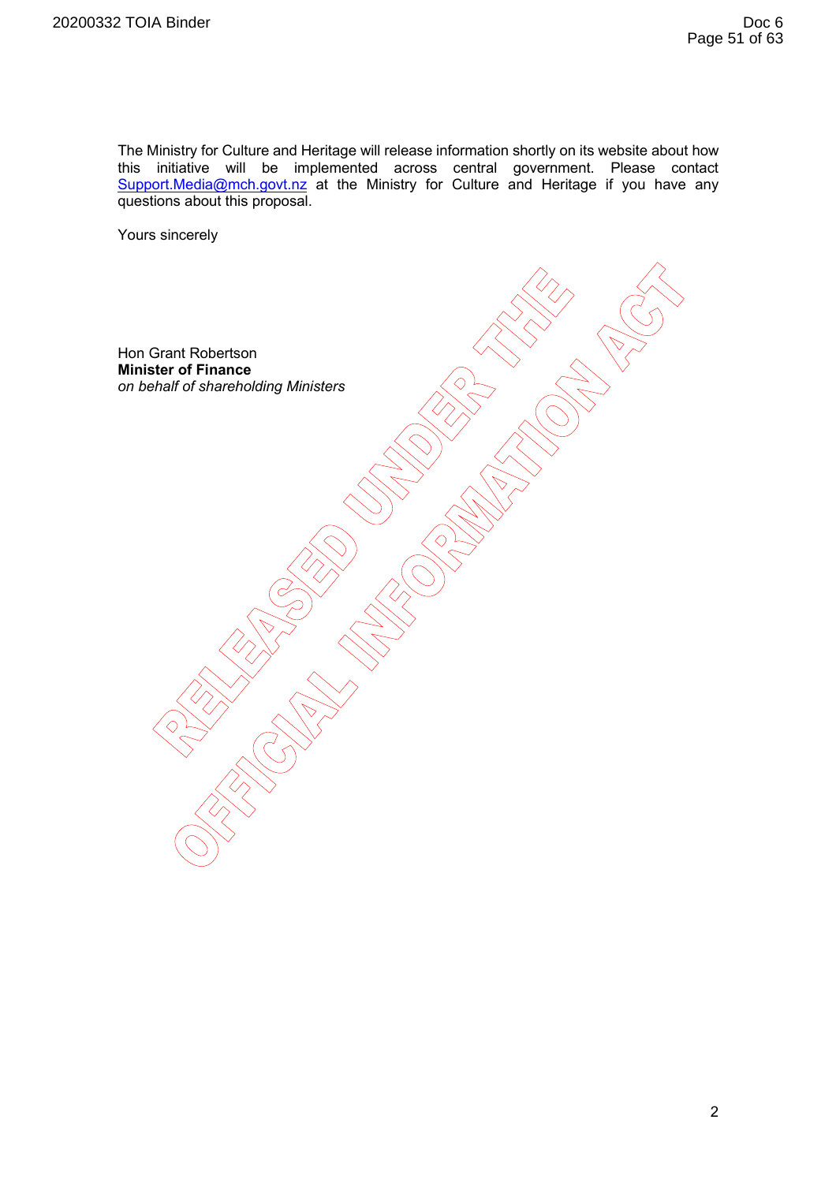The Ministry for Culture and Heritage will release information shortly on its website about how this initiative will be implemented across central government. Please contact Support.Media@mch.govt.nz at the Ministry for Culture and Heritage if you have any questions about this proposal.

Yours sincerely

Hon Grant Robertson
**Minister of Finance**
*on behalf of shareholding Ministers*

RELEASED UNDER THE OFFICIAL INFORMATION ACT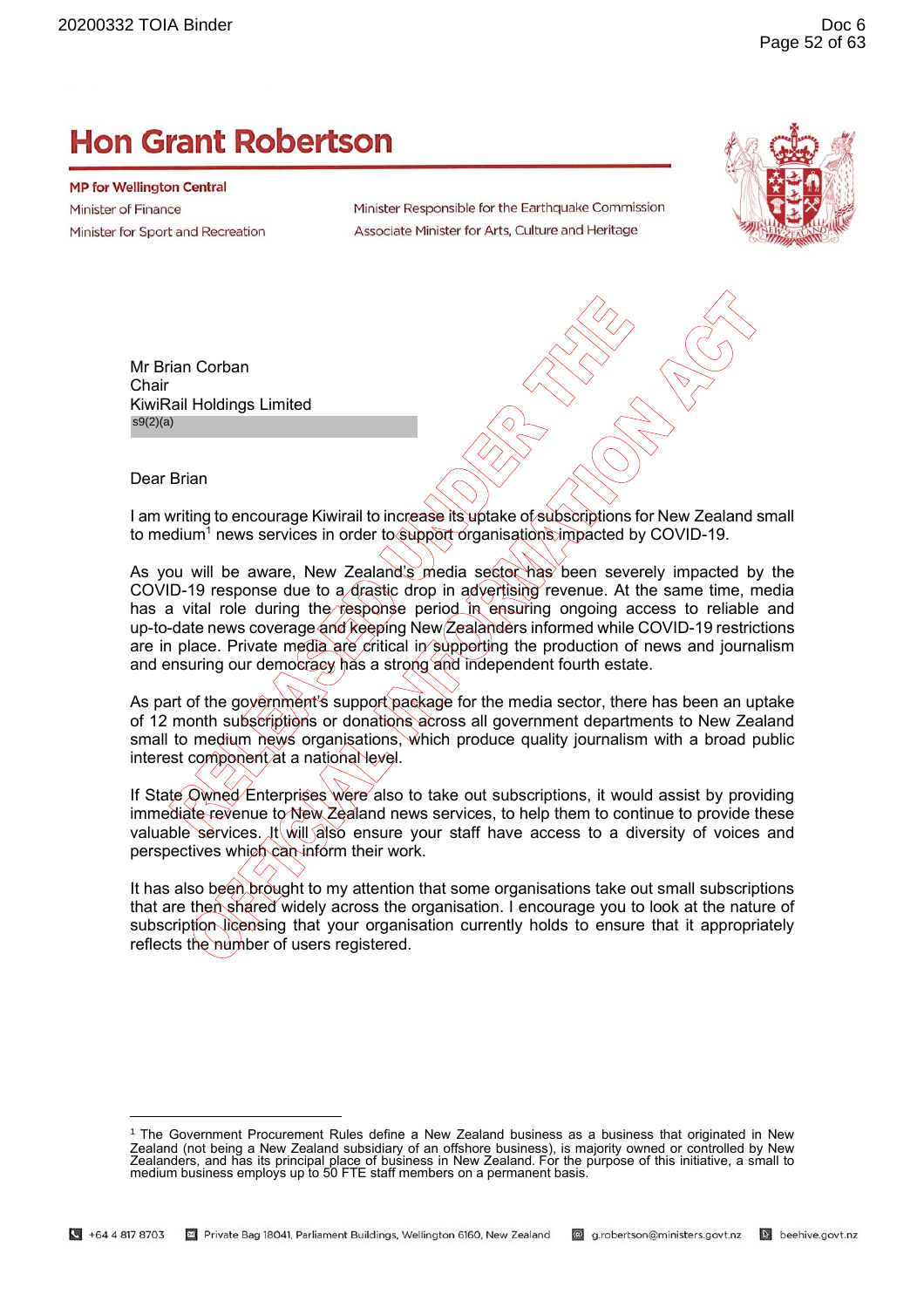# Hon Grant Robertson

**MP for Wellington Central**

Minister of Finance

Minister for Sport and Recreation

Minister Responsible for the Earthquake Commission

Associate Minister for Arts, Culture and Heritage

Mr Brian Corban
Chair
KiwiRail Holdings Limited
s9(2)(a)

Dear Brian

I am writing to encourage Kiwirail to increase its uptake of subscriptions for New Zealand small to medium[1] news services in order to support organisations impacted by COVID-19.

As you will be aware, New Zealand's media sector has been severely impacted by the COVID-19 response due to a drastic drop in advertising revenue. At the same time, media has a vital role during the response period in ensuring ongoing access to reliable and up-to-date news coverage and keeping New Zealanders informed while COVID-19 restrictions are in place. Private media are critical in supporting the production of news and journalism and ensuring our democracy has a strong and independent fourth estate.

As part of the government's support package for the media sector, there has been an uptake of 12 month subscriptions or donations across all government departments to New Zealand small to medium news organisations, which produce quality journalism with a broad public interest component at a national level.

If State Owned Enterprises were also to take out subscriptions, it would assist by providing immediate revenue to New Zealand news services, to help them to continue to provide these valuable services. It will also ensure your staff have access to a diversity of voices and perspectives which can inform their work.

It has also been brought to my attention that some organisations take out small subscriptions that are then shared widely across the organisation. I encourage you to look at the nature of subscription licensing that your organisation currently holds to ensure that it appropriately reflects the number of users registered.

[1] The Government Procurement Rules define a New Zealand business as a business that originated in New Zealand (not being a New Zealand subsidiary of an offshore business), is majority owned or controlled by New Zealanders, and has its principal place of business in New Zealand. For the purpose of this initiative, a small to medium business employs up to 50 FTE staff members on a permanent basis.

+64 4 817 8703 | Private Bag 18041, Parliament Buildings, Wellington 6160, New Zealand | g.robertson@ministers.govt.nz | beehive.govt.nz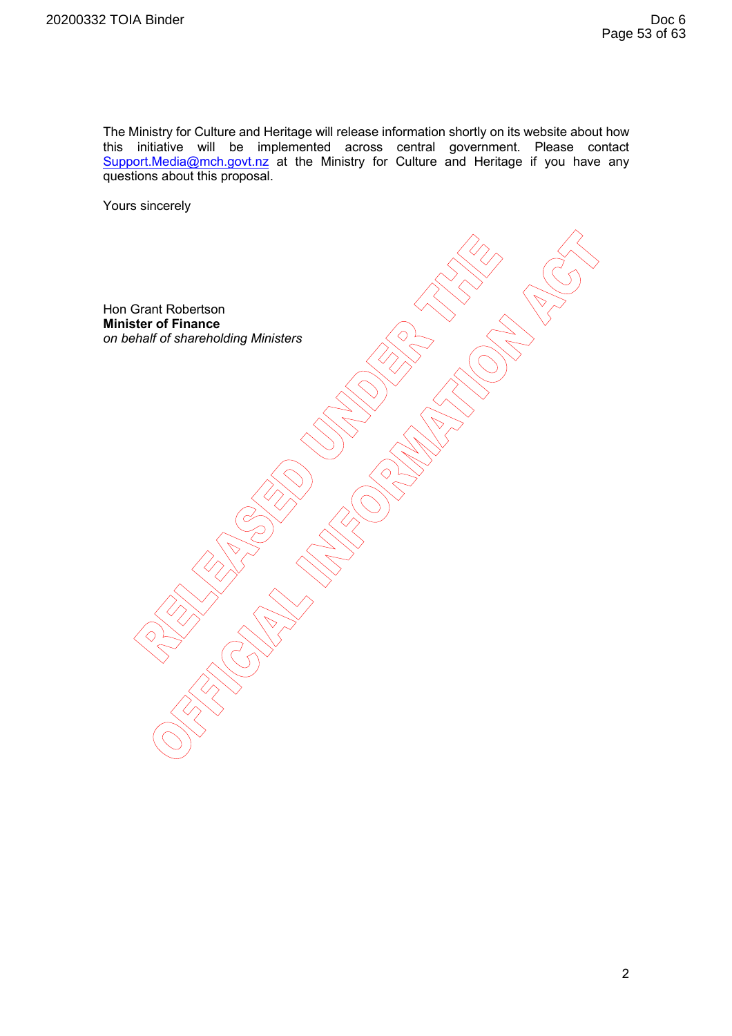The Ministry for Culture and Heritage will release information shortly on its website about how this initiative will be implemented across central government. Please contact Support.Media@mch.govt.nz at the Ministry for Culture and Heritage if you have any questions about this proposal.

Yours sincerely

Hon Grant Robertson
**Minister of Finance**
*on behalf of shareholding Ministers*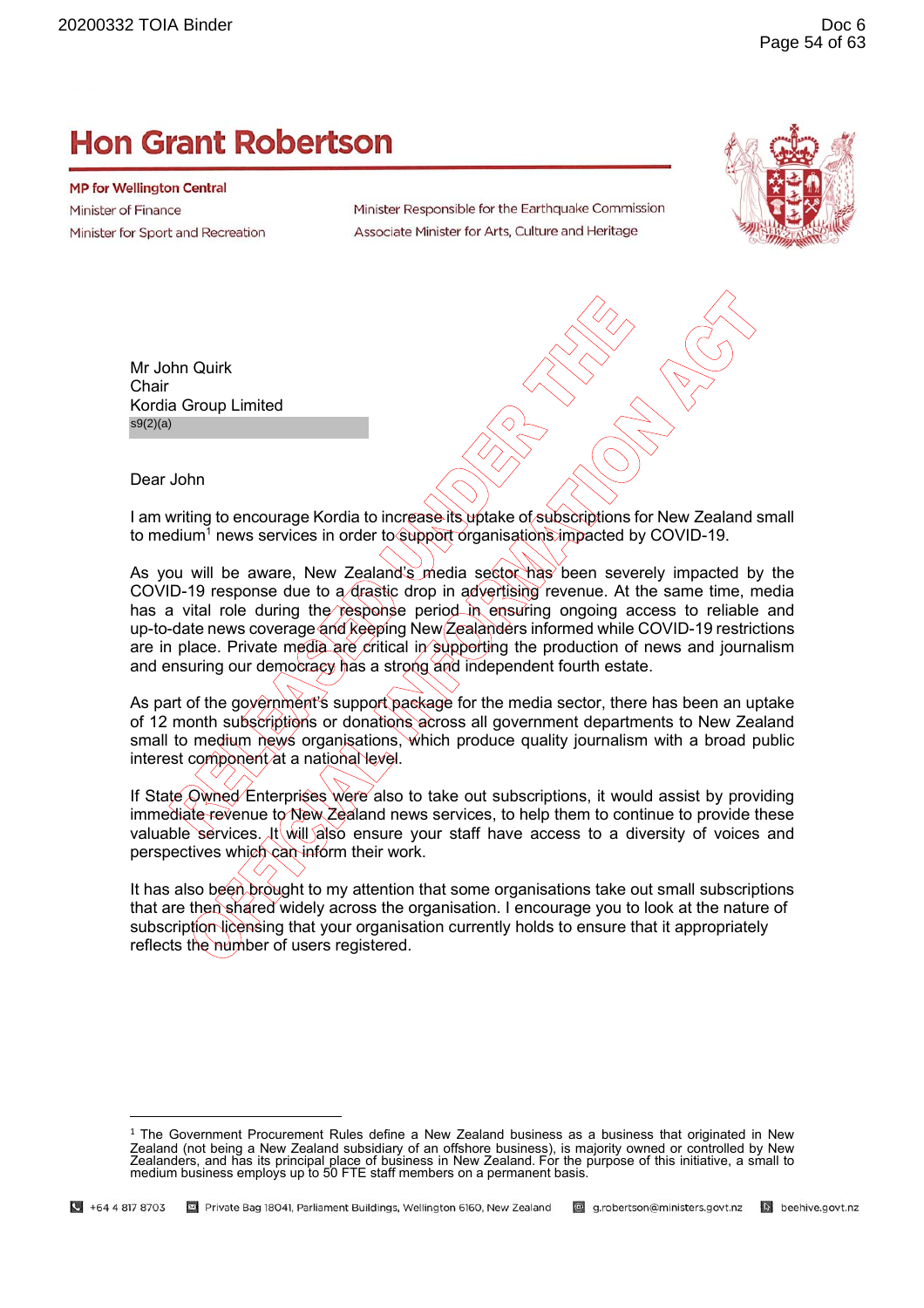# Hon Grant Robertson

**MP for Wellington Central**

Minister of Finance

Minister for Sport and Recreation

Minister Responsible for the Earthquake Commission

Associate Minister for Arts, Culture and Heritage

Mr John Quirk
Chair
Kordia Group Limited
s9(2)(a)

Dear John

I am writing to encourage Kordia to increase its uptake of subscriptions for New Zealand small to medium[1] news services in order to support organisations impacted by COVID-19.

As you will be aware, New Zealand's media sector has been severely impacted by the COVID-19 response due to a drastic drop in advertising revenue. At the same time, media has a vital role during the response period in ensuring ongoing access to reliable and up-to-date news coverage and keeping New Zealanders informed while COVID-19 restrictions are in place. Private media are critical in supporting the production of news and journalism and ensuring our democracy has a strong and independent fourth estate.

As part of the government's support package for the media sector, there has been an uptake of 12 month subscriptions or donations across all government departments to New Zealand small to medium news organisations, which produce quality journalism with a broad public interest component at a national level.

If State Owned Enterprises were also to take out subscriptions, it would assist by providing immediate revenue to New Zealand news services, to help them to continue to provide these valuable services. It will also ensure your staff have access to a diversity of voices and perspectives which can inform their work.

It has also been brought to my attention that some organisations take out small subscriptions that are then shared widely across the organisation. I encourage you to look at the nature of subscription licensing that your organisation currently holds to ensure that it appropriately reflects the number of users registered.

---

[1] The Government Procurement Rules define a New Zealand business as a business that originated in New Zealand (not being a New Zealand subsidiary of an offshore business), is majority owned or controlled by New Zealanders, and has its principal place of business in New Zealand. For the purpose of this initiative, a small to medium business employs up to 50 FTE staff members on a permanent basis.

+64 4 817 8703 | Private Bag 18041, Parliament Buildings, Wellington 6160, New Zealand | g.robertson@ministers.govt.nz | beehive.govt.nz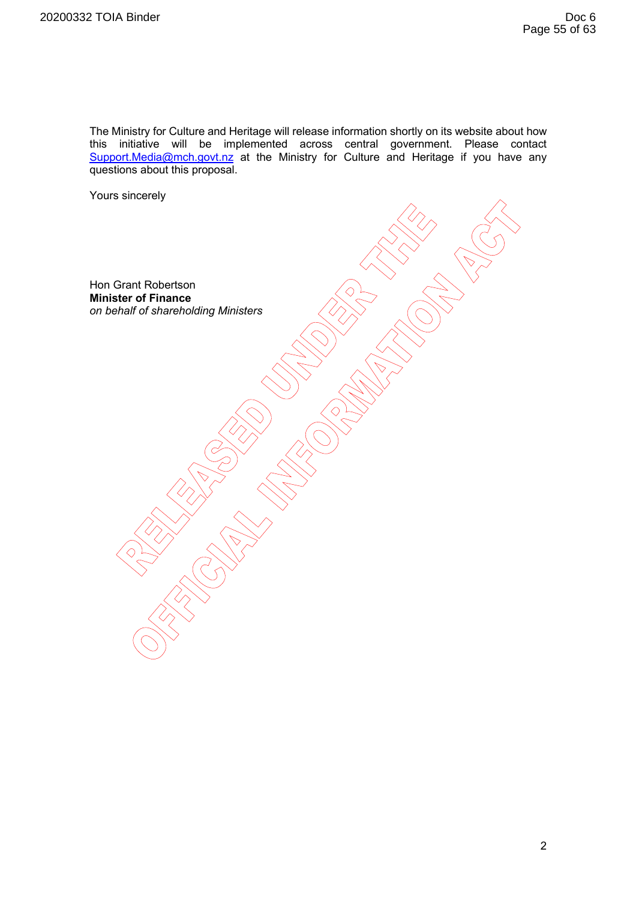The Ministry for Culture and Heritage will release information shortly on its website about how this initiative will be implemented across central government. Please contact Support.Media@mch.govt.nz at the Ministry for Culture and Heritage if you have any questions about this proposal.

Yours sincerely

Hon Grant Robertson
**Minister of Finance**
*on behalf of shareholding Ministers*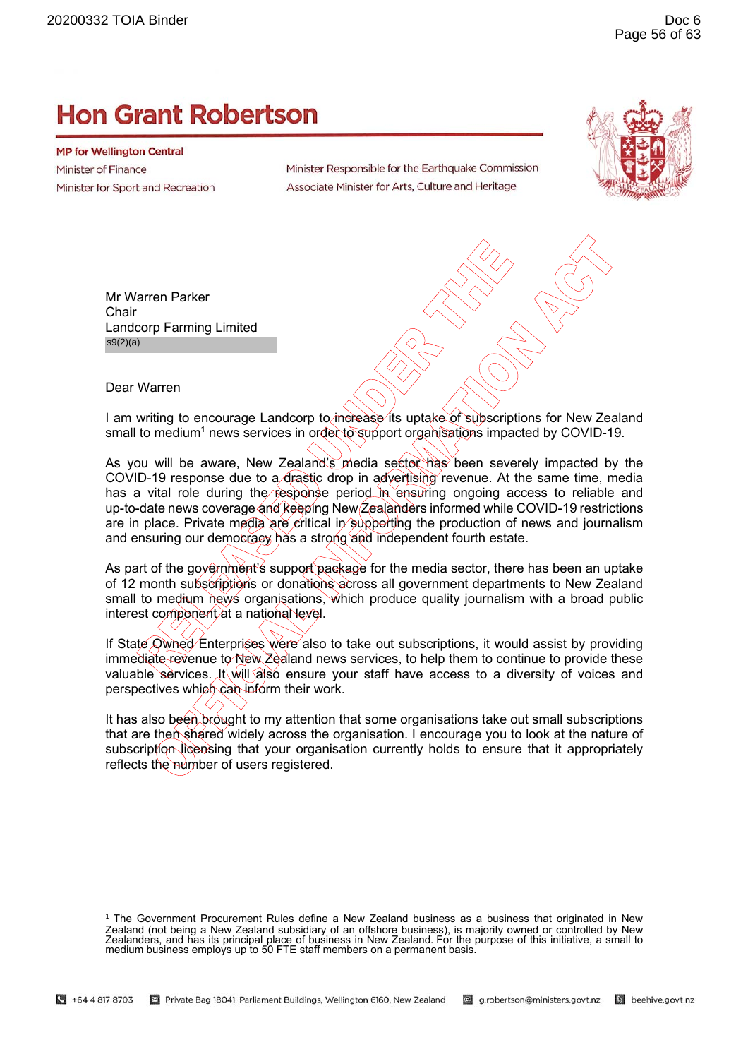# Hon Grant Robertson

**MP for Wellington Central**

Minister of Finance

Minister for Sport and Recreation

Minister Responsible for the Earthquake Commission

Associate Minister for Arts, Culture and Heritage

Mr Warren Parker
Chair
Landcorp Farming Limited
s9(2)(a)

Dear Warren

I am writing to encourage Landcorp to increase its uptake of subscriptions for New Zealand small to medium[1] news services in order to support organisations impacted by COVID-19.

As you will be aware, New Zealand's media sector has been severely impacted by the COVID-19 response due to a drastic drop in advertising revenue. At the same time, media has a vital role during the response period in ensuring ongoing access to reliable and up-to-date news coverage and keeping New Zealanders informed while COVID-19 restrictions are in place. Private media are critical in supporting the production of news and journalism and ensuring our democracy has a strong and independent fourth estate.

As part of the government's support package for the media sector, there has been an uptake of 12 month subscriptions or donations across all government departments to New Zealand small to medium news organisations, which produce quality journalism with a broad public interest component at a national level.

If State Owned Enterprises were also to take out subscriptions, it would assist by providing immediate revenue to New Zealand news services, to help them to continue to provide these valuable services. It will also ensure your staff have access to a diversity of voices and perspectives which can inform their work.

It has also been brought to my attention that some organisations take out small subscriptions that are then shared widely across the organisation. I encourage you to look at the nature of subscription licensing that your organisation currently holds to ensure that it appropriately reflects the number of users registered.

---

[1] The Government Procurement Rules define a New Zealand business as a business that originated in New Zealand (not being a New Zealand subsidiary of an offshore business), is majority owned or controlled by New Zealanders, and has its principal place of business in New Zealand. For the purpose of this initiative, a small to medium business employs up to 50 FTE staff members on a permanent basis.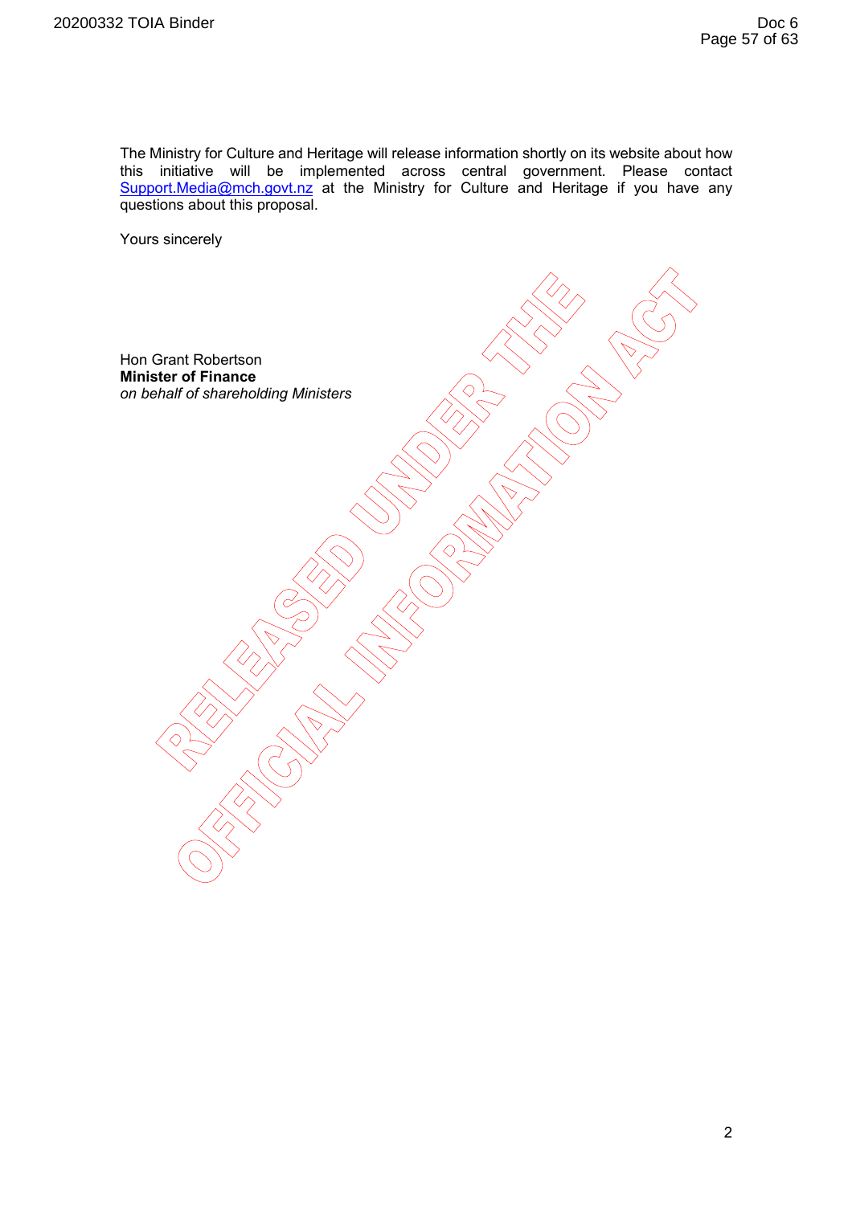The Ministry for Culture and Heritage will release information shortly on its website about how this initiative will be implemented across central government. Please contact Support.Media@mch.govt.nz at the Ministry for Culture and Heritage if you have any questions about this proposal.

Yours sincerely

Hon Grant Robertson
**Minister of Finance**
*on behalf of shareholding Ministers*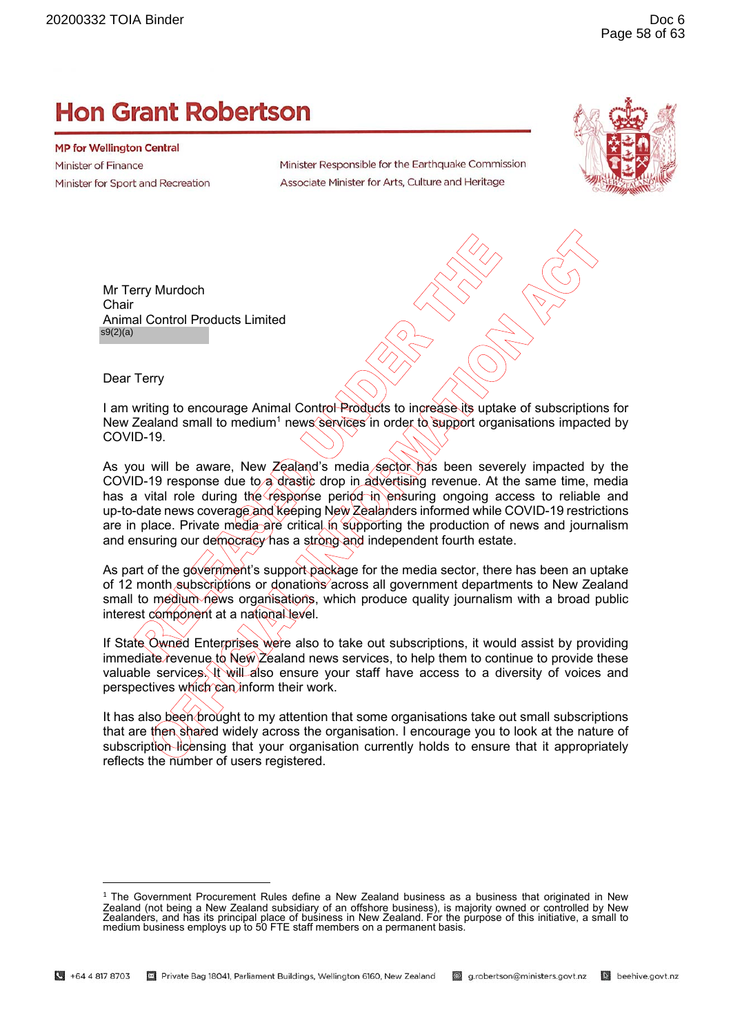# Hon Grant Robertson

**MP for Wellington Central**

Minister of Finance

Minister for Sport and Recreation

Minister Responsible for the Earthquake Commission

Associate Minister for Arts, Culture and Heritage

Mr Terry Murdoch
Chair
Animal Control Products Limited
s9(2)(a)

Dear Terry

I am writing to encourage Animal Control Products to increase its uptake of subscriptions for New Zealand small to medium[1] news services in order to support organisations impacted by COVID-19.

As you will be aware, New Zealand's media sector has been severely impacted by the COVID-19 response due to a drastic drop in advertising revenue. At the same time, media has a vital role during the response period in ensuring ongoing access to reliable and up-to-date news coverage and keeping New Zealanders informed while COVID-19 restrictions are in place. Private media are critical in supporting the production of news and journalism and ensuring our democracy has a strong and independent fourth estate.

As part of the government's support package for the media sector, there has been an uptake of 12 month subscriptions or donations across all government departments to New Zealand small to medium news organisations, which produce quality journalism with a broad public interest component at a national level.

If State Owned Enterprises were also to take out subscriptions, it would assist by providing immediate revenue to New Zealand news services, to help them to continue to provide these valuable services. It will also ensure your staff have access to a diversity of voices and perspectives which can inform their work.

It has also been brought to my attention that some organisations take out small subscriptions that are then shared widely across the organisation. I encourage you to look at the nature of subscription licensing that your organisation currently holds to ensure that it appropriately reflects the number of users registered.

---

[1] The Government Procurement Rules define a New Zealand business as a business that originated in New Zealand (not being a New Zealand subsidiary of an offshore business), is majority owned or controlled by New Zealanders, and has its principal place of business in New Zealand. For the purpose of this initiative, a small to medium business employs up to 50 FTE staff members on a permanent basis.

+64 4 817 8703 | Private Bag 18041, Parliament Buildings, Wellington 6160, New Zealand | g.robertson@ministers.govt.nz | beehive.govt.nz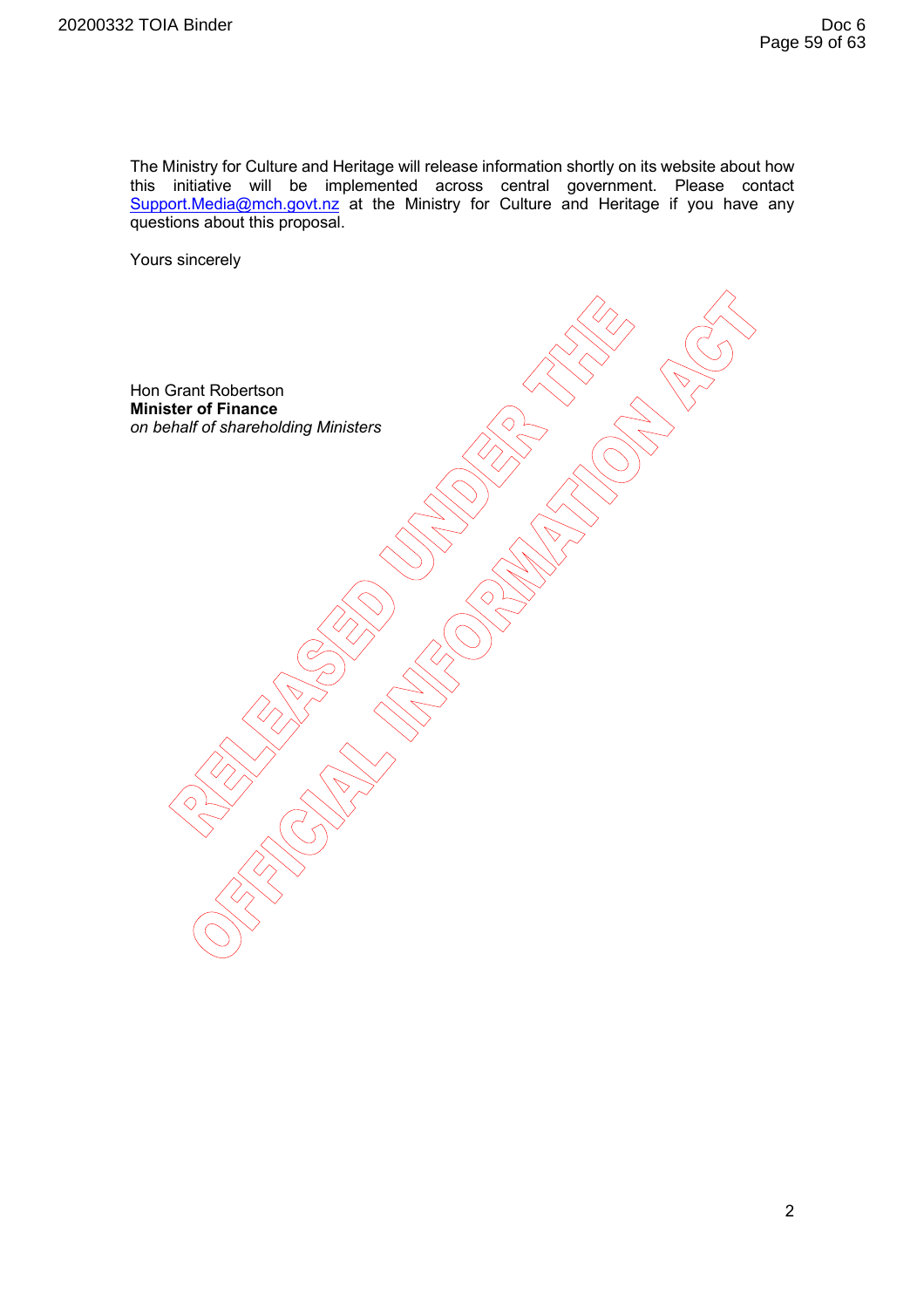The Ministry for Culture and Heritage will release information shortly on its website about how this initiative will be implemented across central government. Please contact Support.Media@mch.govt.nz at the Ministry for Culture and Heritage if you have any questions about this proposal.

Yours sincerely

Hon Grant Robertson
**Minister of Finance**
*on behalf of shareholding Ministers*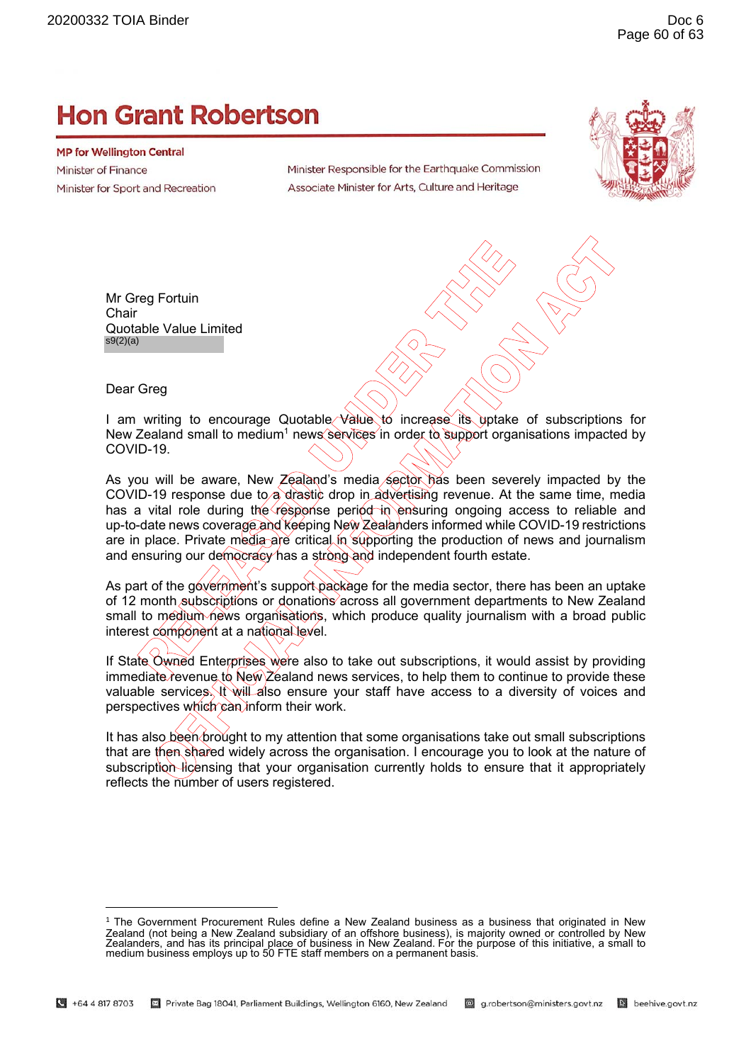# Hon Grant Robertson

**MP for Wellington Central**

Minister of Finance

Minister for Sport and Recreation

Minister Responsible for the Earthquake Commission

Associate Minister for Arts, Culture and Heritage

Mr Greg Fortuin
Chair
Quotable Value Limited
s9(2)(a)

Dear Greg

I am writing to encourage Quotable Value to increase its uptake of subscriptions for New Zealand small to medium[1] news services in order to support organisations impacted by COVID-19.

As you will be aware, New Zealand's media sector has been severely impacted by the COVID-19 response due to a drastic drop in advertising revenue. At the same time, media has a vital role during the response period in ensuring ongoing access to reliable and up-to-date news coverage and keeping New Zealanders informed while COVID-19 restrictions are in place. Private media are critical in supporting the production of news and journalism and ensuring our democracy has a strong and independent fourth estate.

As part of the government's support package for the media sector, there has been an uptake of 12 month subscriptions or donations across all government departments to New Zealand small to medium news organisations, which produce quality journalism with a broad public interest component at a national level.

If State Owned Enterprises were also to take out subscriptions, it would assist by providing immediate revenue to New Zealand news services, to help them to continue to provide these valuable services. It will also ensure your staff have access to a diversity of voices and perspectives which can inform their work.

It has also been brought to my attention that some organisations take out small subscriptions that are then shared widely across the organisation. I encourage you to look at the nature of subscription licensing that your organisation currently holds to ensure that it appropriately reflects the number of users registered.

---

[1] The Government Procurement Rules define a New Zealand business as a business that originated in New Zealand (not being a New Zealand subsidiary of an offshore business), is majority owned or controlled by New Zealanders, and has its principal place of business in New Zealand. For the purpose of this initiative, a small to medium business employs up to 50 FTE staff members on a permanent basis.

+64 4 817 8703 | Private Bag 18041, Parliament Buildings, Wellington 6160, New Zealand | g.robertson@ministers.govt.nz | beehive.govt.nz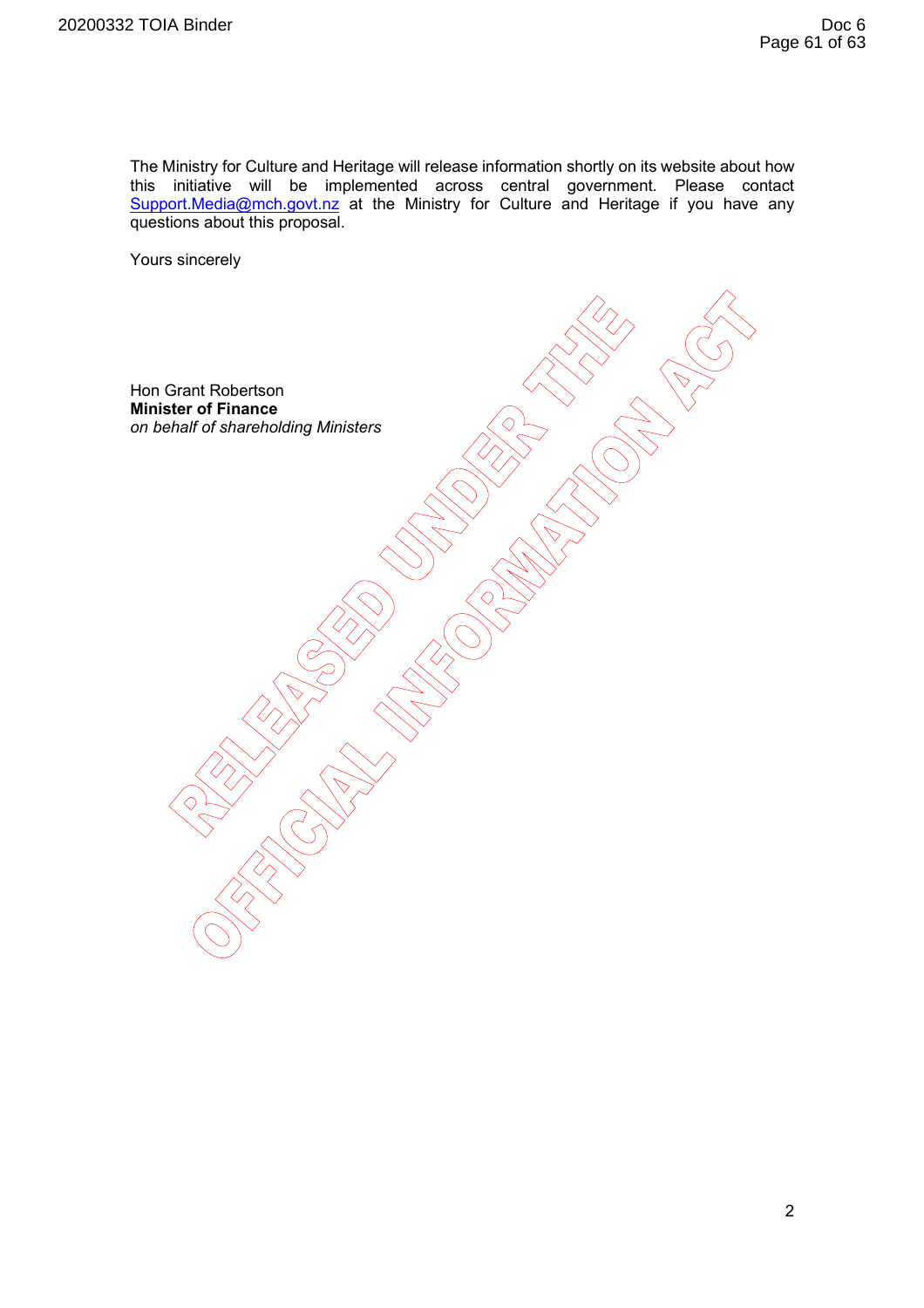The Ministry for Culture and Heritage will release information shortly on its website about how this initiative will be implemented across central government. Please contact Support.Media@mch.govt.nz at the Ministry for Culture and Heritage if you have any questions about this proposal.

Yours sincerely

Hon Grant Robertson
**Minister of Finance**
*on behalf of shareholding Ministers*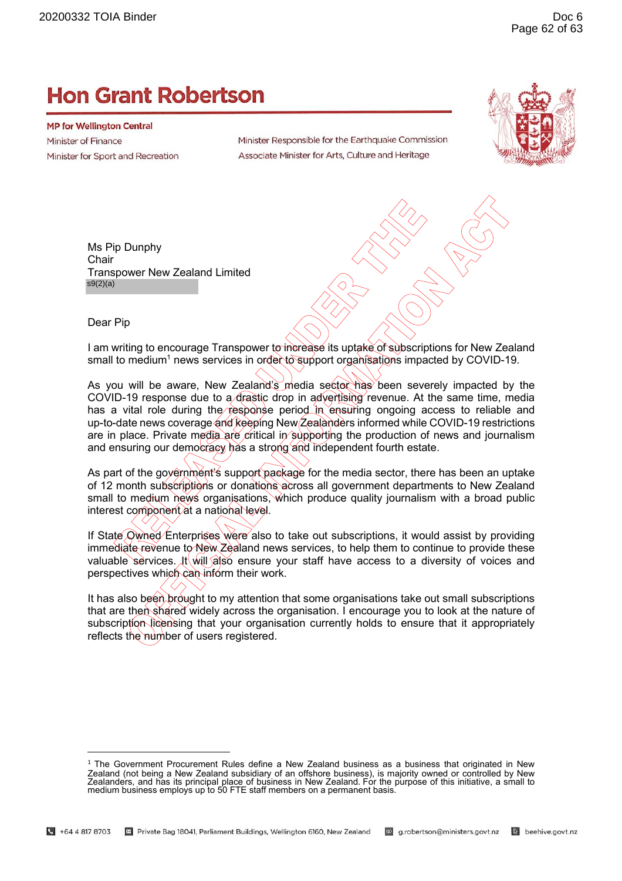# Hon Grant Robertson

**MP for Wellington Central**

Minister of Finance
Minister for Sport and Recreation

Minister Responsible for the Earthquake Commission
Associate Minister for Arts, Culture and Heritage

Ms Pip Dunphy
Chair
Transpower New Zealand Limited
s9(2)(a)

Dear Pip

I am writing to encourage Transpower to increase its uptake of subscriptions for New Zealand small to medium[1] news services in order to support organisations impacted by COVID-19.

As you will be aware, New Zealand's media sector has been severely impacted by the COVID-19 response due to a drastic drop in advertising revenue. At the same time, media has a vital role during the response period in ensuring ongoing access to reliable and up-to-date news coverage and keeping New Zealanders informed while COVID-19 restrictions are in place. Private media are critical in supporting the production of news and journalism and ensuring our democracy has a strong and independent fourth estate.

As part of the government's support package for the media sector, there has been an uptake of 12 month subscriptions or donations across all government departments to New Zealand small to medium news organisations, which produce quality journalism with a broad public interest component at a national level.

If State Owned Enterprises were also to take out subscriptions, it would assist by providing immediate revenue to New Zealand news services, to help them to continue to provide these valuable services. It will also ensure your staff have access to a diversity of voices and perspectives which can inform their work.

It has also been brought to my attention that some organisations take out small subscriptions that are then shared widely across the organisation. I encourage you to look at the nature of subscription licensing that your organisation currently holds to ensure that it appropriately reflects the number of users registered.

---

[1] The Government Procurement Rules define a New Zealand business as a business that originated in New Zealand (not being a New Zealand subsidiary of an offshore business), is majority owned or controlled by New Zealanders, and has its principal place of business in New Zealand. For the purpose of this initiative, a small to medium business employs up to 50 FTE staff members on a permanent basis.

+64 4 817 8703 | Private Bag 18041, Parliament Buildings, Wellington 6160, New Zealand | g.robertson@ministers.govt.nz | beehive.govt.nz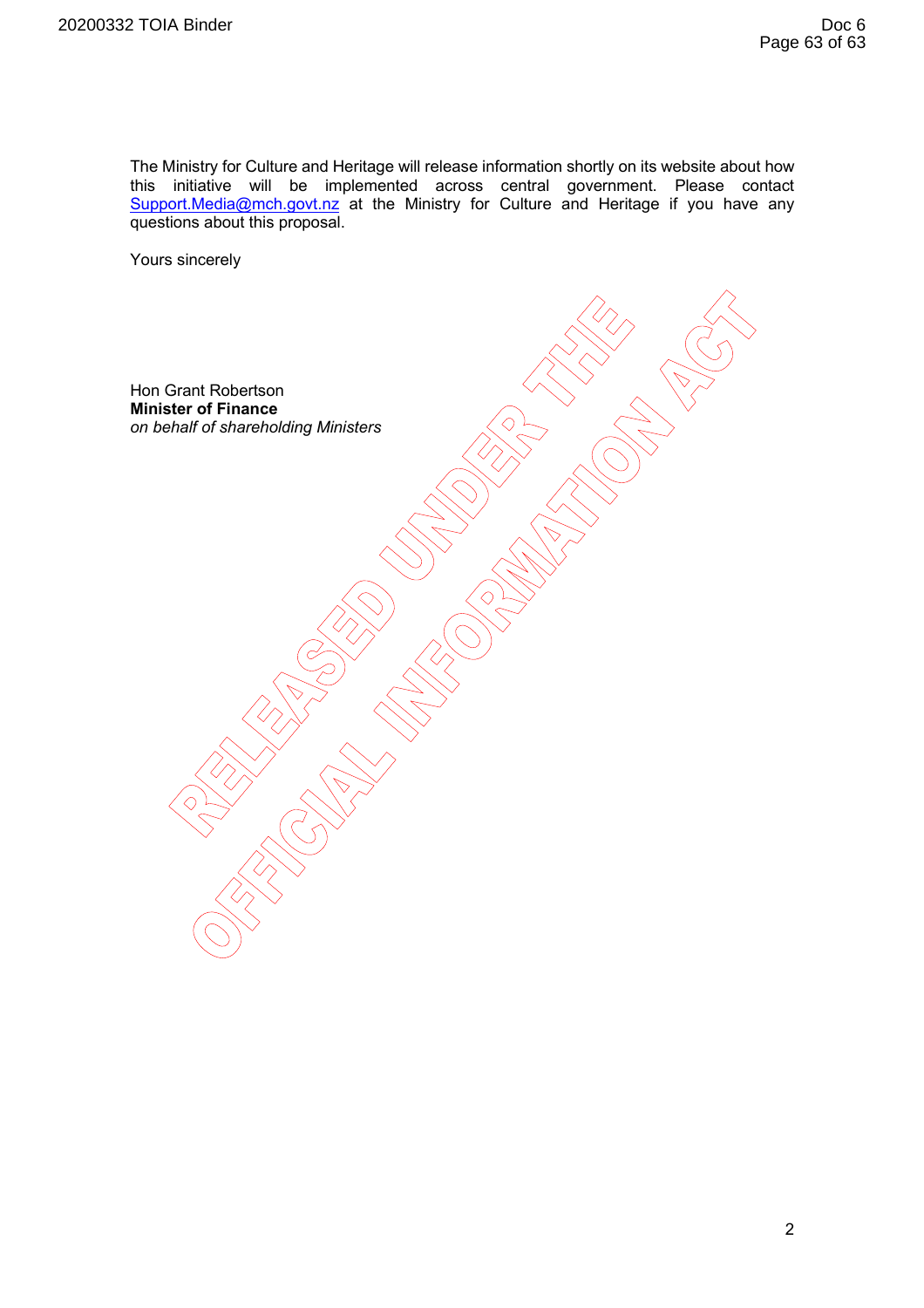The Ministry for Culture and Heritage will release information shortly on its website about how this initiative will be implemented across central government. Please contact Support.Media@mch.govt.nz at the Ministry for Culture and Heritage if you have any questions about this proposal.

Yours sincerely

Hon Grant Robertson
**Minister of Finance**
*on behalf of shareholding Ministers*

RELEASED UNDER THE OFFICIAL INFORMATION ACT